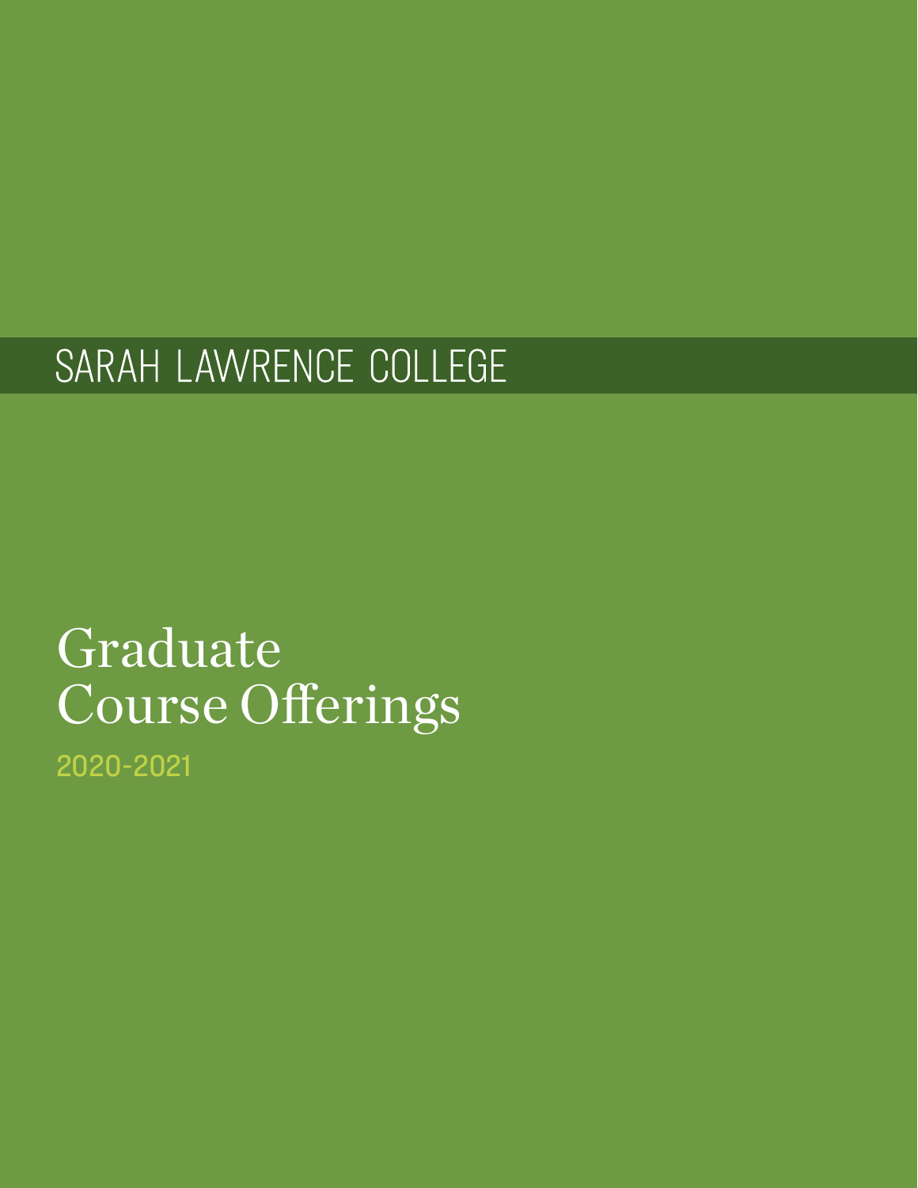SARAH LAWRENCE COLLEGE

# Graduate Course Offerings

2020-2021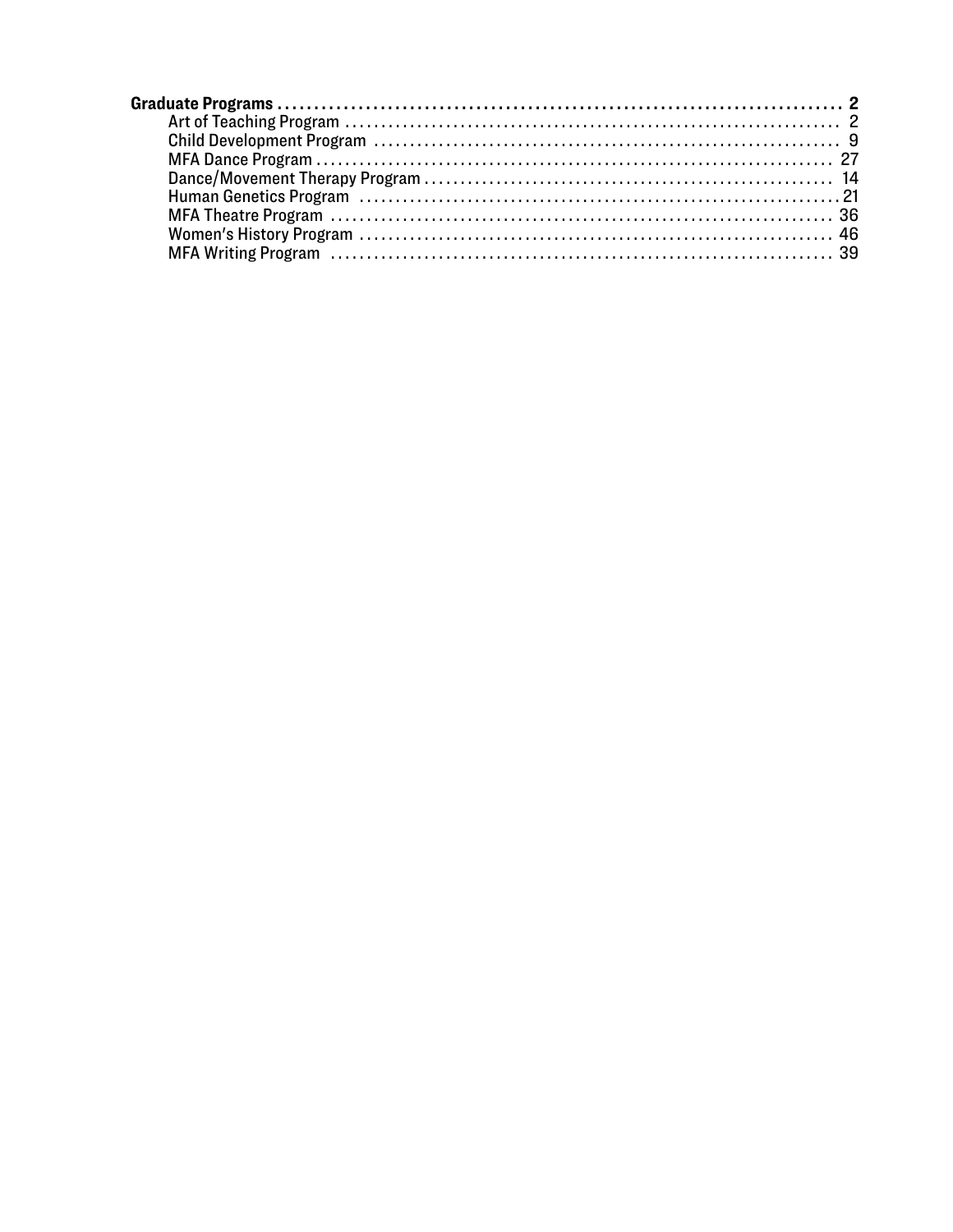**Graduate Programs** .......... **2**

- Art of Teaching Program .......... 2
- Child Development Program .......... 9
- MFA Dance Program .......... 27
- Dance/Movement Therapy Program .......... 14
- Human Genetics Program .......... 21
- MFA Theatre Program .......... 36
- Women's History Program .......... 46
- MFA Writing Program .......... 39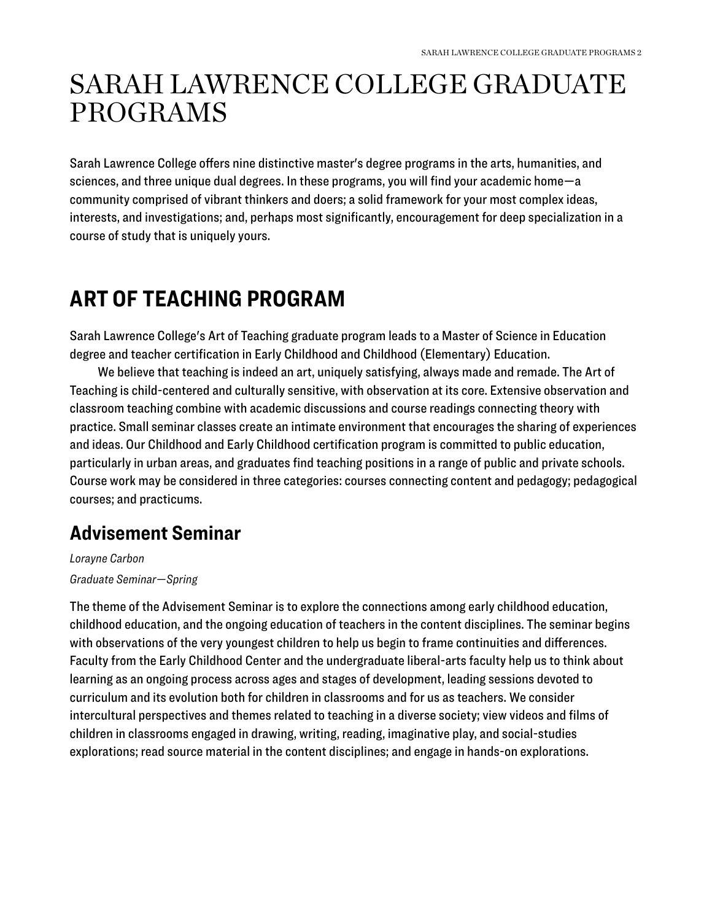# SARAH LAWRENCE COLLEGE GRADUATE PROGRAMS

Sarah Lawrence College offers nine distinctive master's degree programs in the arts, humanities, and sciences, and three unique dual degrees. In these programs, you will find your academic home—a community comprised of vibrant thinkers and doers; a solid framework for your most complex ideas, interests, and investigations; and, perhaps most significantly, encouragement for deep specialization in a course of study that is uniquely yours.

## ART OF TEACHING PROGRAM

Sarah Lawrence College's Art of Teaching graduate program leads to a Master of Science in Education degree and teacher certification in Early Childhood and Childhood (Elementary) Education.

We believe that teaching is indeed an art, uniquely satisfying, always made and remade. The Art of Teaching is child-centered and culturally sensitive, with observation at its core. Extensive observation and classroom teaching combine with academic discussions and course readings connecting theory with practice. Small seminar classes create an intimate environment that encourages the sharing of experiences and ideas. Our Childhood and Early Childhood certification program is committed to public education, particularly in urban areas, and graduates find teaching positions in a range of public and private schools. Course work may be considered in three categories: courses connecting content and pedagogy; pedagogical courses; and practicums.

### Advisement Seminar

*Lorayne Carbon*

*Graduate Seminar—Spring*

The theme of the Advisement Seminar is to explore the connections among early childhood education, childhood education, and the ongoing education of teachers in the content disciplines. The seminar begins with observations of the very youngest children to help us begin to frame continuities and differences. Faculty from the Early Childhood Center and the undergraduate liberal-arts faculty help us to think about learning as an ongoing process across ages and stages of development, leading sessions devoted to curriculum and its evolution both for children in classrooms and for us as teachers. We consider intercultural perspectives and themes related to teaching in a diverse society; view videos and films of children in classrooms engaged in drawing, writing, reading, imaginative play, and social-studies explorations; read source material in the content disciplines; and engage in hands-on explorations.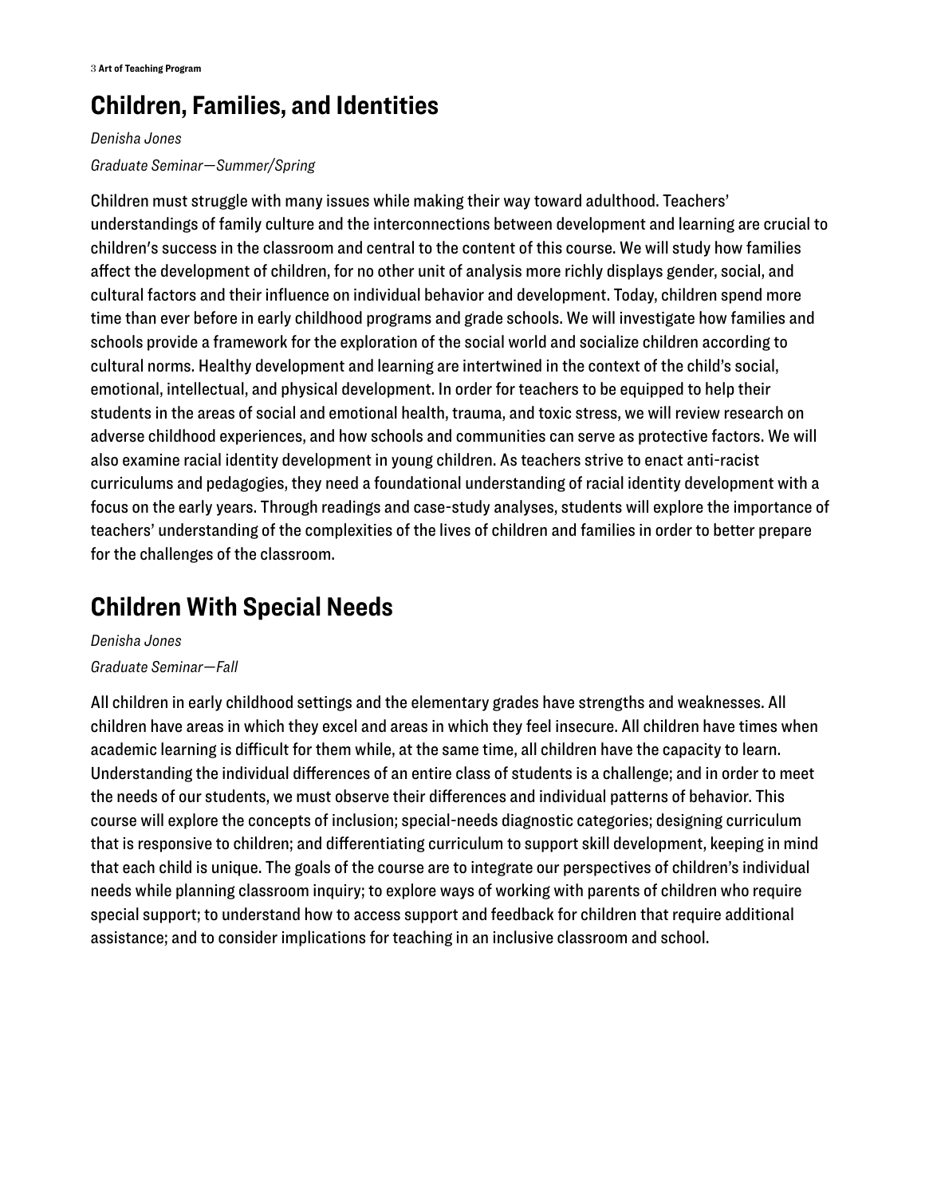## Children, Families, and Identities

*Denisha Jones*

*Graduate Seminar—Summer/Spring*

Children must struggle with many issues while making their way toward adulthood. Teachers' understandings of family culture and the interconnections between development and learning are crucial to children's success in the classroom and central to the content of this course. We will study how families affect the development of children, for no other unit of analysis more richly displays gender, social, and cultural factors and their influence on individual behavior and development. Today, children spend more time than ever before in early childhood programs and grade schools. We will investigate how families and schools provide a framework for the exploration of the social world and socialize children according to cultural norms. Healthy development and learning are intertwined in the context of the child's social, emotional, intellectual, and physical development. In order for teachers to be equipped to help their students in the areas of social and emotional health, trauma, and toxic stress, we will review research on adverse childhood experiences, and how schools and communities can serve as protective factors. We will also examine racial identity development in young children. As teachers strive to enact anti-racist curriculums and pedagogies, they need a foundational understanding of racial identity development with a focus on the early years. Through readings and case-study analyses, students will explore the importance of teachers' understanding of the complexities of the lives of children and families in order to better prepare for the challenges of the classroom.

## Children With Special Needs

*Denisha Jones*

*Graduate Seminar—Fall*

All children in early childhood settings and the elementary grades have strengths and weaknesses. All children have areas in which they excel and areas in which they feel insecure. All children have times when academic learning is difficult for them while, at the same time, all children have the capacity to learn. Understanding the individual differences of an entire class of students is a challenge; and in order to meet the needs of our students, we must observe their differences and individual patterns of behavior. This course will explore the concepts of inclusion; special-needs diagnostic categories; designing curriculum that is responsive to children; and differentiating curriculum to support skill development, keeping in mind that each child is unique. The goals of the course are to integrate our perspectives of children's individual needs while planning classroom inquiry; to explore ways of working with parents of children who require special support; to understand how to access support and feedback for children that require additional assistance; and to consider implications for teaching in an inclusive classroom and school.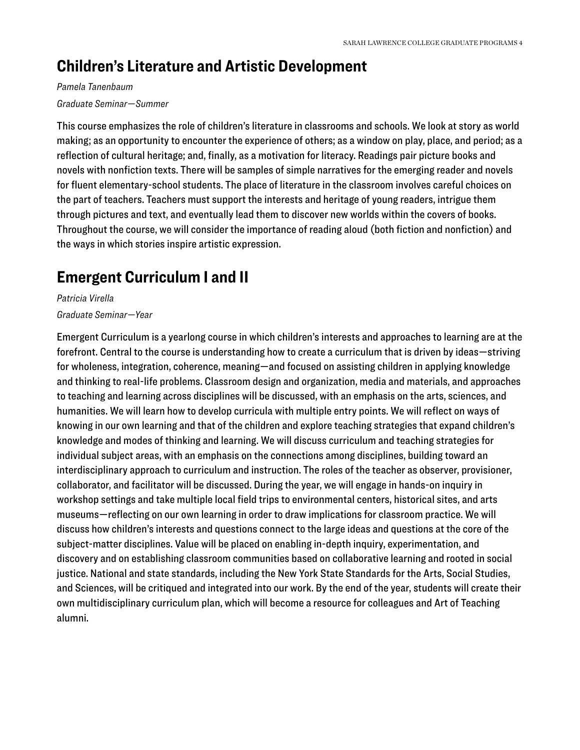## Children's Literature and Artistic Development

*Pamela Tanenbaum*

*Graduate Seminar—Summer*

This course emphasizes the role of children's literature in classrooms and schools. We look at story as world making; as an opportunity to encounter the experience of others; as a window on play, place, and period; as a reflection of cultural heritage; and, finally, as a motivation for literacy. Readings pair picture books and novels with nonfiction texts. There will be samples of simple narratives for the emerging reader and novels for fluent elementary-school students. The place of literature in the classroom involves careful choices on the part of teachers. Teachers must support the interests and heritage of young readers, intrigue them through pictures and text, and eventually lead them to discover new worlds within the covers of books. Throughout the course, we will consider the importance of reading aloud (both fiction and nonfiction) and the ways in which stories inspire artistic expression.

## Emergent Curriculum I and II

*Patricia Virella*

*Graduate Seminar—Year*

Emergent Curriculum is a yearlong course in which children's interests and approaches to learning are at the forefront. Central to the course is understanding how to create a curriculum that is driven by ideas—striving for wholeness, integration, coherence, meaning—and focused on assisting children in applying knowledge and thinking to real-life problems. Classroom design and organization, media and materials, and approaches to teaching and learning across disciplines will be discussed, with an emphasis on the arts, sciences, and humanities. We will learn how to develop curricula with multiple entry points. We will reflect on ways of knowing in our own learning and that of the children and explore teaching strategies that expand children's knowledge and modes of thinking and learning. We will discuss curriculum and teaching strategies for individual subject areas, with an emphasis on the connections among disciplines, building toward an interdisciplinary approach to curriculum and instruction. The roles of the teacher as observer, provisioner, collaborator, and facilitator will be discussed. During the year, we will engage in hands-on inquiry in workshop settings and take multiple local field trips to environmental centers, historical sites, and arts museums—reflecting on our own learning in order to draw implications for classroom practice. We will discuss how children's interests and questions connect to the large ideas and questions at the core of the subject-matter disciplines. Value will be placed on enabling in-depth inquiry, experimentation, and discovery and on establishing classroom communities based on collaborative learning and rooted in social justice. National and state standards, including the New York State Standards for the Arts, Social Studies, and Sciences, will be critiqued and integrated into our work. By the end of the year, students will create their own multidisciplinary curriculum plan, which will become a resource for colleagues and Art of Teaching alumni.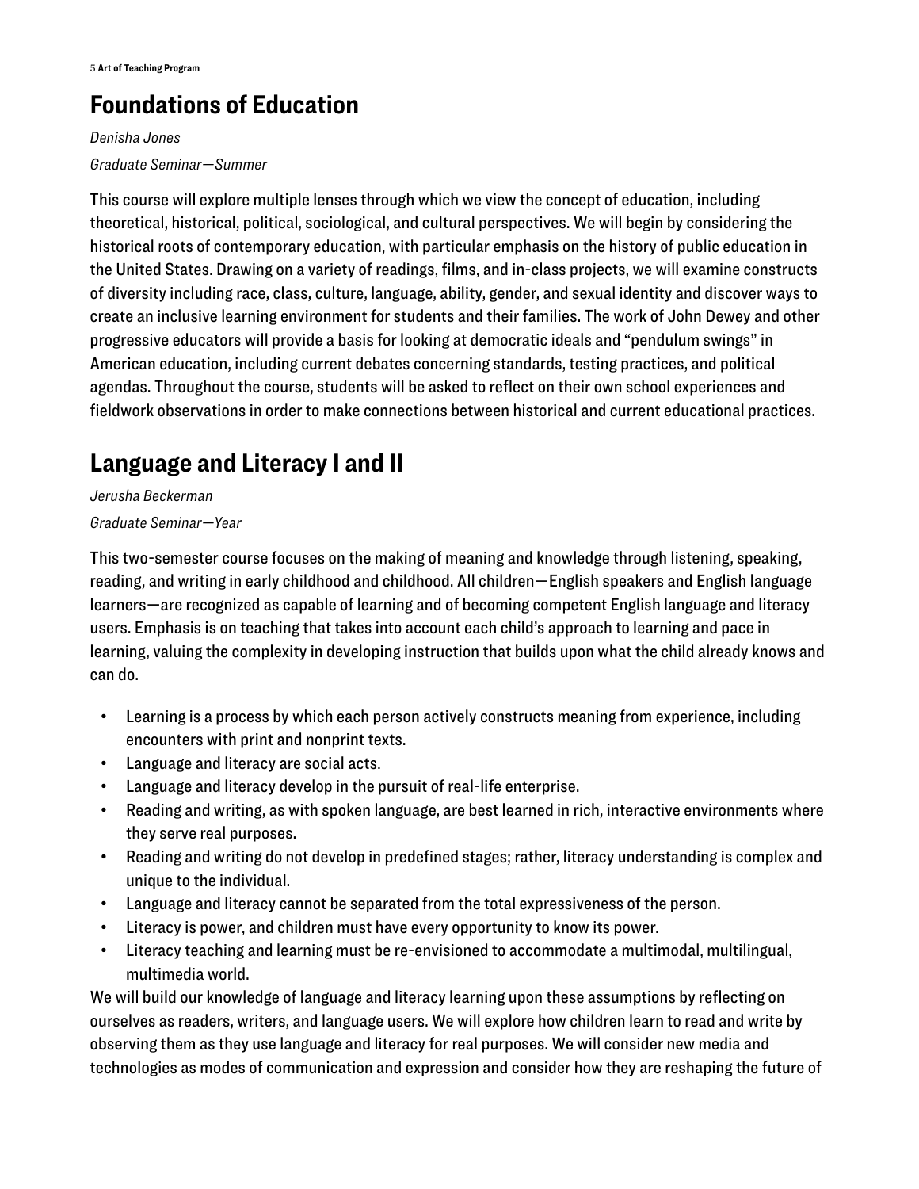## Foundations of Education

*Denisha Jones*

*Graduate Seminar—Summer*

This course will explore multiple lenses through which we view the concept of education, including theoretical, historical, political, sociological, and cultural perspectives. We will begin by considering the historical roots of contemporary education, with particular emphasis on the history of public education in the United States. Drawing on a variety of readings, films, and in-class projects, we will examine constructs of diversity including race, class, culture, language, ability, gender, and sexual identity and discover ways to create an inclusive learning environment for students and their families. The work of John Dewey and other progressive educators will provide a basis for looking at democratic ideals and "pendulum swings" in American education, including current debates concerning standards, testing practices, and political agendas. Throughout the course, students will be asked to reflect on their own school experiences and fieldwork observations in order to make connections between historical and current educational practices.

## Language and Literacy I and II

*Jerusha Beckerman*

*Graduate Seminar—Year*

This two-semester course focuses on the making of meaning and knowledge through listening, speaking, reading, and writing in early childhood and childhood. All children—English speakers and English language learners—are recognized as capable of learning and of becoming competent English language and literacy users. Emphasis is on teaching that takes into account each child's approach to learning and pace in learning, valuing the complexity in developing instruction that builds upon what the child already knows and can do.

- Learning is a process by which each person actively constructs meaning from experience, including encounters with print and nonprint texts.
- Language and literacy are social acts.
- Language and literacy develop in the pursuit of real-life enterprise.
- Reading and writing, as with spoken language, are best learned in rich, interactive environments where they serve real purposes.
- Reading and writing do not develop in predefined stages; rather, literacy understanding is complex and unique to the individual.
- Language and literacy cannot be separated from the total expressiveness of the person.
- Literacy is power, and children must have every opportunity to know its power.
- Literacy teaching and learning must be re-envisioned to accommodate a multimodal, multilingual, multimedia world.

We will build our knowledge of language and literacy learning upon these assumptions by reflecting on ourselves as readers, writers, and language users. We will explore how children learn to read and write by observing them as they use language and literacy for real purposes. We will consider new media and technologies as modes of communication and expression and consider how they are reshaping the future of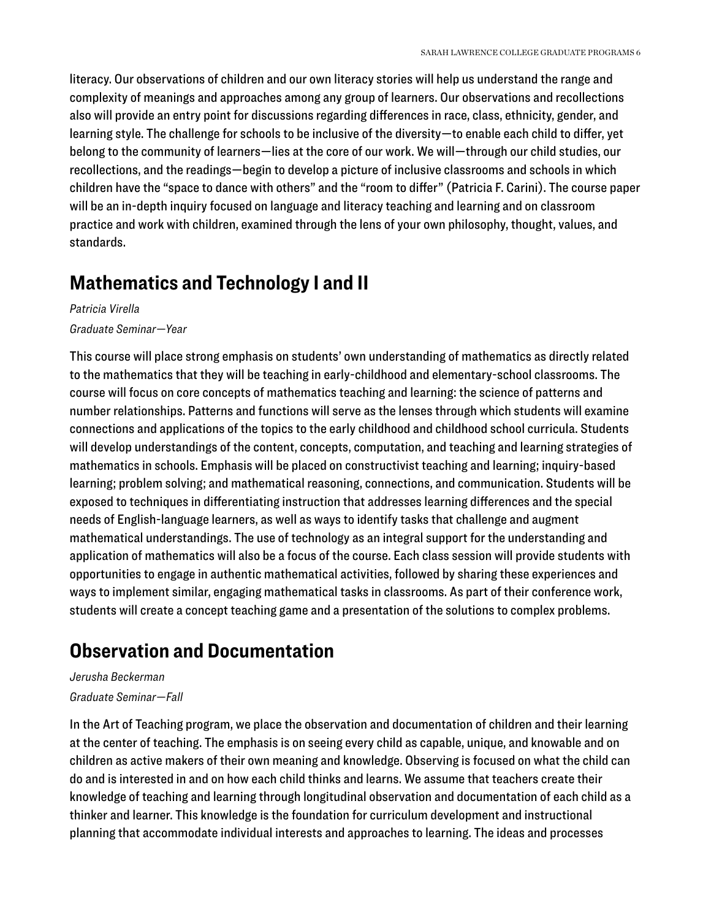literacy. Our observations of children and our own literacy stories will help us understand the range and complexity of meanings and approaches among any group of learners. Our observations and recollections also will provide an entry point for discussions regarding differences in race, class, ethnicity, gender, and learning style. The challenge for schools to be inclusive of the diversity—to enable each child to differ, yet belong to the community of learners—lies at the core of our work. We will—through our child studies, our recollections, and the readings—begin to develop a picture of inclusive classrooms and schools in which children have the "space to dance with others" and the "room to differ" (Patricia F. Carini). The course paper will be an in-depth inquiry focused on language and literacy teaching and learning and on classroom practice and work with children, examined through the lens of your own philosophy, thought, values, and standards.

## Mathematics and Technology I and II

*Patricia Virella*

*Graduate Seminar—Year*

This course will place strong emphasis on students' own understanding of mathematics as directly related to the mathematics that they will be teaching in early-childhood and elementary-school classrooms. The course will focus on core concepts of mathematics teaching and learning: the science of patterns and number relationships. Patterns and functions will serve as the lenses through which students will examine connections and applications of the topics to the early childhood and childhood school curricula. Students will develop understandings of the content, concepts, computation, and teaching and learning strategies of mathematics in schools. Emphasis will be placed on constructivist teaching and learning; inquiry-based learning; problem solving; and mathematical reasoning, connections, and communication. Students will be exposed to techniques in differentiating instruction that addresses learning differences and the special needs of English-language learners, as well as ways to identify tasks that challenge and augment mathematical understandings. The use of technology as an integral support for the understanding and application of mathematics will also be a focus of the course. Each class session will provide students with opportunities to engage in authentic mathematical activities, followed by sharing these experiences and ways to implement similar, engaging mathematical tasks in classrooms. As part of their conference work, students will create a concept teaching game and a presentation of the solutions to complex problems.

## Observation and Documentation

*Jerusha Beckerman*

*Graduate Seminar—Fall*

In the Art of Teaching program, we place the observation and documentation of children and their learning at the center of teaching. The emphasis is on seeing every child as capable, unique, and knowable and on children as active makers of their own meaning and knowledge. Observing is focused on what the child can do and is interested in and on how each child thinks and learns. We assume that teachers create their knowledge of teaching and learning through longitudinal observation and documentation of each child as a thinker and learner. This knowledge is the foundation for curriculum development and instructional planning that accommodate individual interests and approaches to learning. The ideas and processes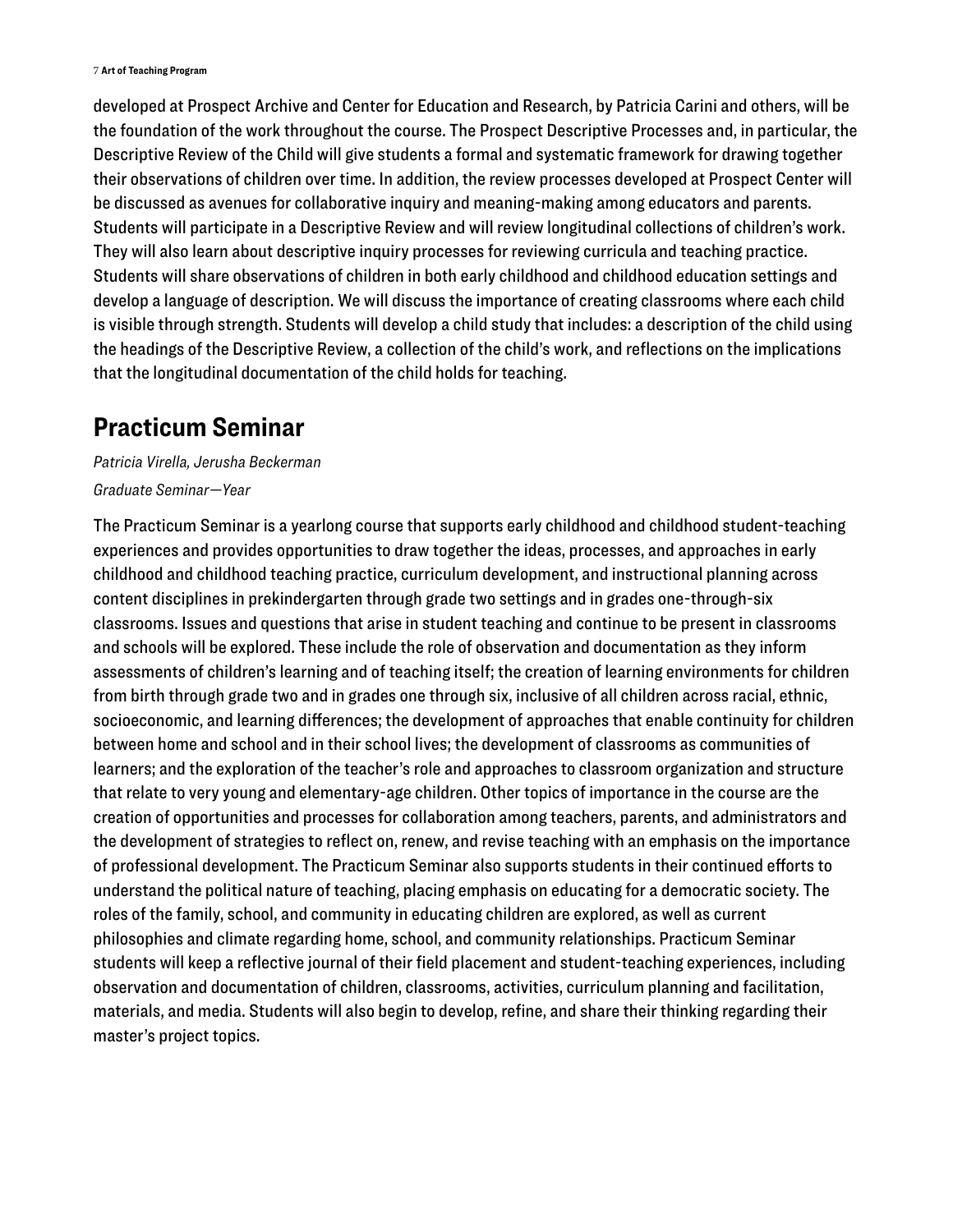developed at Prospect Archive and Center for Education and Research, by Patricia Carini and others, will be the foundation of the work throughout the course. The Prospect Descriptive Processes and, in particular, the Descriptive Review of the Child will give students a formal and systematic framework for drawing together their observations of children over time. In addition, the review processes developed at Prospect Center will be discussed as avenues for collaborative inquiry and meaning-making among educators and parents. Students will participate in a Descriptive Review and will review longitudinal collections of children's work. They will also learn about descriptive inquiry processes for reviewing curricula and teaching practice. Students will share observations of children in both early childhood and childhood education settings and develop a language of description. We will discuss the importance of creating classrooms where each child is visible through strength. Students will develop a child study that includes: a description of the child using the headings of the Descriptive Review, a collection of the child's work, and reflections on the implications that the longitudinal documentation of the child holds for teaching.

## Practicum Seminar

*Patricia Virella, Jerusha Beckerman*

*Graduate Seminar—Year*

The Practicum Seminar is a yearlong course that supports early childhood and childhood student-teaching experiences and provides opportunities to draw together the ideas, processes, and approaches in early childhood and childhood teaching practice, curriculum development, and instructional planning across content disciplines in prekindergarten through grade two settings and in grades one-through-six classrooms. Issues and questions that arise in student teaching and continue to be present in classrooms and schools will be explored. These include the role of observation and documentation as they inform assessments of children's learning and of teaching itself; the creation of learning environments for children from birth through grade two and in grades one through six, inclusive of all children across racial, ethnic, socioeconomic, and learning differences; the development of approaches that enable continuity for children between home and school and in their school lives; the development of classrooms as communities of learners; and the exploration of the teacher's role and approaches to classroom organization and structure that relate to very young and elementary-age children. Other topics of importance in the course are the creation of opportunities and processes for collaboration among teachers, parents, and administrators and the development of strategies to reflect on, renew, and revise teaching with an emphasis on the importance of professional development. The Practicum Seminar also supports students in their continued efforts to understand the political nature of teaching, placing emphasis on educating for a democratic society. The roles of the family, school, and community in educating children are explored, as well as current philosophies and climate regarding home, school, and community relationships. Practicum Seminar students will keep a reflective journal of their field placement and student-teaching experiences, including observation and documentation of children, classrooms, activities, curriculum planning and facilitation, materials, and media. Students will also begin to develop, refine, and share their thinking regarding their master's project topics.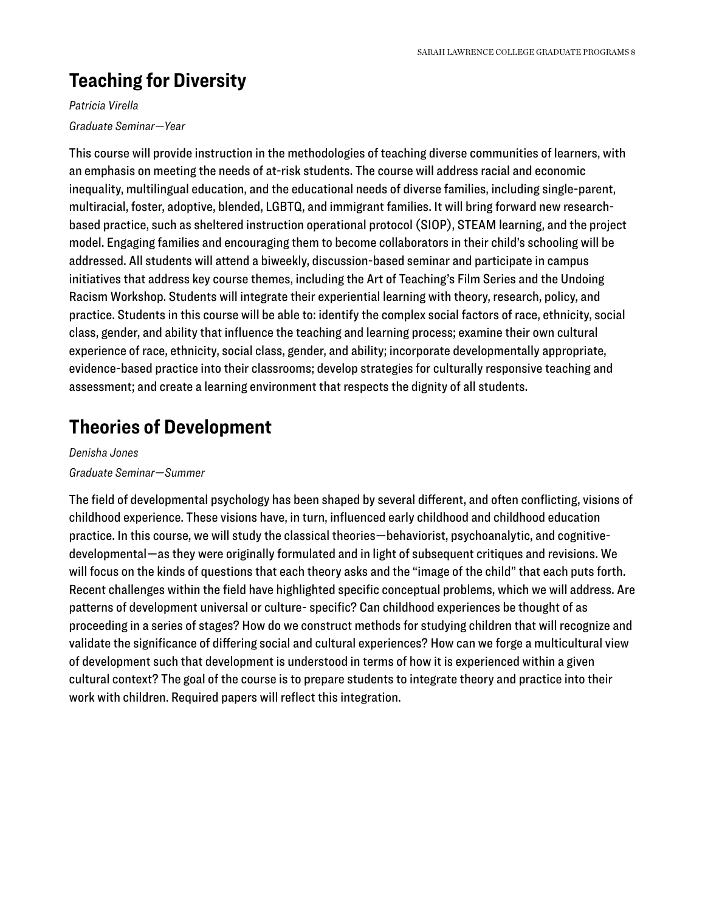## Teaching for Diversity

*Patricia Virella*

*Graduate Seminar—Year*

This course will provide instruction in the methodologies of teaching diverse communities of learners, with an emphasis on meeting the needs of at-risk students. The course will address racial and economic inequality, multilingual education, and the educational needs of diverse families, including single-parent, multiracial, foster, adoptive, blended, LGBTQ, and immigrant families. It will bring forward new research-based practice, such as sheltered instruction operational protocol (SIOP), STEAM learning, and the project model. Engaging families and encouraging them to become collaborators in their child's schooling will be addressed. All students will attend a biweekly, discussion-based seminar and participate in campus initiatives that address key course themes, including the Art of Teaching's Film Series and the Undoing Racism Workshop. Students will integrate their experiential learning with theory, research, policy, and practice. Students in this course will be able to: identify the complex social factors of race, ethnicity, social class, gender, and ability that influence the teaching and learning process; examine their own cultural experience of race, ethnicity, social class, gender, and ability; incorporate developmentally appropriate, evidence-based practice into their classrooms; develop strategies for culturally responsive teaching and assessment; and create a learning environment that respects the dignity of all students.

## Theories of Development

*Denisha Jones*

*Graduate Seminar—Summer*

The field of developmental psychology has been shaped by several different, and often conflicting, visions of childhood experience. These visions have, in turn, influenced early childhood and childhood education practice. In this course, we will study the classical theories—behaviorist, psychoanalytic, and cognitive-developmental—as they were originally formulated and in light of subsequent critiques and revisions. We will focus on the kinds of questions that each theory asks and the "image of the child" that each puts forth. Recent challenges within the field have highlighted specific conceptual problems, which we will address. Are patterns of development universal or culture- specific? Can childhood experiences be thought of as proceeding in a series of stages? How do we construct methods for studying children that will recognize and validate the significance of differing social and cultural experiences? How can we forge a multicultural view of development such that development is understood in terms of how it is experienced within a given cultural context? The goal of the course is to prepare students to integrate theory and practice into their work with children. Required papers will reflect this integration.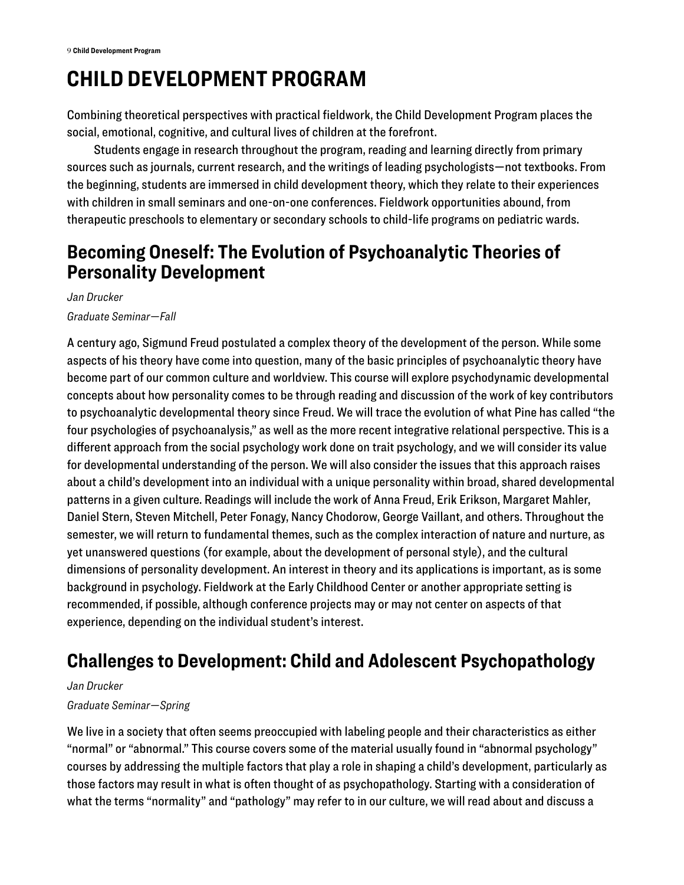# CHILD DEVELOPMENT PROGRAM

Combining theoretical perspectives with practical fieldwork, the Child Development Program places the social, emotional, cognitive, and cultural lives of children at the forefront.

Students engage in research throughout the program, reading and learning directly from primary sources such as journals, current research, and the writings of leading psychologists—not textbooks. From the beginning, students are immersed in child development theory, which they relate to their experiences with children in small seminars and one-on-one conferences. Fieldwork opportunities abound, from therapeutic preschools to elementary or secondary schools to child-life programs on pediatric wards.

## Becoming Oneself: The Evolution of Psychoanalytic Theories of Personality Development

*Jan Drucker*

*Graduate Seminar—Fall*

A century ago, Sigmund Freud postulated a complex theory of the development of the person. While some aspects of his theory have come into question, many of the basic principles of psychoanalytic theory have become part of our common culture and worldview. This course will explore psychodynamic developmental concepts about how personality comes to be through reading and discussion of the work of key contributors to psychoanalytic developmental theory since Freud. We will trace the evolution of what Pine has called "the four psychologies of psychoanalysis," as well as the more recent integrative relational perspective. This is a different approach from the social psychology work done on trait psychology, and we will consider its value for developmental understanding of the person. We will also consider the issues that this approach raises about a child's development into an individual with a unique personality within broad, shared developmental patterns in a given culture. Readings will include the work of Anna Freud, Erik Erikson, Margaret Mahler, Daniel Stern, Steven Mitchell, Peter Fonagy, Nancy Chodorow, George Vaillant, and others. Throughout the semester, we will return to fundamental themes, such as the complex interaction of nature and nurture, as yet unanswered questions (for example, about the development of personal style), and the cultural dimensions of personality development. An interest in theory and its applications is important, as is some background in psychology. Fieldwork at the Early Childhood Center or another appropriate setting is recommended, if possible, although conference projects may or may not center on aspects of that experience, depending on the individual student's interest.

## Challenges to Development: Child and Adolescent Psychopathology

*Jan Drucker*

*Graduate Seminar—Spring*

We live in a society that often seems preoccupied with labeling people and their characteristics as either "normal" or "abnormal." This course covers some of the material usually found in "abnormal psychology" courses by addressing the multiple factors that play a role in shaping a child's development, particularly as those factors may result in what is often thought of as psychopathology. Starting with a consideration of what the terms "normality" and "pathology" may refer to in our culture, we will read about and discuss a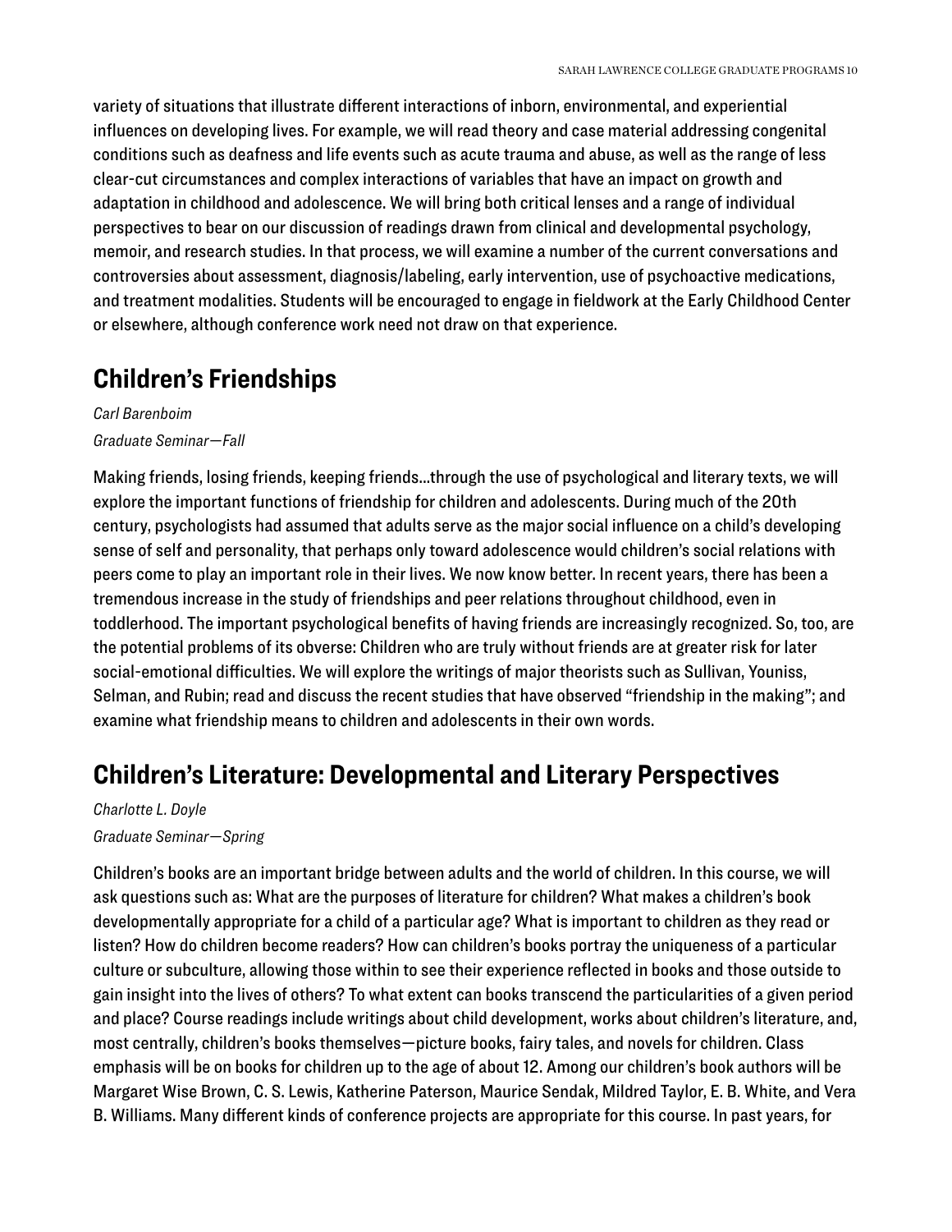variety of situations that illustrate different interactions of inborn, environmental, and experiential influences on developing lives. For example, we will read theory and case material addressing congenital conditions such as deafness and life events such as acute trauma and abuse, as well as the range of less clear-cut circumstances and complex interactions of variables that have an impact on growth and adaptation in childhood and adolescence. We will bring both critical lenses and a range of individual perspectives to bear on our discussion of readings drawn from clinical and developmental psychology, memoir, and research studies. In that process, we will examine a number of the current conversations and controversies about assessment, diagnosis/labeling, early intervention, use of psychoactive medications, and treatment modalities. Students will be encouraged to engage in fieldwork at the Early Childhood Center or elsewhere, although conference work need not draw on that experience.

## Children's Friendships

*Carl Barenboim*

*Graduate Seminar—Fall*

Making friends, losing friends, keeping friends...through the use of psychological and literary texts, we will explore the important functions of friendship for children and adolescents. During much of the 20th century, psychologists had assumed that adults serve as the major social influence on a child's developing sense of self and personality, that perhaps only toward adolescence would children's social relations with peers come to play an important role in their lives. We now know better. In recent years, there has been a tremendous increase in the study of friendships and peer relations throughout childhood, even in toddlerhood. The important psychological benefits of having friends are increasingly recognized. So, too, are the potential problems of its obverse: Children who are truly without friends are at greater risk for later social-emotional difficulties. We will explore the writings of major theorists such as Sullivan, Youniss, Selman, and Rubin; read and discuss the recent studies that have observed "friendship in the making"; and examine what friendship means to children and adolescents in their own words.

## Children's Literature: Developmental and Literary Perspectives

*Charlotte L. Doyle*

*Graduate Seminar—Spring*

Children's books are an important bridge between adults and the world of children. In this course, we will ask questions such as: What are the purposes of literature for children? What makes a children's book developmentally appropriate for a child of a particular age? What is important to children as they read or listen? How do children become readers? How can children's books portray the uniqueness of a particular culture or subculture, allowing those within to see their experience reflected in books and those outside to gain insight into the lives of others? To what extent can books transcend the particularities of a given period and place? Course readings include writings about child development, works about children's literature, and, most centrally, children's books themselves—picture books, fairy tales, and novels for children. Class emphasis will be on books for children up to the age of about 12. Among our children's book authors will be Margaret Wise Brown, C. S. Lewis, Katherine Paterson, Maurice Sendak, Mildred Taylor, E. B. White, and Vera B. Williams. Many different kinds of conference projects are appropriate for this course. In past years, for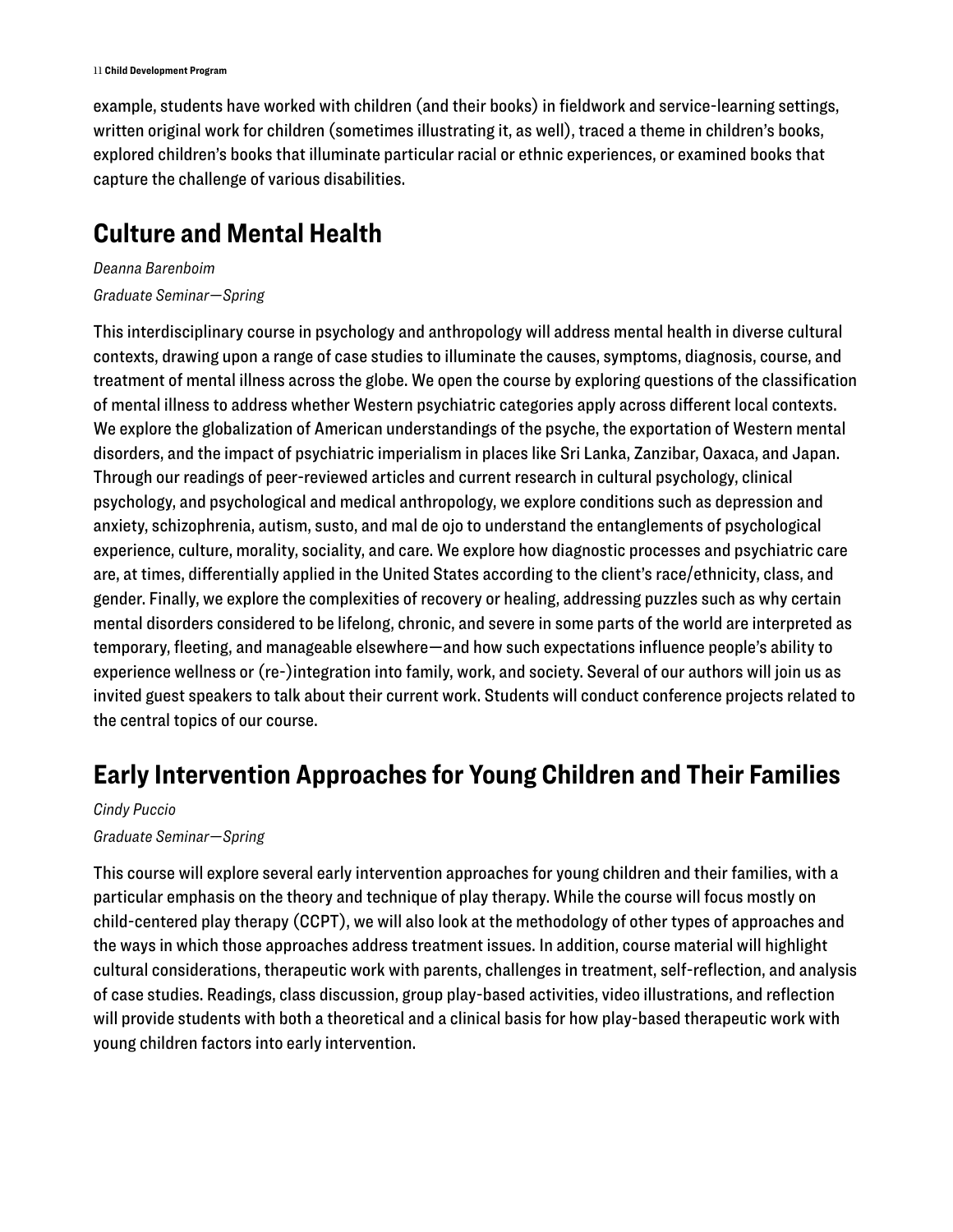example, students have worked with children (and their books) in fieldwork and service-learning settings, written original work for children (sometimes illustrating it, as well), traced a theme in children's books, explored children's books that illuminate particular racial or ethnic experiences, or examined books that capture the challenge of various disabilities.

## Culture and Mental Health

*Deanna Barenboim*

*Graduate Seminar—Spring*

This interdisciplinary course in psychology and anthropology will address mental health in diverse cultural contexts, drawing upon a range of case studies to illuminate the causes, symptoms, diagnosis, course, and treatment of mental illness across the globe. We open the course by exploring questions of the classification of mental illness to address whether Western psychiatric categories apply across different local contexts. We explore the globalization of American understandings of the psyche, the exportation of Western mental disorders, and the impact of psychiatric imperialism in places like Sri Lanka, Zanzibar, Oaxaca, and Japan. Through our readings of peer-reviewed articles and current research in cultural psychology, clinical psychology, and psychological and medical anthropology, we explore conditions such as depression and anxiety, schizophrenia, autism, susto, and mal de ojo to understand the entanglements of psychological experience, culture, morality, sociality, and care. We explore how diagnostic processes and psychiatric care are, at times, differentially applied in the United States according to the client's race/ethnicity, class, and gender. Finally, we explore the complexities of recovery or healing, addressing puzzles such as why certain mental disorders considered to be lifelong, chronic, and severe in some parts of the world are interpreted as temporary, fleeting, and manageable elsewhere—and how such expectations influence people's ability to experience wellness or (re-)integration into family, work, and society. Several of our authors will join us as invited guest speakers to talk about their current work. Students will conduct conference projects related to the central topics of our course.

## Early Intervention Approaches for Young Children and Their Families

*Cindy Puccio*

*Graduate Seminar—Spring*

This course will explore several early intervention approaches for young children and their families, with a particular emphasis on the theory and technique of play therapy. While the course will focus mostly on child-centered play therapy (CCPT), we will also look at the methodology of other types of approaches and the ways in which those approaches address treatment issues. In addition, course material will highlight cultural considerations, therapeutic work with parents, challenges in treatment, self-reflection, and analysis of case studies. Readings, class discussion, group play-based activities, video illustrations, and reflection will provide students with both a theoretical and a clinical basis for how play-based therapeutic work with young children factors into early intervention.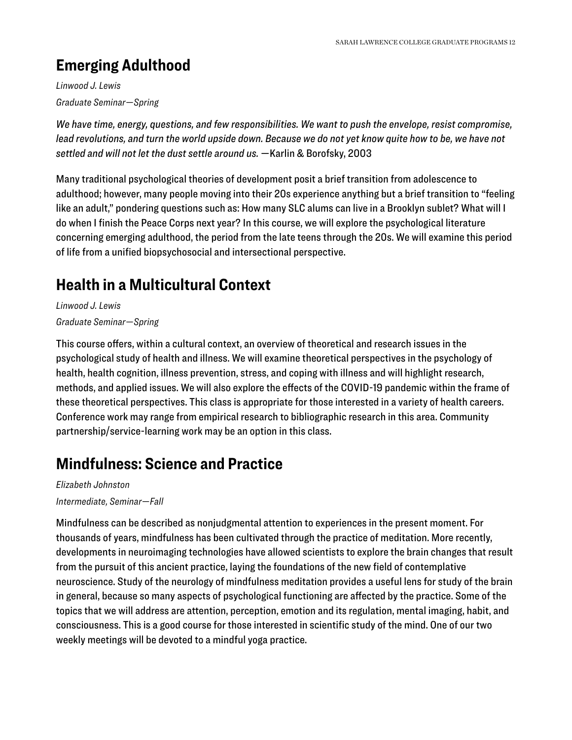## Emerging Adulthood

*Linwood J. Lewis*

*Graduate Seminar—Spring*

*We have time, energy, questions, and few responsibilities. We want to push the envelope, resist compromise, lead revolutions, and turn the world upside down. Because we do not yet know quite how to be, we have not settled and will not let the dust settle around us.* —Karlin & Borofsky, 2003

Many traditional psychological theories of development posit a brief transition from adolescence to adulthood; however, many people moving into their 20s experience anything but a brief transition to "feeling like an adult," pondering questions such as: How many SLC alums can live in a Brooklyn sublet? What will I do when I finish the Peace Corps next year? In this course, we will explore the psychological literature concerning emerging adulthood, the period from the late teens through the 20s. We will examine this period of life from a unified biopsychosocial and intersectional perspective.

## Health in a Multicultural Context

*Linwood J. Lewis*

*Graduate Seminar—Spring*

This course offers, within a cultural context, an overview of theoretical and research issues in the psychological study of health and illness. We will examine theoretical perspectives in the psychology of health, health cognition, illness prevention, stress, and coping with illness and will highlight research, methods, and applied issues. We will also explore the effects of the COVID-19 pandemic within the frame of these theoretical perspectives. This class is appropriate for those interested in a variety of health careers. Conference work may range from empirical research to bibliographic research in this area. Community partnership/service-learning work may be an option in this class.

## Mindfulness: Science and Practice

*Elizabeth Johnston*

*Intermediate, Seminar—Fall*

Mindfulness can be described as nonjudgmental attention to experiences in the present moment. For thousands of years, mindfulness has been cultivated through the practice of meditation. More recently, developments in neuroimaging technologies have allowed scientists to explore the brain changes that result from the pursuit of this ancient practice, laying the foundations of the new field of contemplative neuroscience. Study of the neurology of mindfulness meditation provides a useful lens for study of the brain in general, because so many aspects of psychological functioning are affected by the practice. Some of the topics that we will address are attention, perception, emotion and its regulation, mental imaging, habit, and consciousness. This is a good course for those interested in scientific study of the mind. One of our two weekly meetings will be devoted to a mindful yoga practice.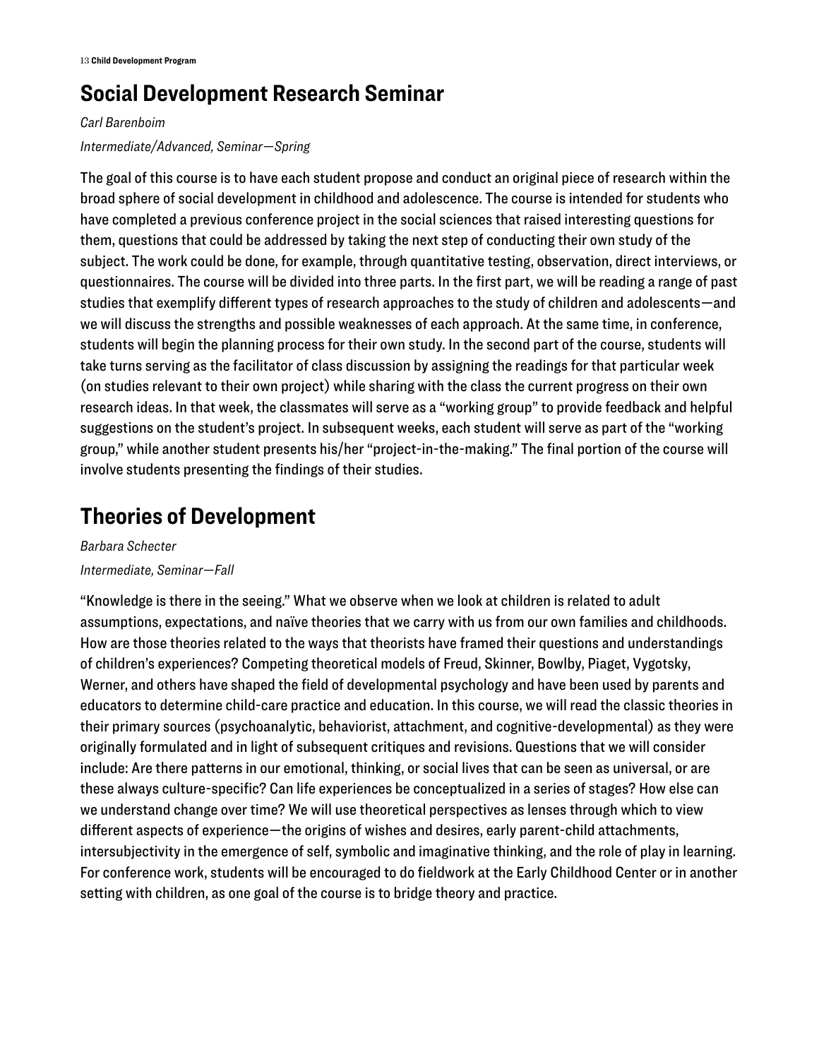## Social Development Research Seminar

*Carl Barenboim*

*Intermediate/Advanced, Seminar—Spring*

The goal of this course is to have each student propose and conduct an original piece of research within the broad sphere of social development in childhood and adolescence. The course is intended for students who have completed a previous conference project in the social sciences that raised interesting questions for them, questions that could be addressed by taking the next step of conducting their own study of the subject. The work could be done, for example, through quantitative testing, observation, direct interviews, or questionnaires. The course will be divided into three parts. In the first part, we will be reading a range of past studies that exemplify different types of research approaches to the study of children and adolescents—and we will discuss the strengths and possible weaknesses of each approach. At the same time, in conference, students will begin the planning process for their own study. In the second part of the course, students will take turns serving as the facilitator of class discussion by assigning the readings for that particular week (on studies relevant to their own project) while sharing with the class the current progress on their own research ideas. In that week, the classmates will serve as a "working group" to provide feedback and helpful suggestions on the student's project. In subsequent weeks, each student will serve as part of the "working group," while another student presents his/her "project-in-the-making." The final portion of the course will involve students presenting the findings of their studies.

## Theories of Development

*Barbara Schecter*

*Intermediate, Seminar—Fall*

"Knowledge is there in the seeing." What we observe when we look at children is related to adult assumptions, expectations, and naïve theories that we carry with us from our own families and childhoods. How are those theories related to the ways that theorists have framed their questions and understandings of children's experiences? Competing theoretical models of Freud, Skinner, Bowlby, Piaget, Vygotsky, Werner, and others have shaped the field of developmental psychology and have been used by parents and educators to determine child-care practice and education. In this course, we will read the classic theories in their primary sources (psychoanalytic, behaviorist, attachment, and cognitive-developmental) as they were originally formulated and in light of subsequent critiques and revisions. Questions that we will consider include: Are there patterns in our emotional, thinking, or social lives that can be seen as universal, or are these always culture-specific? Can life experiences be conceptualized in a series of stages? How else can we understand change over time? We will use theoretical perspectives as lenses through which to view different aspects of experience—the origins of wishes and desires, early parent-child attachments, intersubjectivity in the emergence of self, symbolic and imaginative thinking, and the role of play in learning. For conference work, students will be encouraged to do fieldwork at the Early Childhood Center or in another setting with children, as one goal of the course is to bridge theory and practice.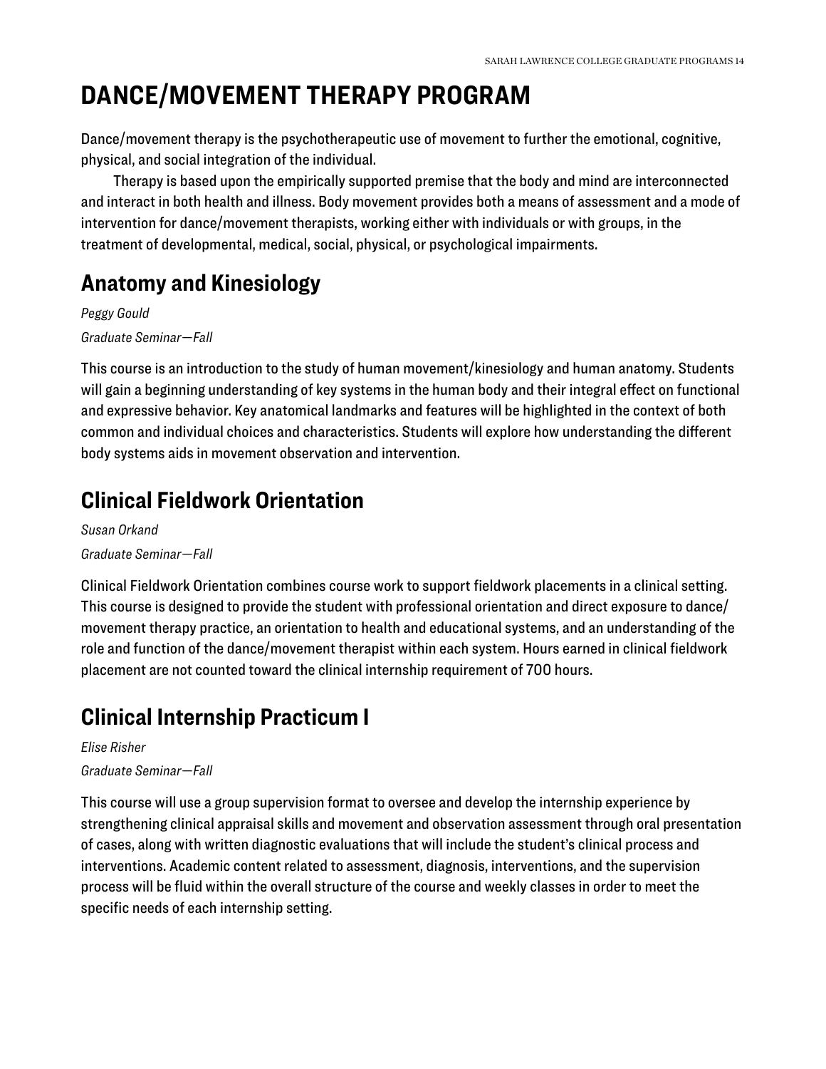# DANCE/MOVEMENT THERAPY PROGRAM

Dance/movement therapy is the psychotherapeutic use of movement to further the emotional, cognitive, physical, and social integration of the individual.

Therapy is based upon the empirically supported premise that the body and mind are interconnected and interact in both health and illness. Body movement provides both a means of assessment and a mode of intervention for dance/movement therapists, working either with individuals or with groups, in the treatment of developmental, medical, social, physical, or psychological impairments.

## Anatomy and Kinesiology

*Peggy Gould*

*Graduate Seminar—Fall*

This course is an introduction to the study of human movement/kinesiology and human anatomy. Students will gain a beginning understanding of key systems in the human body and their integral effect on functional and expressive behavior. Key anatomical landmarks and features will be highlighted in the context of both common and individual choices and characteristics. Students will explore how understanding the different body systems aids in movement observation and intervention.

## Clinical Fieldwork Orientation

*Susan Orkand*

*Graduate Seminar—Fall*

Clinical Fieldwork Orientation combines course work to support fieldwork placements in a clinical setting. This course is designed to provide the student with professional orientation and direct exposure to dance/movement therapy practice, an orientation to health and educational systems, and an understanding of the role and function of the dance/movement therapist within each system. Hours earned in clinical fieldwork placement are not counted toward the clinical internship requirement of 700 hours.

## Clinical Internship Practicum I

*Elise Risher*

*Graduate Seminar—Fall*

This course will use a group supervision format to oversee and develop the internship experience by strengthening clinical appraisal skills and movement and observation assessment through oral presentation of cases, along with written diagnostic evaluations that will include the student's clinical process and interventions. Academic content related to assessment, diagnosis, interventions, and the supervision process will be fluid within the overall structure of the course and weekly classes in order to meet the specific needs of each internship setting.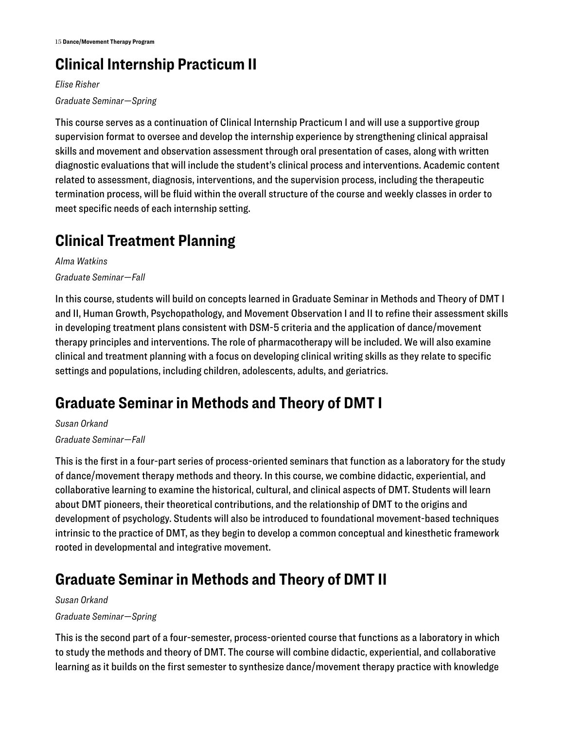## Clinical Internship Practicum II

*Elise Risher*

*Graduate Seminar—Spring*

This course serves as a continuation of Clinical Internship Practicum I and will use a supportive group supervision format to oversee and develop the internship experience by strengthening clinical appraisal skills and movement and observation assessment through oral presentation of cases, along with written diagnostic evaluations that will include the student's clinical process and interventions. Academic content related to assessment, diagnosis, interventions, and the supervision process, including the therapeutic termination process, will be fluid within the overall structure of the course and weekly classes in order to meet specific needs of each internship setting.

## Clinical Treatment Planning

*Alma Watkins*

*Graduate Seminar—Fall*

In this course, students will build on concepts learned in Graduate Seminar in Methods and Theory of DMT I and II, Human Growth, Psychopathology, and Movement Observation I and II to refine their assessment skills in developing treatment plans consistent with DSM-5 criteria and the application of dance/movement therapy principles and interventions. The role of pharmacotherapy will be included. We will also examine clinical and treatment planning with a focus on developing clinical writing skills as they relate to specific settings and populations, including children, adolescents, adults, and geriatrics.

## Graduate Seminar in Methods and Theory of DMT I

*Susan Orkand*

*Graduate Seminar—Fall*

This is the first in a four-part series of process-oriented seminars that function as a laboratory for the study of dance/movement therapy methods and theory. In this course, we combine didactic, experiential, and collaborative learning to examine the historical, cultural, and clinical aspects of DMT. Students will learn about DMT pioneers, their theoretical contributions, and the relationship of DMT to the origins and development of psychology. Students will also be introduced to foundational movement-based techniques intrinsic to the practice of DMT, as they begin to develop a common conceptual and kinesthetic framework rooted in developmental and integrative movement.

## Graduate Seminar in Methods and Theory of DMT II

*Susan Orkand*

*Graduate Seminar—Spring*

This is the second part of a four-semester, process-oriented course that functions as a laboratory in which to study the methods and theory of DMT. The course will combine didactic, experiential, and collaborative learning as it builds on the first semester to synthesize dance/movement therapy practice with knowledge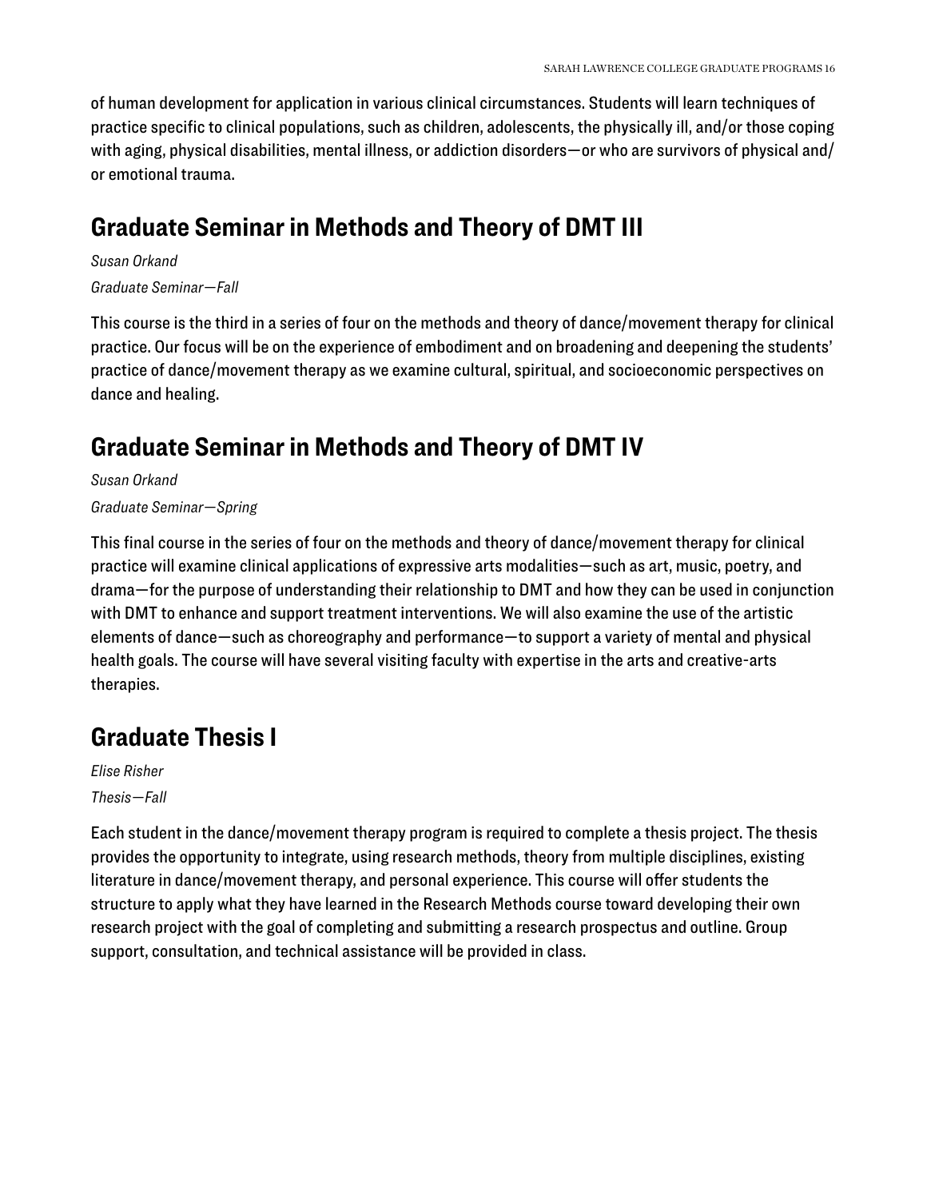of human development for application in various clinical circumstances. Students will learn techniques of practice specific to clinical populations, such as children, adolescents, the physically ill, and/or those coping with aging, physical disabilities, mental illness, or addiction disorders—or who are survivors of physical and/or emotional trauma.

## Graduate Seminar in Methods and Theory of DMT III

*Susan Orkand*

*Graduate Seminar—Fall*

This course is the third in a series of four on the methods and theory of dance/movement therapy for clinical practice. Our focus will be on the experience of embodiment and on broadening and deepening the students' practice of dance/movement therapy as we examine cultural, spiritual, and socioeconomic perspectives on dance and healing.

## Graduate Seminar in Methods and Theory of DMT IV

*Susan Orkand*

*Graduate Seminar—Spring*

This final course in the series of four on the methods and theory of dance/movement therapy for clinical practice will examine clinical applications of expressive arts modalities—such as art, music, poetry, and drama—for the purpose of understanding their relationship to DMT and how they can be used in conjunction with DMT to enhance and support treatment interventions. We will also examine the use of the artistic elements of dance—such as choreography and performance—to support a variety of mental and physical health goals. The course will have several visiting faculty with expertise in the arts and creative-arts therapies.

## Graduate Thesis I

*Elise Risher*

*Thesis—Fall*

Each student in the dance/movement therapy program is required to complete a thesis project. The thesis provides the opportunity to integrate, using research methods, theory from multiple disciplines, existing literature in dance/movement therapy, and personal experience. This course will offer students the structure to apply what they have learned in the Research Methods course toward developing their own research project with the goal of completing and submitting a research prospectus and outline. Group support, consultation, and technical assistance will be provided in class.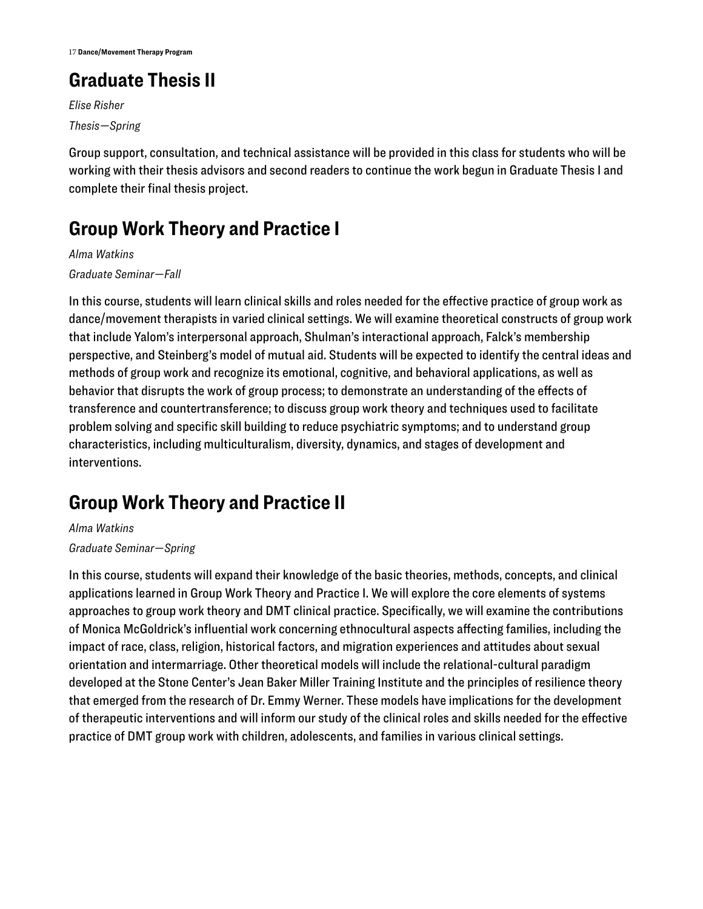## Graduate Thesis II

*Elise Risher*

*Thesis—Spring*

Group support, consultation, and technical assistance will be provided in this class for students who will be working with their thesis advisors and second readers to continue the work begun in Graduate Thesis I and complete their final thesis project.

## Group Work Theory and Practice I

*Alma Watkins*

*Graduate Seminar—Fall*

In this course, students will learn clinical skills and roles needed for the effective practice of group work as dance/movement therapists in varied clinical settings. We will examine theoretical constructs of group work that include Yalom's interpersonal approach, Shulman's interactional approach, Falck's membership perspective, and Steinberg's model of mutual aid. Students will be expected to identify the central ideas and methods of group work and recognize its emotional, cognitive, and behavioral applications, as well as behavior that disrupts the work of group process; to demonstrate an understanding of the effects of transference and countertransference; to discuss group work theory and techniques used to facilitate problem solving and specific skill building to reduce psychiatric symptoms; and to understand group characteristics, including multiculturalism, diversity, dynamics, and stages of development and interventions.

## Group Work Theory and Practice II

*Alma Watkins*

*Graduate Seminar—Spring*

In this course, students will expand their knowledge of the basic theories, methods, concepts, and clinical applications learned in Group Work Theory and Practice I. We will explore the core elements of systems approaches to group work theory and DMT clinical practice. Specifically, we will examine the contributions of Monica McGoldrick's influential work concerning ethnocultural aspects affecting families, including the impact of race, class, religion, historical factors, and migration experiences and attitudes about sexual orientation and intermarriage. Other theoretical models will include the relational-cultural paradigm developed at the Stone Center's Jean Baker Miller Training Institute and the principles of resilience theory that emerged from the research of Dr. Emmy Werner. These models have implications for the development of therapeutic interventions and will inform our study of the clinical roles and skills needed for the effective practice of DMT group work with children, adolescents, and families in various clinical settings.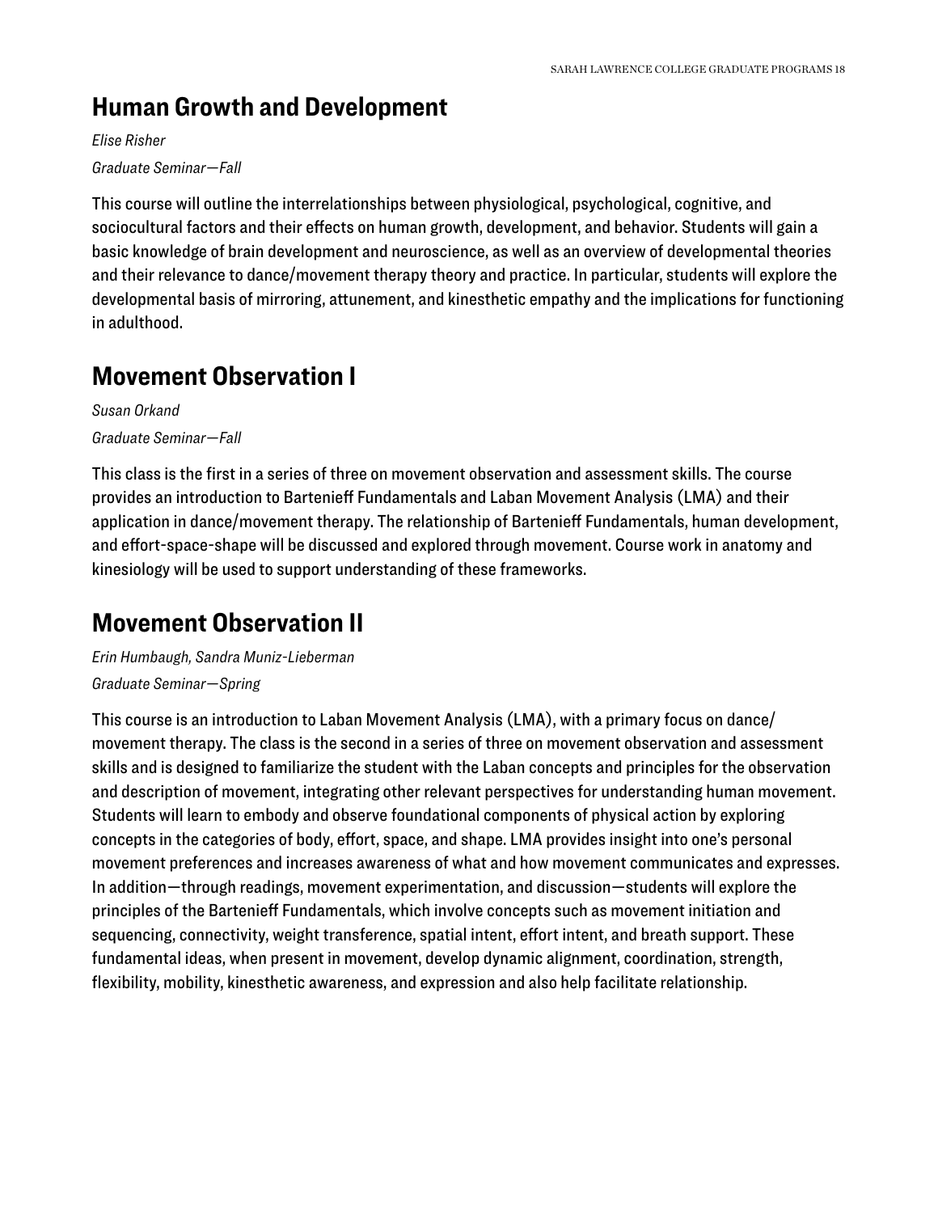## Human Growth and Development

*Elise Risher*

*Graduate Seminar—Fall*

This course will outline the interrelationships between physiological, psychological, cognitive, and sociocultural factors and their effects on human growth, development, and behavior. Students will gain a basic knowledge of brain development and neuroscience, as well as an overview of developmental theories and their relevance to dance/movement therapy theory and practice. In particular, students will explore the developmental basis of mirroring, attunement, and kinesthetic empathy and the implications for functioning in adulthood.

## Movement Observation I

*Susan Orkand*

*Graduate Seminar—Fall*

This class is the first in a series of three on movement observation and assessment skills. The course provides an introduction to Bartenieff Fundamentals and Laban Movement Analysis (LMA) and their application in dance/movement therapy. The relationship of Bartenieff Fundamentals, human development, and effort-space-shape will be discussed and explored through movement. Course work in anatomy and kinesiology will be used to support understanding of these frameworks.

## Movement Observation II

*Erin Humbaugh, Sandra Muniz-Lieberman*

*Graduate Seminar—Spring*

This course is an introduction to Laban Movement Analysis (LMA), with a primary focus on dance/movement therapy. The class is the second in a series of three on movement observation and assessment skills and is designed to familiarize the student with the Laban concepts and principles for the observation and description of movement, integrating other relevant perspectives for understanding human movement. Students will learn to embody and observe foundational components of physical action by exploring concepts in the categories of body, effort, space, and shape. LMA provides insight into one's personal movement preferences and increases awareness of what and how movement communicates and expresses. In addition—through readings, movement experimentation, and discussion—students will explore the principles of the Bartenieff Fundamentals, which involve concepts such as movement initiation and sequencing, connectivity, weight transference, spatial intent, effort intent, and breath support. These fundamental ideas, when present in movement, develop dynamic alignment, coordination, strength, flexibility, mobility, kinesthetic awareness, and expression and also help facilitate relationship.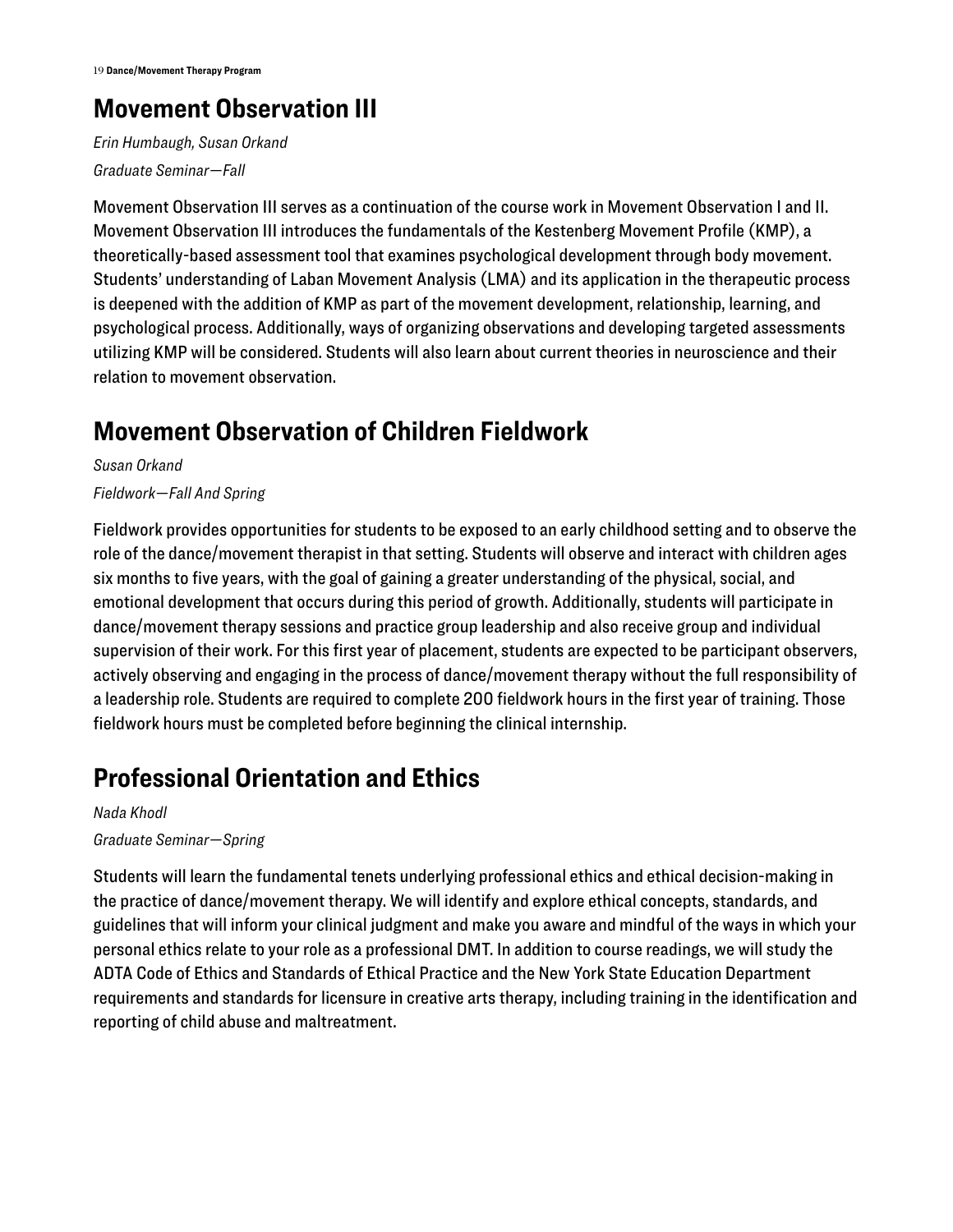## Movement Observation III

*Erin Humbaugh, Susan Orkand*

*Graduate Seminar—Fall*

Movement Observation III serves as a continuation of the course work in Movement Observation I and II. Movement Observation III introduces the fundamentals of the Kestenberg Movement Profile (KMP), a theoretically-based assessment tool that examines psychological development through body movement. Students' understanding of Laban Movement Analysis (LMA) and its application in the therapeutic process is deepened with the addition of KMP as part of the movement development, relationship, learning, and psychological process. Additionally, ways of organizing observations and developing targeted assessments utilizing KMP will be considered. Students will also learn about current theories in neuroscience and their relation to movement observation.

## Movement Observation of Children Fieldwork

*Susan Orkand*

*Fieldwork—Fall And Spring*

Fieldwork provides opportunities for students to be exposed to an early childhood setting and to observe the role of the dance/movement therapist in that setting. Students will observe and interact with children ages six months to five years, with the goal of gaining a greater understanding of the physical, social, and emotional development that occurs during this period of growth. Additionally, students will participate in dance/movement therapy sessions and practice group leadership and also receive group and individual supervision of their work. For this first year of placement, students are expected to be participant observers, actively observing and engaging in the process of dance/movement therapy without the full responsibility of a leadership role. Students are required to complete 200 fieldwork hours in the first year of training. Those fieldwork hours must be completed before beginning the clinical internship.

## Professional Orientation and Ethics

*Nada Khodl*

*Graduate Seminar—Spring*

Students will learn the fundamental tenets underlying professional ethics and ethical decision-making in the practice of dance/movement therapy. We will identify and explore ethical concepts, standards, and guidelines that will inform your clinical judgment and make you aware and mindful of the ways in which your personal ethics relate to your role as a professional DMT. In addition to course readings, we will study the ADTA Code of Ethics and Standards of Ethical Practice and the New York State Education Department requirements and standards for licensure in creative arts therapy, including training in the identification and reporting of child abuse and maltreatment.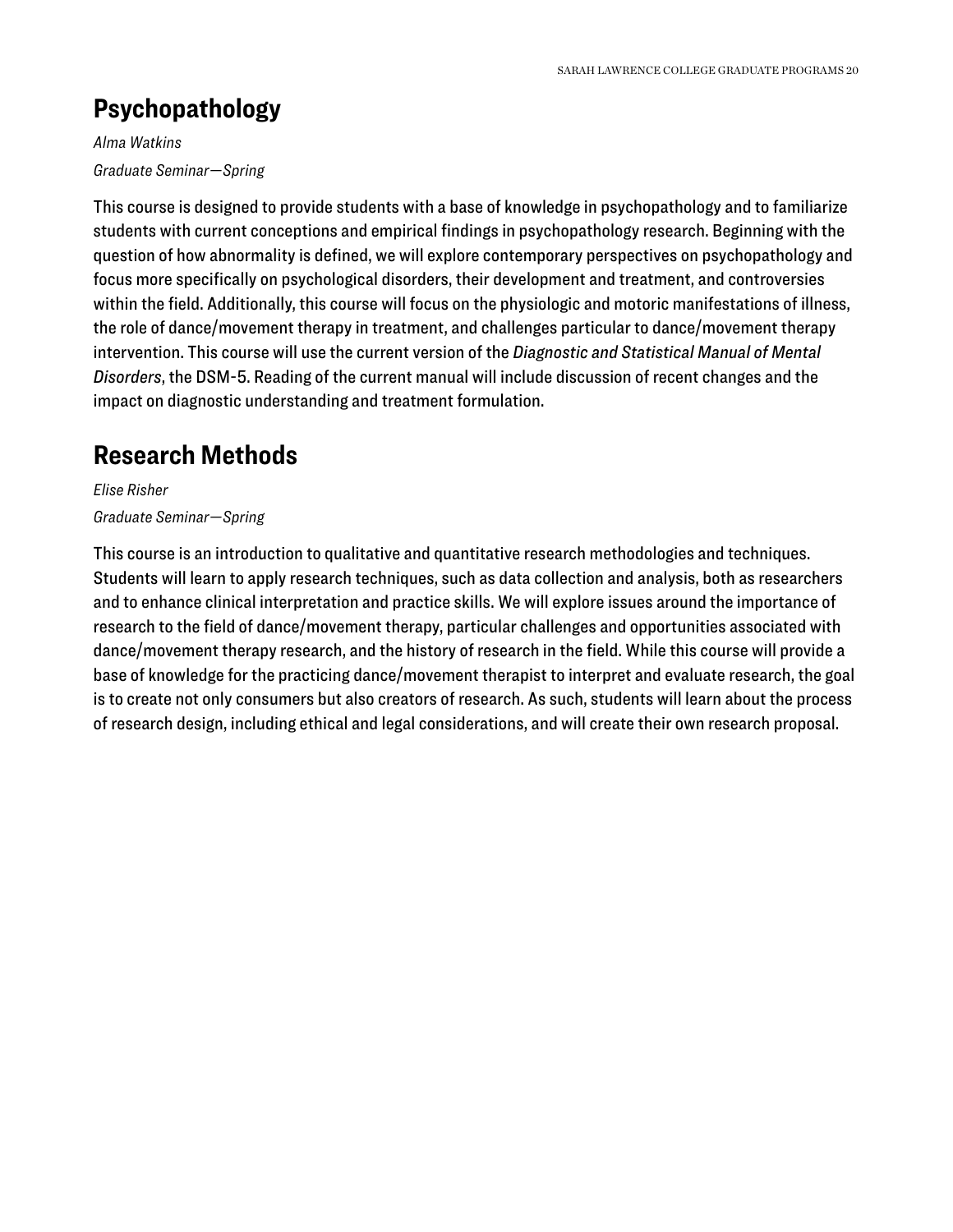## Psychopathology

*Alma Watkins*

*Graduate Seminar—Spring*

This course is designed to provide students with a base of knowledge in psychopathology and to familiarize students with current conceptions and empirical findings in psychopathology research. Beginning with the question of how abnormality is defined, we will explore contemporary perspectives on psychopathology and focus more specifically on psychological disorders, their development and treatment, and controversies within the field. Additionally, this course will focus on the physiologic and motoric manifestations of illness, the role of dance/movement therapy in treatment, and challenges particular to dance/movement therapy intervention. This course will use the current version of the *Diagnostic and Statistical Manual of Mental Disorders*, the DSM-5. Reading of the current manual will include discussion of recent changes and the impact on diagnostic understanding and treatment formulation.

## Research Methods

*Elise Risher*

*Graduate Seminar—Spring*

This course is an introduction to qualitative and quantitative research methodologies and techniques. Students will learn to apply research techniques, such as data collection and analysis, both as researchers and to enhance clinical interpretation and practice skills. We will explore issues around the importance of research to the field of dance/movement therapy, particular challenges and opportunities associated with dance/movement therapy research, and the history of research in the field. While this course will provide a base of knowledge for the practicing dance/movement therapist to interpret and evaluate research, the goal is to create not only consumers but also creators of research. As such, students will learn about the process of research design, including ethical and legal considerations, and will create their own research proposal.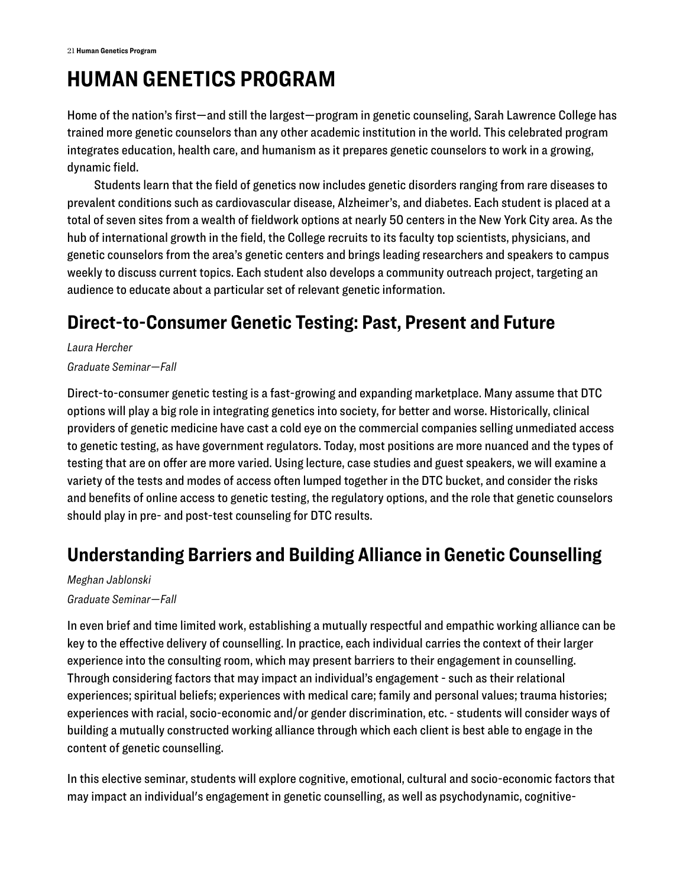# HUMAN GENETICS PROGRAM

Home of the nation's first—and still the largest—program in genetic counseling, Sarah Lawrence College has trained more genetic counselors than any other academic institution in the world. This celebrated program integrates education, health care, and humanism as it prepares genetic counselors to work in a growing, dynamic field.

Students learn that the field of genetics now includes genetic disorders ranging from rare diseases to prevalent conditions such as cardiovascular disease, Alzheimer's, and diabetes. Each student is placed at a total of seven sites from a wealth of fieldwork options at nearly 50 centers in the New York City area. As the hub of international growth in the field, the College recruits to its faculty top scientists, physicians, and genetic counselors from the area's genetic centers and brings leading researchers and speakers to campus weekly to discuss current topics. Each student also develops a community outreach project, targeting an audience to educate about a particular set of relevant genetic information.

## Direct-to-Consumer Genetic Testing: Past, Present and Future

*Laura Hercher*

*Graduate Seminar—Fall*

Direct-to-consumer genetic testing is a fast-growing and expanding marketplace. Many assume that DTC options will play a big role in integrating genetics into society, for better and worse. Historically, clinical providers of genetic medicine have cast a cold eye on the commercial companies selling unmediated access to genetic testing, as have government regulators. Today, most positions are more nuanced and the types of testing that are on offer are more varied. Using lecture, case studies and guest speakers, we will examine a variety of the tests and modes of access often lumped together in the DTC bucket, and consider the risks and benefits of online access to genetic testing, the regulatory options, and the role that genetic counselors should play in pre- and post-test counseling for DTC results.

## Understanding Barriers and Building Alliance in Genetic Counselling

*Meghan Jablonski*

*Graduate Seminar—Fall*

In even brief and time limited work, establishing a mutually respectful and empathic working alliance can be key to the effective delivery of counselling. In practice, each individual carries the context of their larger experience into the consulting room, which may present barriers to their engagement in counselling. Through considering factors that may impact an individual's engagement - such as their relational experiences; spiritual beliefs; experiences with medical care; family and personal values; trauma histories; experiences with racial, socio-economic and/or gender discrimination, etc. - students will consider ways of building a mutually constructed working alliance through which each client is best able to engage in the content of genetic counselling.

In this elective seminar, students will explore cognitive, emotional, cultural and socio-economic factors that may impact an individual's engagement in genetic counselling, as well as psychodynamic, cognitive-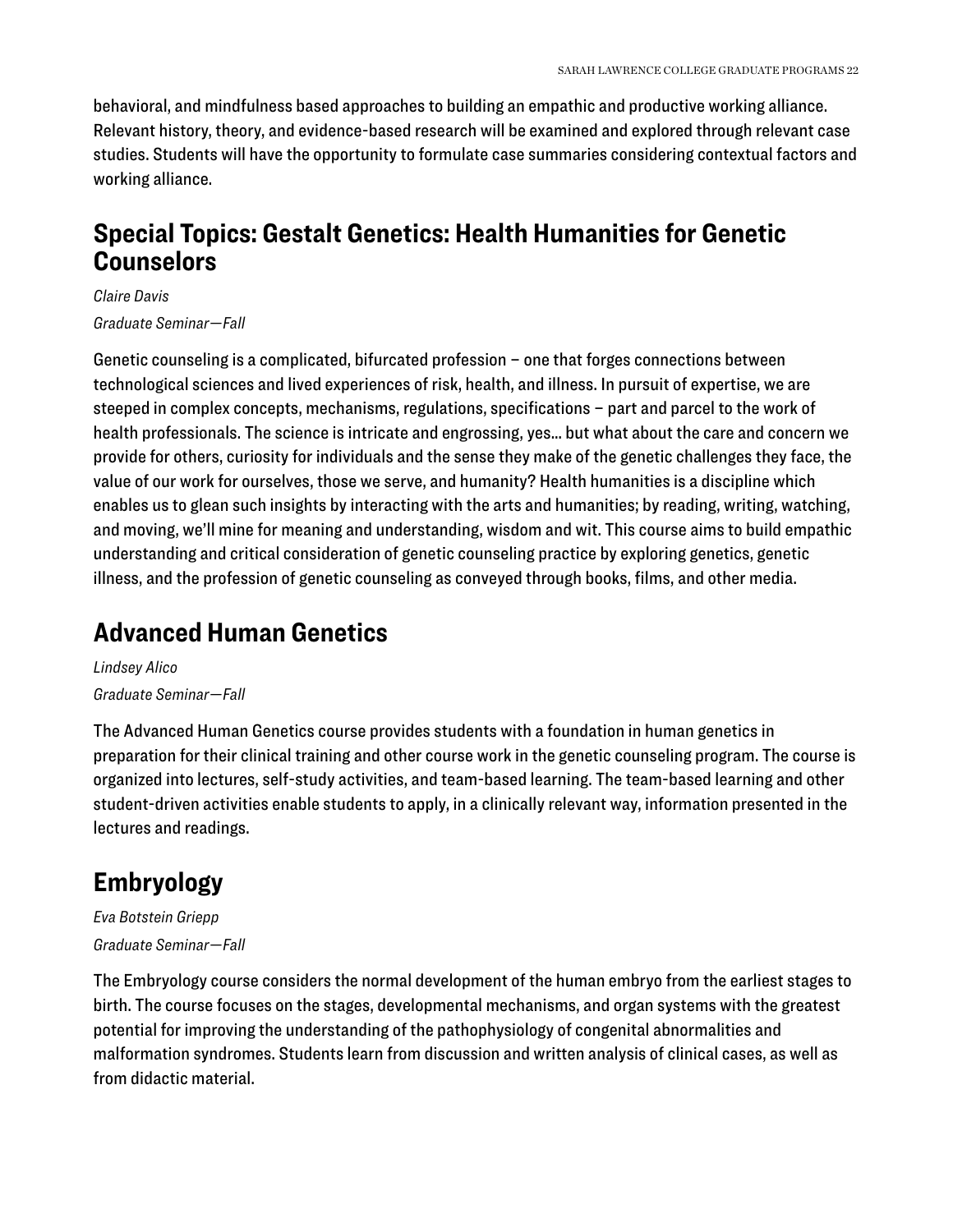behavioral, and mindfulness based approaches to building an empathic and productive working alliance. Relevant history, theory, and evidence-based research will be examined and explored through relevant case studies. Students will have the opportunity to formulate case summaries considering contextual factors and working alliance.

## Special Topics: Gestalt Genetics: Health Humanities for Genetic Counselors

*Claire Davis*

*Graduate Seminar—Fall*

Genetic counseling is a complicated, bifurcated profession – one that forges connections between technological sciences and lived experiences of risk, health, and illness. In pursuit of expertise, we are steeped in complex concepts, mechanisms, regulations, specifications – part and parcel to the work of health professionals. The science is intricate and engrossing, yes… but what about the care and concern we provide for others, curiosity for individuals and the sense they make of the genetic challenges they face, the value of our work for ourselves, those we serve, and humanity? Health humanities is a discipline which enables us to glean such insights by interacting with the arts and humanities; by reading, writing, watching, and moving, we'll mine for meaning and understanding, wisdom and wit. This course aims to build empathic understanding and critical consideration of genetic counseling practice by exploring genetics, genetic illness, and the profession of genetic counseling as conveyed through books, films, and other media.

## Advanced Human Genetics

*Lindsey Alico*

*Graduate Seminar—Fall*

The Advanced Human Genetics course provides students with a foundation in human genetics in preparation for their clinical training and other course work in the genetic counseling program. The course is organized into lectures, self-study activities, and team-based learning. The team-based learning and other student-driven activities enable students to apply, in a clinically relevant way, information presented in the lectures and readings.

## Embryology

*Eva Botstein Griepp*

*Graduate Seminar—Fall*

The Embryology course considers the normal development of the human embryo from the earliest stages to birth. The course focuses on the stages, developmental mechanisms, and organ systems with the greatest potential for improving the understanding of the pathophysiology of congenital abnormalities and malformation syndromes. Students learn from discussion and written analysis of clinical cases, as well as from didactic material.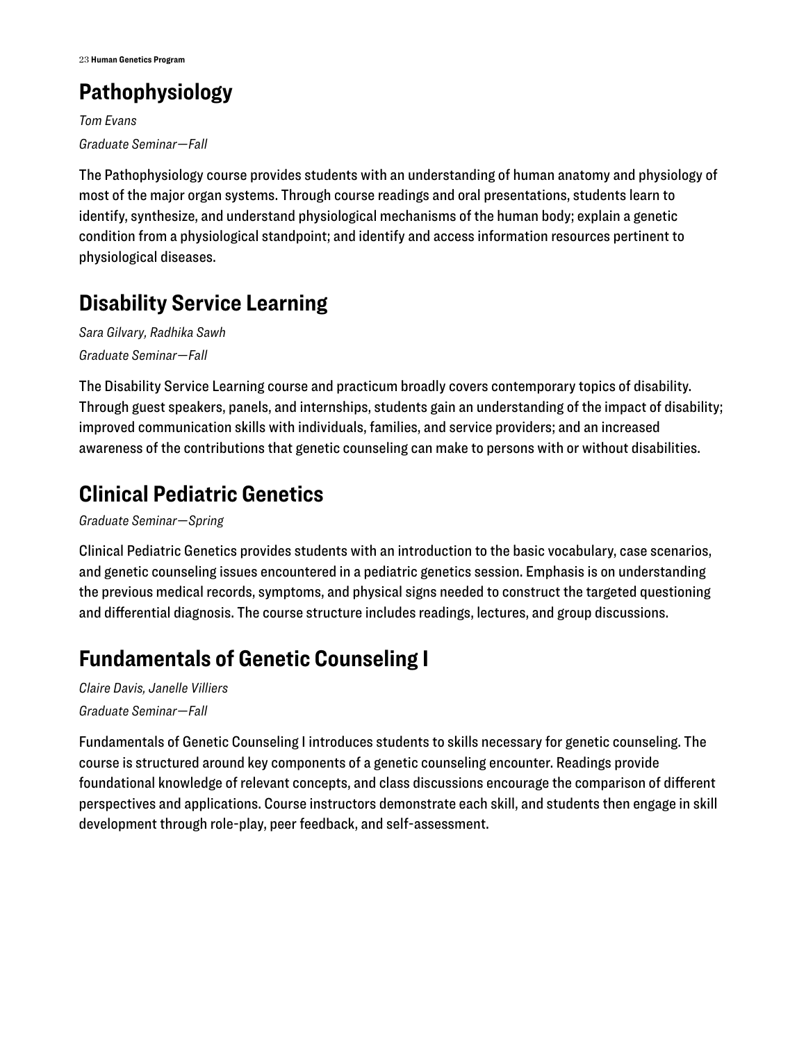## Pathophysiology

*Tom Evans*

*Graduate Seminar—Fall*

The Pathophysiology course provides students with an understanding of human anatomy and physiology of most of the major organ systems. Through course readings and oral presentations, students learn to identify, synthesize, and understand physiological mechanisms of the human body; explain a genetic condition from a physiological standpoint; and identify and access information resources pertinent to physiological diseases.

## Disability Service Learning

*Sara Gilvary, Radhika Sawh*

*Graduate Seminar—Fall*

The Disability Service Learning course and practicum broadly covers contemporary topics of disability. Through guest speakers, panels, and internships, students gain an understanding of the impact of disability; improved communication skills with individuals, families, and service providers; and an increased awareness of the contributions that genetic counseling can make to persons with or without disabilities.

## Clinical Pediatric Genetics

*Graduate Seminar—Spring*

Clinical Pediatric Genetics provides students with an introduction to the basic vocabulary, case scenarios, and genetic counseling issues encountered in a pediatric genetics session. Emphasis is on understanding the previous medical records, symptoms, and physical signs needed to construct the targeted questioning and differential diagnosis. The course structure includes readings, lectures, and group discussions.

## Fundamentals of Genetic Counseling I

*Claire Davis, Janelle Villiers*

*Graduate Seminar—Fall*

Fundamentals of Genetic Counseling I introduces students to skills necessary for genetic counseling. The course is structured around key components of a genetic counseling encounter. Readings provide foundational knowledge of relevant concepts, and class discussions encourage the comparison of different perspectives and applications. Course instructors demonstrate each skill, and students then engage in skill development through role-play, peer feedback, and self-assessment.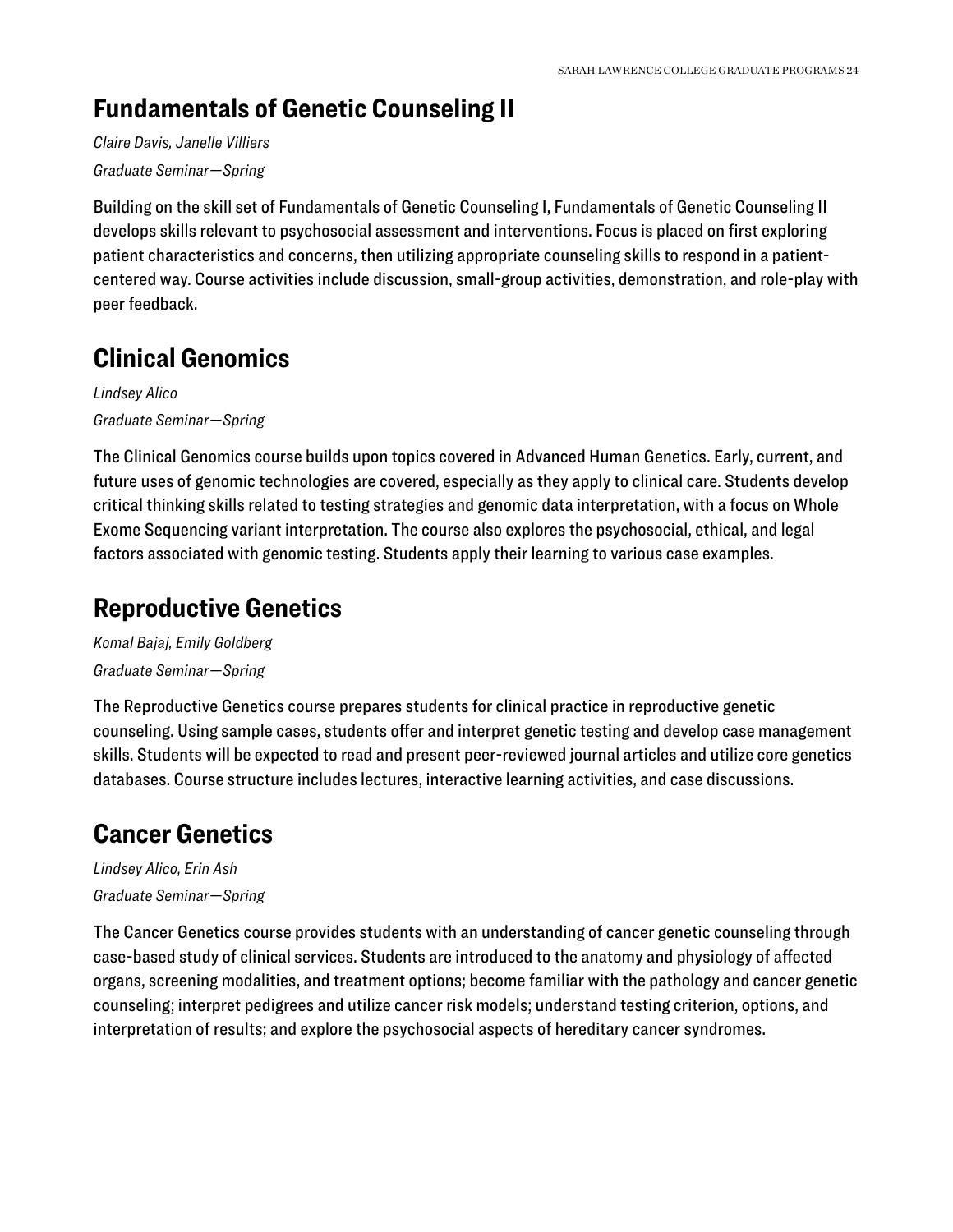## Fundamentals of Genetic Counseling II

*Claire Davis, Janelle Villiers*

*Graduate Seminar—Spring*

Building on the skill set of Fundamentals of Genetic Counseling I, Fundamentals of Genetic Counseling II develops skills relevant to psychosocial assessment and interventions. Focus is placed on first exploring patient characteristics and concerns, then utilizing appropriate counseling skills to respond in a patient-centered way. Course activities include discussion, small-group activities, demonstration, and role-play with peer feedback.

## Clinical Genomics

*Lindsey Alico*

*Graduate Seminar—Spring*

The Clinical Genomics course builds upon topics covered in Advanced Human Genetics. Early, current, and future uses of genomic technologies are covered, especially as they apply to clinical care. Students develop critical thinking skills related to testing strategies and genomic data interpretation, with a focus on Whole Exome Sequencing variant interpretation. The course also explores the psychosocial, ethical, and legal factors associated with genomic testing. Students apply their learning to various case examples.

## Reproductive Genetics

*Komal Bajaj, Emily Goldberg*

*Graduate Seminar—Spring*

The Reproductive Genetics course prepares students for clinical practice in reproductive genetic counseling. Using sample cases, students offer and interpret genetic testing and develop case management skills. Students will be expected to read and present peer-reviewed journal articles and utilize core genetics databases. Course structure includes lectures, interactive learning activities, and case discussions.

## Cancer Genetics

*Lindsey Alico, Erin Ash*

*Graduate Seminar—Spring*

The Cancer Genetics course provides students with an understanding of cancer genetic counseling through case-based study of clinical services. Students are introduced to the anatomy and physiology of affected organs, screening modalities, and treatment options; become familiar with the pathology and cancer genetic counseling; interpret pedigrees and utilize cancer risk models; understand testing criterion, options, and interpretation of results; and explore the psychosocial aspects of hereditary cancer syndromes.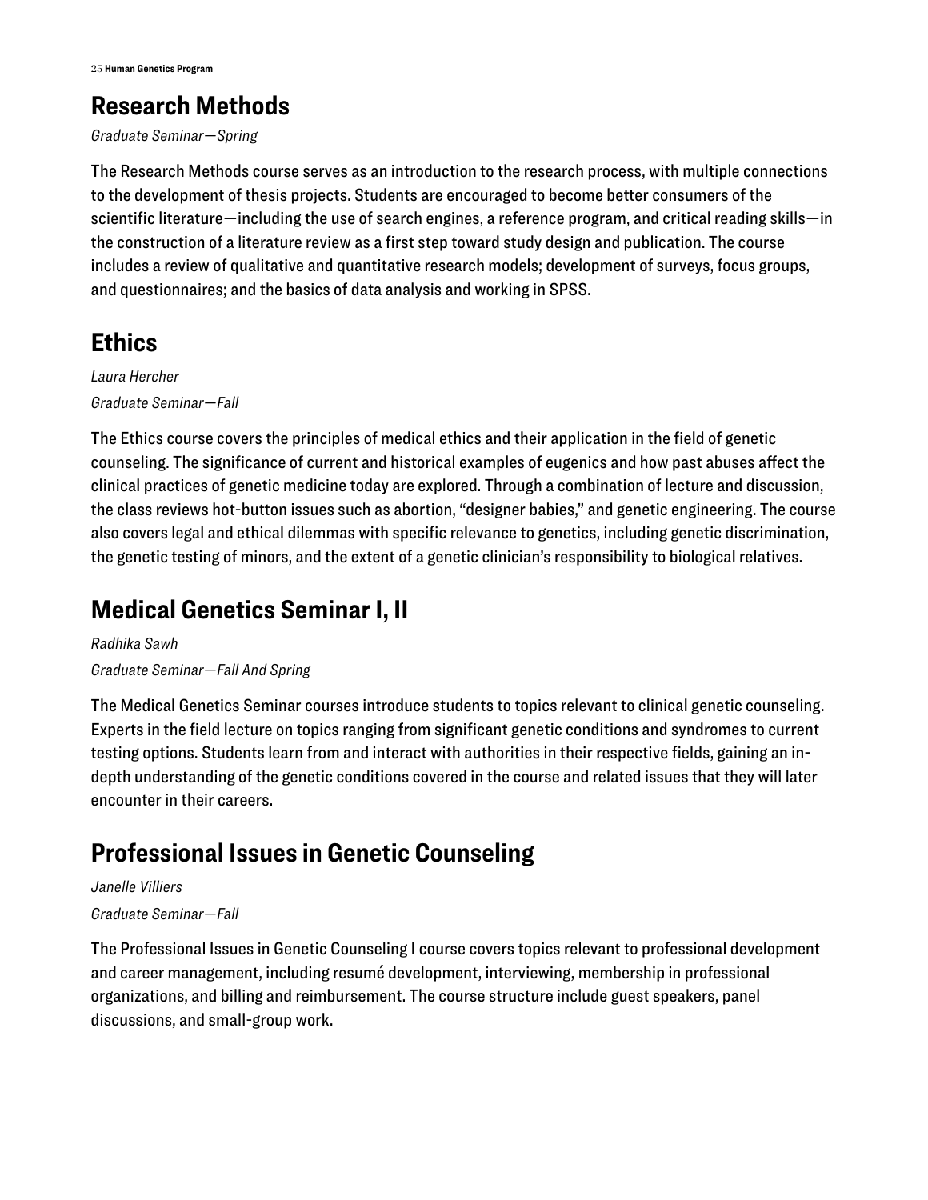## Research Methods

*Graduate Seminar—Spring*

The Research Methods course serves as an introduction to the research process, with multiple connections to the development of thesis projects. Students are encouraged to become better consumers of the scientific literature—including the use of search engines, a reference program, and critical reading skills—in the construction of a literature review as a first step toward study design and publication. The course includes a review of qualitative and quantitative research models; development of surveys, focus groups, and questionnaires; and the basics of data analysis and working in SPSS.

## Ethics

*Laura Hercher*

*Graduate Seminar—Fall*

The Ethics course covers the principles of medical ethics and their application in the field of genetic counseling. The significance of current and historical examples of eugenics and how past abuses affect the clinical practices of genetic medicine today are explored. Through a combination of lecture and discussion, the class reviews hot-button issues such as abortion, "designer babies," and genetic engineering. The course also covers legal and ethical dilemmas with specific relevance to genetics, including genetic discrimination, the genetic testing of minors, and the extent of a genetic clinician's responsibility to biological relatives.

## Medical Genetics Seminar I, II

*Radhika Sawh*

*Graduate Seminar—Fall And Spring*

The Medical Genetics Seminar courses introduce students to topics relevant to clinical genetic counseling. Experts in the field lecture on topics ranging from significant genetic conditions and syndromes to current testing options. Students learn from and interact with authorities in their respective fields, gaining an in-depth understanding of the genetic conditions covered in the course and related issues that they will later encounter in their careers.

## Professional Issues in Genetic Counseling

*Janelle Villiers*

*Graduate Seminar—Fall*

The Professional Issues in Genetic Counseling I course covers topics relevant to professional development and career management, including resumé development, interviewing, membership in professional organizations, and billing and reimbursement. The course structure include guest speakers, panel discussions, and small-group work.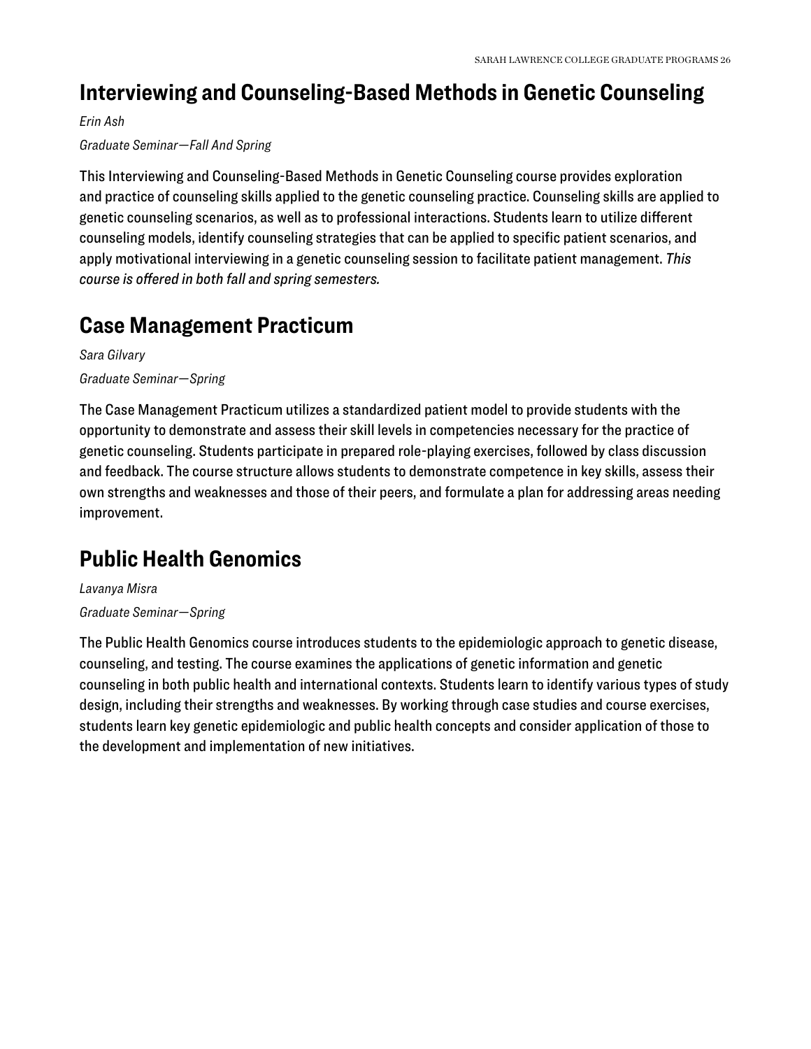## Interviewing and Counseling-Based Methods in Genetic Counseling

*Erin Ash*

*Graduate Seminar—Fall And Spring*

This Interviewing and Counseling-Based Methods in Genetic Counseling course provides exploration and practice of counseling skills applied to the genetic counseling practice. Counseling skills are applied to genetic counseling scenarios, as well as to professional interactions. Students learn to utilize different counseling models, identify counseling strategies that can be applied to specific patient scenarios, and apply motivational interviewing in a genetic counseling session to facilitate patient management. *This course is offered in both fall and spring semesters.*

## Case Management Practicum

*Sara Gilvary*

*Graduate Seminar—Spring*

The Case Management Practicum utilizes a standardized patient model to provide students with the opportunity to demonstrate and assess their skill levels in competencies necessary for the practice of genetic counseling. Students participate in prepared role-playing exercises, followed by class discussion and feedback. The course structure allows students to demonstrate competence in key skills, assess their own strengths and weaknesses and those of their peers, and formulate a plan for addressing areas needing improvement.

## Public Health Genomics

*Lavanya Misra*

*Graduate Seminar—Spring*

The Public Health Genomics course introduces students to the epidemiologic approach to genetic disease, counseling, and testing. The course examines the applications of genetic information and genetic counseling in both public health and international contexts. Students learn to identify various types of study design, including their strengths and weaknesses. By working through case studies and course exercises, students learn key genetic epidemiologic and public health concepts and consider application of those to the development and implementation of new initiatives.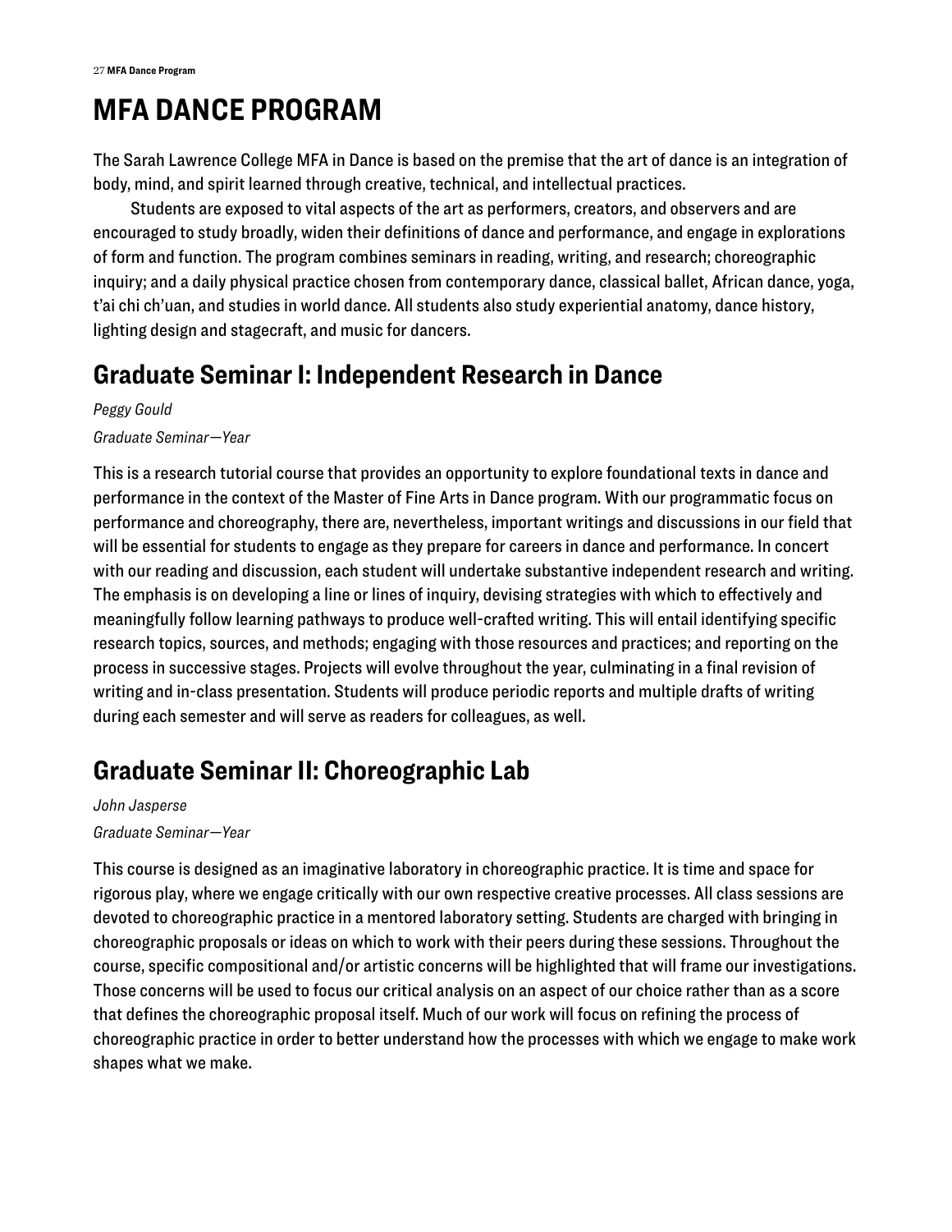# MFA DANCE PROGRAM

The Sarah Lawrence College MFA in Dance is based on the premise that the art of dance is an integration of body, mind, and spirit learned through creative, technical, and intellectual practices.

Students are exposed to vital aspects of the art as performers, creators, and observers and are encouraged to study broadly, widen their definitions of dance and performance, and engage in explorations of form and function. The program combines seminars in reading, writing, and research; choreographic inquiry; and a daily physical practice chosen from contemporary dance, classical ballet, African dance, yoga, t'ai chi ch'uan, and studies in world dance. All students also study experiential anatomy, dance history, lighting design and stagecraft, and music for dancers.

## Graduate Seminar I: Independent Research in Dance

*Peggy Gould*

*Graduate Seminar—Year*

This is a research tutorial course that provides an opportunity to explore foundational texts in dance and performance in the context of the Master of Fine Arts in Dance program. With our programmatic focus on performance and choreography, there are, nevertheless, important writings and discussions in our field that will be essential for students to engage as they prepare for careers in dance and performance. In concert with our reading and discussion, each student will undertake substantive independent research and writing. The emphasis is on developing a line or lines of inquiry, devising strategies with which to effectively and meaningfully follow learning pathways to produce well-crafted writing. This will entail identifying specific research topics, sources, and methods; engaging with those resources and practices; and reporting on the process in successive stages. Projects will evolve throughout the year, culminating in a final revision of writing and in-class presentation. Students will produce periodic reports and multiple drafts of writing during each semester and will serve as readers for colleagues, as well.

## Graduate Seminar II: Choreographic Lab

*John Jasperse*

*Graduate Seminar—Year*

This course is designed as an imaginative laboratory in choreographic practice. It is time and space for rigorous play, where we engage critically with our own respective creative processes. All class sessions are devoted to choreographic practice in a mentored laboratory setting. Students are charged with bringing in choreographic proposals or ideas on which to work with their peers during these sessions. Throughout the course, specific compositional and/or artistic concerns will be highlighted that will frame our investigations. Those concerns will be used to focus our critical analysis on an aspect of our choice rather than as a score that defines the choreographic proposal itself. Much of our work will focus on refining the process of choreographic practice in order to better understand how the processes with which we engage to make work shapes what we make.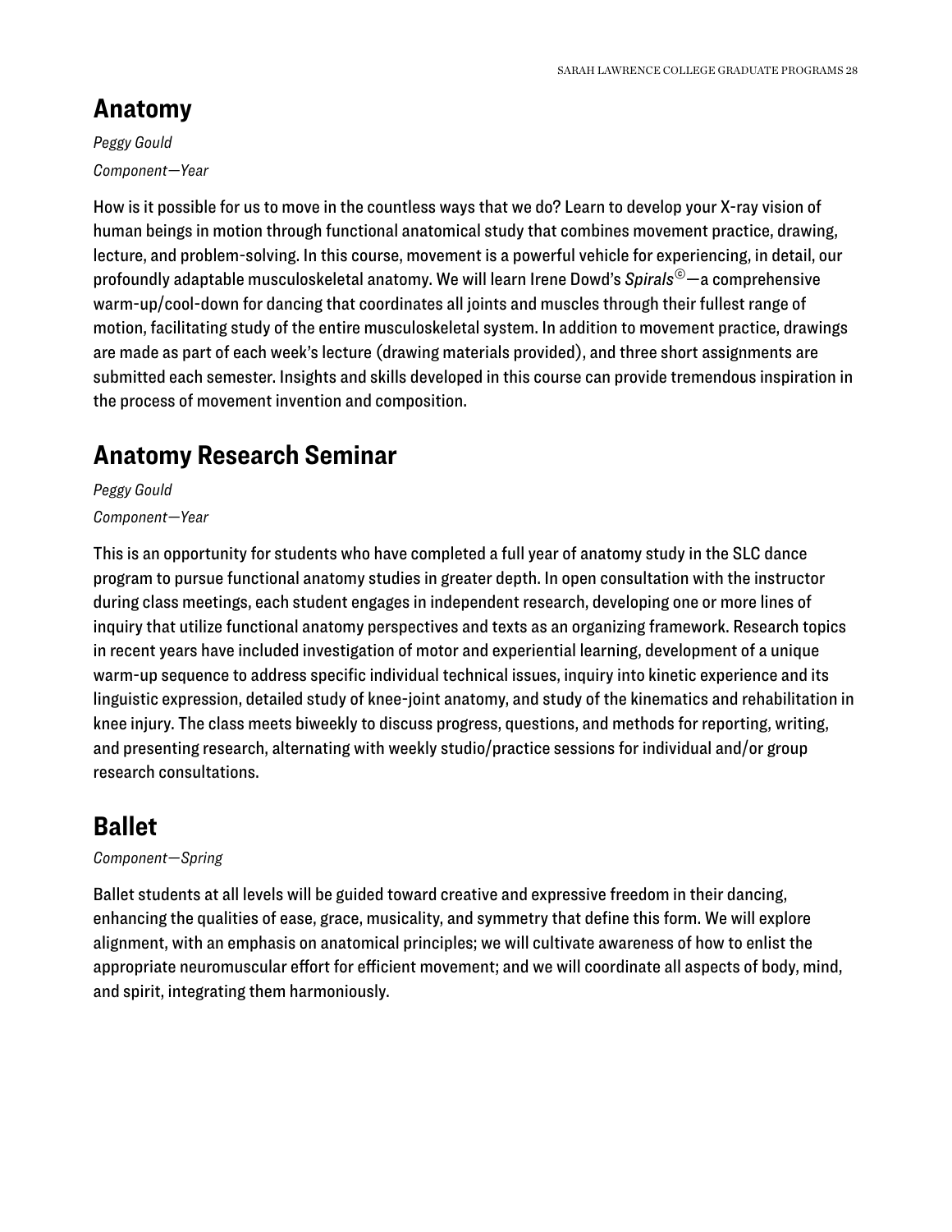## Anatomy

*Peggy Gould*

*Component—Year*

How is it possible for us to move in the countless ways that we do? Learn to develop your X-ray vision of human beings in motion through functional anatomical study that combines movement practice, drawing, lecture, and problem-solving. In this course, movement is a powerful vehicle for experiencing, in detail, our profoundly adaptable musculoskeletal anatomy. We will learn Irene Dowd's *Spirals*©—a comprehensive warm-up/cool-down for dancing that coordinates all joints and muscles through their fullest range of motion, facilitating study of the entire musculoskeletal system. In addition to movement practice, drawings are made as part of each week's lecture (drawing materials provided), and three short assignments are submitted each semester. Insights and skills developed in this course can provide tremendous inspiration in the process of movement invention and composition.

## Anatomy Research Seminar

*Peggy Gould*

*Component—Year*

This is an opportunity for students who have completed a full year of anatomy study in the SLC dance program to pursue functional anatomy studies in greater depth. In open consultation with the instructor during class meetings, each student engages in independent research, developing one or more lines of inquiry that utilize functional anatomy perspectives and texts as an organizing framework. Research topics in recent years have included investigation of motor and experiential learning, development of a unique warm-up sequence to address specific individual technical issues, inquiry into kinetic experience and its linguistic expression, detailed study of knee-joint anatomy, and study of the kinematics and rehabilitation in knee injury. The class meets biweekly to discuss progress, questions, and methods for reporting, writing, and presenting research, alternating with weekly studio/practice sessions for individual and/or group research consultations.

## Ballet

*Component—Spring*

Ballet students at all levels will be guided toward creative and expressive freedom in their dancing, enhancing the qualities of ease, grace, musicality, and symmetry that define this form. We will explore alignment, with an emphasis on anatomical principles; we will cultivate awareness of how to enlist the appropriate neuromuscular effort for efficient movement; and we will coordinate all aspects of body, mind, and spirit, integrating them harmoniously.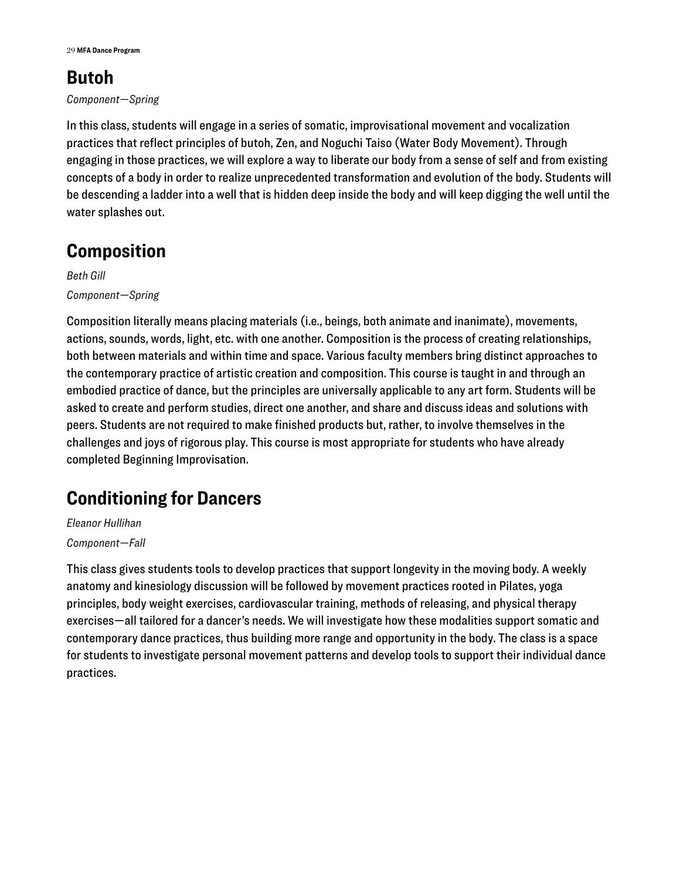## Butoh

*Component—Spring*

In this class, students will engage in a series of somatic, improvisational movement and vocalization practices that reflect principles of butoh, Zen, and Noguchi Taiso (Water Body Movement). Through engaging in those practices, we will explore a way to liberate our body from a sense of self and from existing concepts of a body in order to realize unprecedented transformation and evolution of the body. Students will be descending a ladder into a well that is hidden deep inside the body and will keep digging the well until the water splashes out.

## Composition

*Beth Gill*

*Component—Spring*

Composition literally means placing materials (i.e., beings, both animate and inanimate), movements, actions, sounds, words, light, etc. with one another. Composition is the process of creating relationships, both between materials and within time and space. Various faculty members bring distinct approaches to the contemporary practice of artistic creation and composition. This course is taught in and through an embodied practice of dance, but the principles are universally applicable to any art form. Students will be asked to create and perform studies, direct one another, and share and discuss ideas and solutions with peers. Students are not required to make finished products but, rather, to involve themselves in the challenges and joys of rigorous play. This course is most appropriate for students who have already completed Beginning Improvisation.

## Conditioning for Dancers

*Eleanor Hullihan*

*Component—Fall*

This class gives students tools to develop practices that support longevity in the moving body. A weekly anatomy and kinesiology discussion will be followed by movement practices rooted in Pilates, yoga principles, body weight exercises, cardiovascular training, methods of releasing, and physical therapy exercises—all tailored for a dancer's needs. We will investigate how these modalities support somatic and contemporary dance practices, thus building more range and opportunity in the body. The class is a space for students to investigate personal movement patterns and develop tools to support their individual dance practices.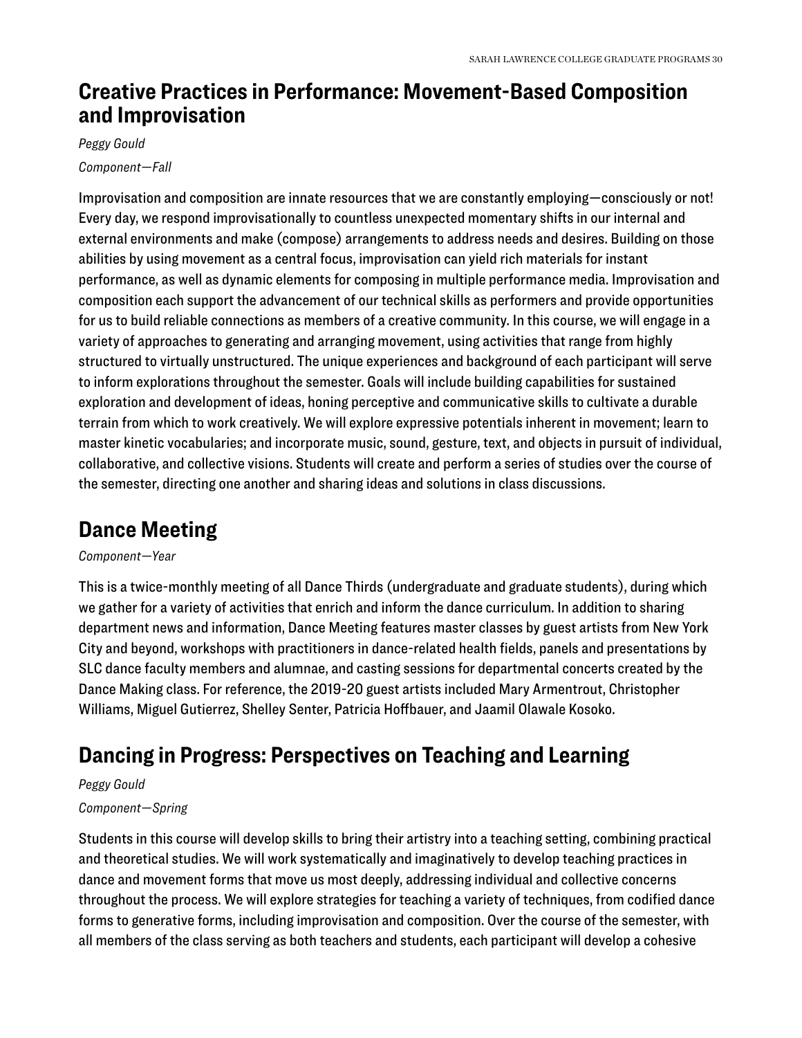## Creative Practices in Performance: Movement-Based Composition and Improvisation

*Peggy Gould*

*Component—Fall*

Improvisation and composition are innate resources that we are constantly employing—consciously or not! Every day, we respond improvisationally to countless unexpected momentary shifts in our internal and external environments and make (compose) arrangements to address needs and desires. Building on those abilities by using movement as a central focus, improvisation can yield rich materials for instant performance, as well as dynamic elements for composing in multiple performance media. Improvisation and composition each support the advancement of our technical skills as performers and provide opportunities for us to build reliable connections as members of a creative community. In this course, we will engage in a variety of approaches to generating and arranging movement, using activities that range from highly structured to virtually unstructured. The unique experiences and background of each participant will serve to inform explorations throughout the semester. Goals will include building capabilities for sustained exploration and development of ideas, honing perceptive and communicative skills to cultivate a durable terrain from which to work creatively. We will explore expressive potentials inherent in movement; learn to master kinetic vocabularies; and incorporate music, sound, gesture, text, and objects in pursuit of individual, collaborative, and collective visions. Students will create and perform a series of studies over the course of the semester, directing one another and sharing ideas and solutions in class discussions.

## Dance Meeting

*Component—Year*

This is a twice-monthly meeting of all Dance Thirds (undergraduate and graduate students), during which we gather for a variety of activities that enrich and inform the dance curriculum. In addition to sharing department news and information, Dance Meeting features master classes by guest artists from New York City and beyond, workshops with practitioners in dance-related health fields, panels and presentations by SLC dance faculty members and alumnae, and casting sessions for departmental concerts created by the Dance Making class. For reference, the 2019-20 guest artists included Mary Armentrout, Christopher Williams, Miguel Gutierrez, Shelley Senter, Patricia Hoffbauer, and Jaamil Olawale Kosoko.

## Dancing in Progress: Perspectives on Teaching and Learning

*Peggy Gould*

*Component—Spring*

Students in this course will develop skills to bring their artistry into a teaching setting, combining practical and theoretical studies. We will work systematically and imaginatively to develop teaching practices in dance and movement forms that move us most deeply, addressing individual and collective concerns throughout the process. We will explore strategies for teaching a variety of techniques, from codified dance forms to generative forms, including improvisation and composition. Over the course of the semester, with all members of the class serving as both teachers and students, each participant will develop a cohesive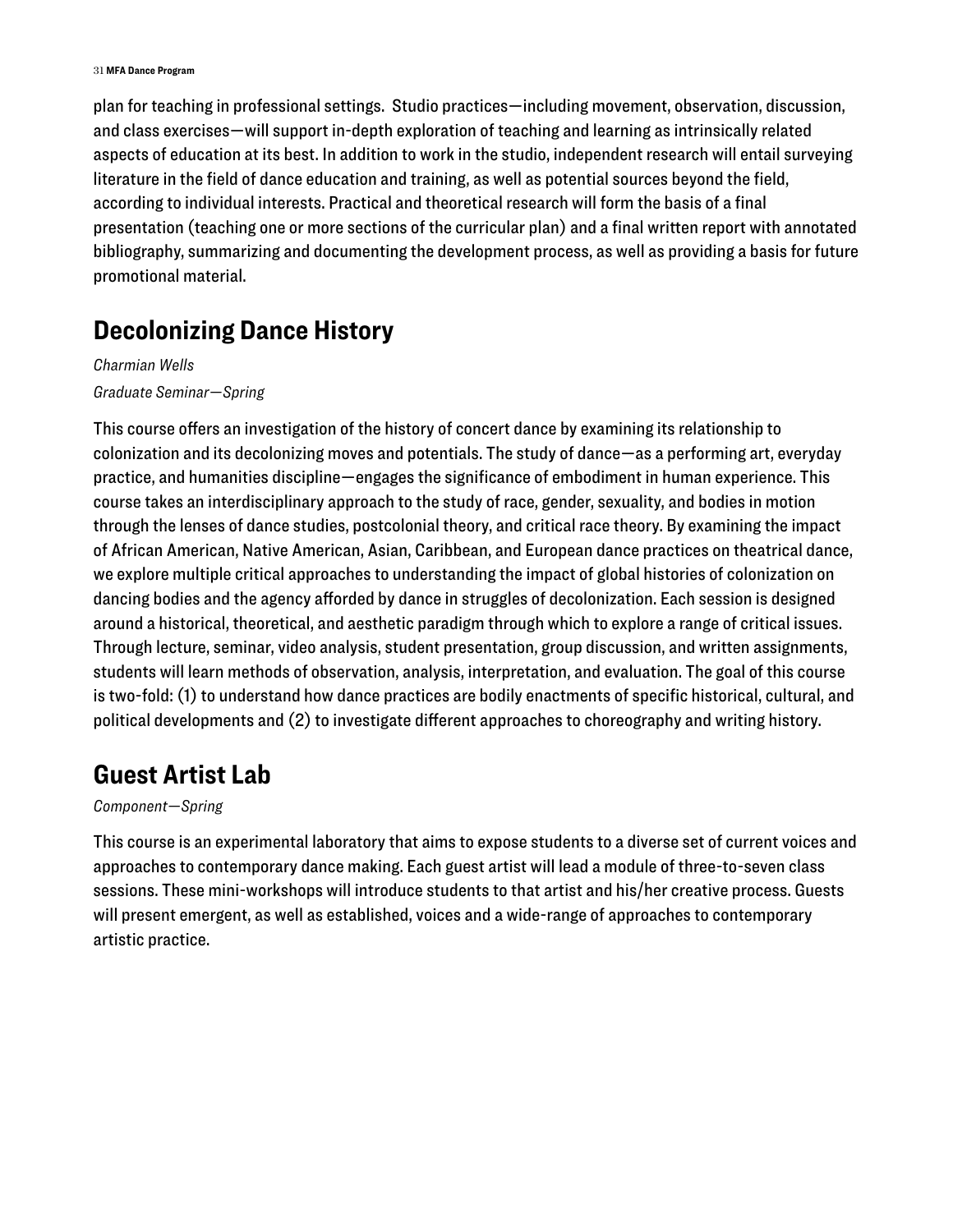plan for teaching in professional settings. Studio practices—including movement, observation, discussion, and class exercises—will support in-depth exploration of teaching and learning as intrinsically related aspects of education at its best. In addition to work in the studio, independent research will entail surveying literature in the field of dance education and training, as well as potential sources beyond the field, according to individual interests. Practical and theoretical research will form the basis of a final presentation (teaching one or more sections of the curricular plan) and a final written report with annotated bibliography, summarizing and documenting the development process, as well as providing a basis for future promotional material.

## Decolonizing Dance History

*Charmian Wells*

*Graduate Seminar—Spring*

This course offers an investigation of the history of concert dance by examining its relationship to colonization and its decolonizing moves and potentials. The study of dance—as a performing art, everyday practice, and humanities discipline—engages the significance of embodiment in human experience. This course takes an interdisciplinary approach to the study of race, gender, sexuality, and bodies in motion through the lenses of dance studies, postcolonial theory, and critical race theory. By examining the impact of African American, Native American, Asian, Caribbean, and European dance practices on theatrical dance, we explore multiple critical approaches to understanding the impact of global histories of colonization on dancing bodies and the agency afforded by dance in struggles of decolonization. Each session is designed around a historical, theoretical, and aesthetic paradigm through which to explore a range of critical issues. Through lecture, seminar, video analysis, student presentation, group discussion, and written assignments, students will learn methods of observation, analysis, interpretation, and evaluation. The goal of this course is two-fold: (1) to understand how dance practices are bodily enactments of specific historical, cultural, and political developments and (2) to investigate different approaches to choreography and writing history.

## Guest Artist Lab

*Component—Spring*

This course is an experimental laboratory that aims to expose students to a diverse set of current voices and approaches to contemporary dance making. Each guest artist will lead a module of three-to-seven class sessions. These mini-workshops will introduce students to that artist and his/her creative process. Guests will present emergent, as well as established, voices and a wide-range of approaches to contemporary artistic practice.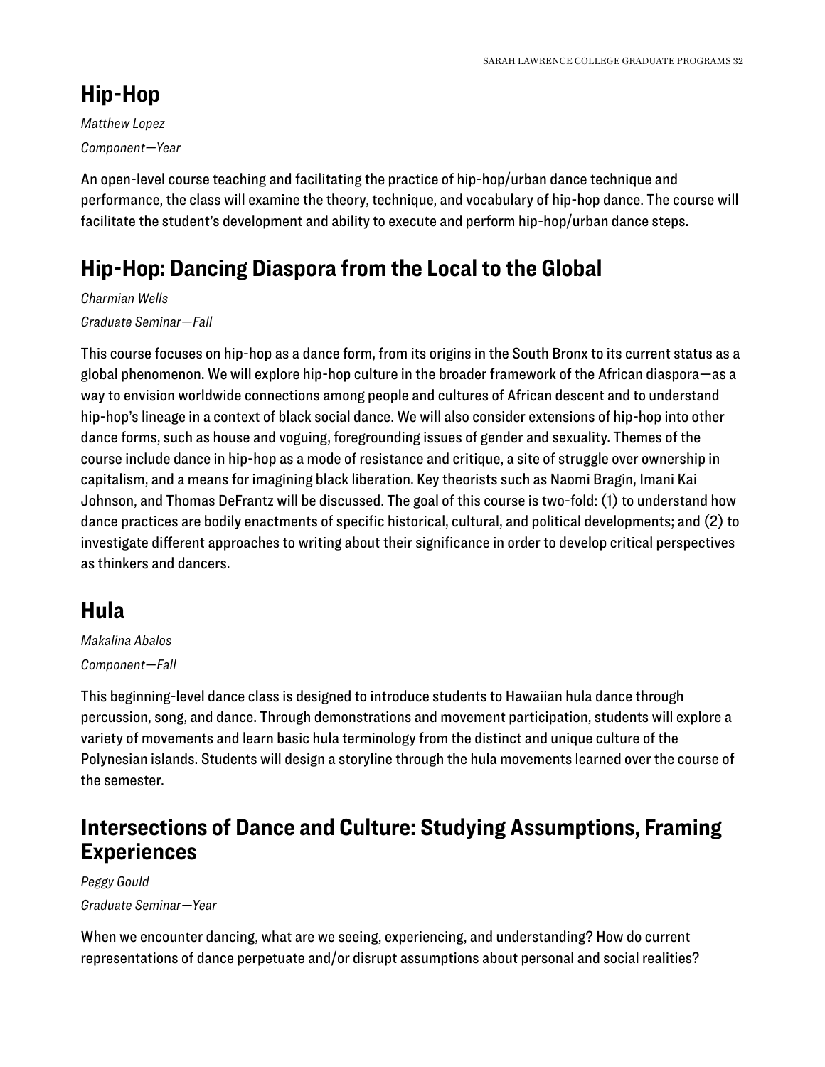## Hip-Hop

*Matthew Lopez*

*Component—Year*

An open-level course teaching and facilitating the practice of hip-hop/urban dance technique and performance, the class will examine the theory, technique, and vocabulary of hip-hop dance. The course will facilitate the student's development and ability to execute and perform hip-hop/urban dance steps.

## Hip-Hop: Dancing Diaspora from the Local to the Global

*Charmian Wells*

*Graduate Seminar—Fall*

This course focuses on hip-hop as a dance form, from its origins in the South Bronx to its current status as a global phenomenon. We will explore hip-hop culture in the broader framework of the African diaspora—as a way to envision worldwide connections among people and cultures of African descent and to understand hip-hop's lineage in a context of black social dance. We will also consider extensions of hip-hop into other dance forms, such as house and voguing, foregrounding issues of gender and sexuality. Themes of the course include dance in hip-hop as a mode of resistance and critique, a site of struggle over ownership in capitalism, and a means for imagining black liberation. Key theorists such as Naomi Bragin, Imani Kai Johnson, and Thomas DeFrantz will be discussed. The goal of this course is two-fold: (1) to understand how dance practices are bodily enactments of specific historical, cultural, and political developments; and (2) to investigate different approaches to writing about their significance in order to develop critical perspectives as thinkers and dancers.

## Hula

*Makalina Abalos*

*Component—Fall*

This beginning-level dance class is designed to introduce students to Hawaiian hula dance through percussion, song, and dance. Through demonstrations and movement participation, students will explore a variety of movements and learn basic hula terminology from the distinct and unique culture of the Polynesian islands. Students will design a storyline through the hula movements learned over the course of the semester.

## Intersections of Dance and Culture: Studying Assumptions, Framing Experiences

*Peggy Gould*

*Graduate Seminar—Year*

When we encounter dancing, what are we seeing, experiencing, and understanding? How do current representations of dance perpetuate and/or disrupt assumptions about personal and social realities?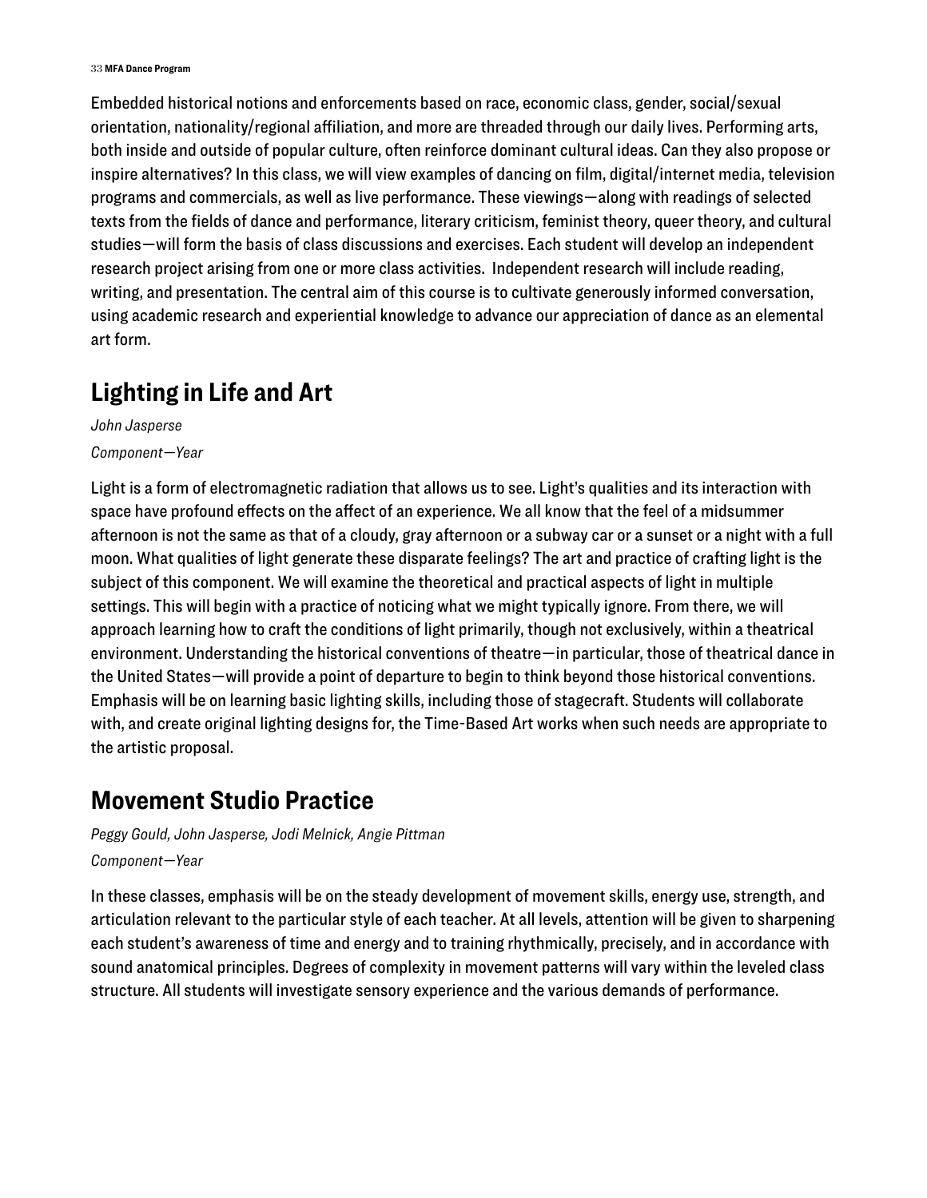Embedded historical notions and enforcements based on race, economic class, gender, social/sexual orientation, nationality/regional affiliation, and more are threaded through our daily lives. Performing arts, both inside and outside of popular culture, often reinforce dominant cultural ideas. Can they also propose or inspire alternatives? In this class, we will view examples of dancing on film, digital/internet media, television programs and commercials, as well as live performance. These viewings—along with readings of selected texts from the fields of dance and performance, literary criticism, feminist theory, queer theory, and cultural studies—will form the basis of class discussions and exercises. Each student will develop an independent research project arising from one or more class activities. Independent research will include reading, writing, and presentation. The central aim of this course is to cultivate generously informed conversation, using academic research and experiential knowledge to advance our appreciation of dance as an elemental art form.

## Lighting in Life and Art

*John Jasperse*

*Component—Year*

Light is a form of electromagnetic radiation that allows us to see. Light's qualities and its interaction with space have profound effects on the affect of an experience. We all know that the feel of a midsummer afternoon is not the same as that of a cloudy, gray afternoon or a subway car or a sunset or a night with a full moon. What qualities of light generate these disparate feelings? The art and practice of crafting light is the subject of this component. We will examine the theoretical and practical aspects of light in multiple settings. This will begin with a practice of noticing what we might typically ignore. From there, we will approach learning how to craft the conditions of light primarily, though not exclusively, within a theatrical environment. Understanding the historical conventions of theatre—in particular, those of theatrical dance in the United States—will provide a point of departure to begin to think beyond those historical conventions. Emphasis will be on learning basic lighting skills, including those of stagecraft. Students will collaborate with, and create original lighting designs for, the Time-Based Art works when such needs are appropriate to the artistic proposal.

## Movement Studio Practice

*Peggy Gould, John Jasperse, Jodi Melnick, Angie Pittman*

*Component—Year*

In these classes, emphasis will be on the steady development of movement skills, energy use, strength, and articulation relevant to the particular style of each teacher. At all levels, attention will be given to sharpening each student's awareness of time and energy and to training rhythmically, precisely, and in accordance with sound anatomical principles. Degrees of complexity in movement patterns will vary within the leveled class structure. All students will investigate sensory experience and the various demands of performance.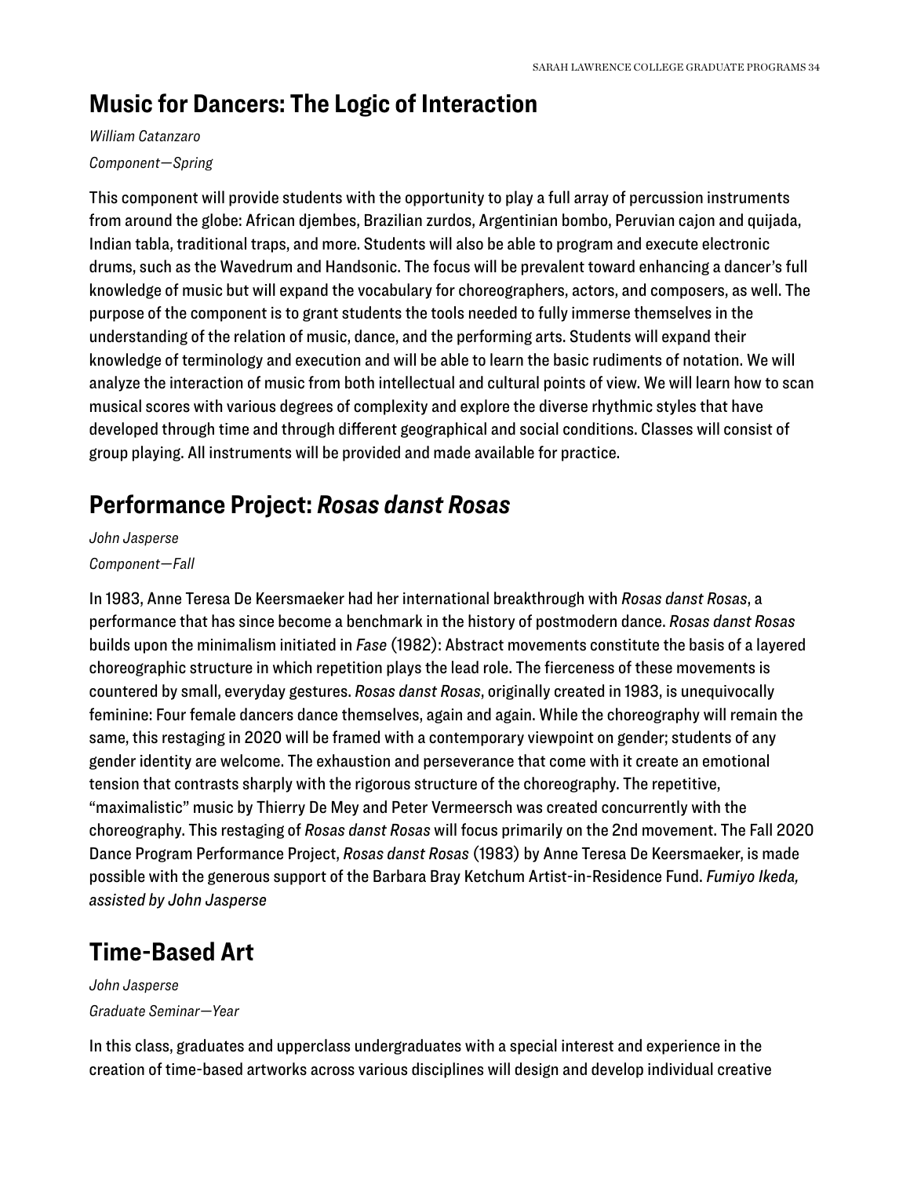## Music for Dancers: The Logic of Interaction

*William Catanzaro*

*Component—Spring*

This component will provide students with the opportunity to play a full array of percussion instruments from around the globe: African djembes, Brazilian zurdos, Argentinian bombo, Peruvian cajon and quijada, Indian tabla, traditional traps, and more. Students will also be able to program and execute electronic drums, such as the Wavedrum and Handsonic. The focus will be prevalent toward enhancing a dancer's full knowledge of music but will expand the vocabulary for choreographers, actors, and composers, as well. The purpose of the component is to grant students the tools needed to fully immerse themselves in the understanding of the relation of music, dance, and the performing arts. Students will expand their knowledge of terminology and execution and will be able to learn the basic rudiments of notation. We will analyze the interaction of music from both intellectual and cultural points of view. We will learn how to scan musical scores with various degrees of complexity and explore the diverse rhythmic styles that have developed through time and through different geographical and social conditions. Classes will consist of group playing. All instruments will be provided and made available for practice.

## Performance Project: *Rosas danst Rosas*

*John Jasperse*

*Component—Fall*

In 1983, Anne Teresa De Keersmaeker had her international breakthrough with *Rosas danst Rosas*, a performance that has since become a benchmark in the history of postmodern dance. *Rosas danst Rosas* builds upon the minimalism initiated in *Fase* (1982): Abstract movements constitute the basis of a layered choreographic structure in which repetition plays the lead role. The fierceness of these movements is countered by small, everyday gestures. *Rosas danst Rosas*, originally created in 1983, is unequivocally feminine: Four female dancers dance themselves, again and again. While the choreography will remain the same, this restaging in 2020 will be framed with a contemporary viewpoint on gender; students of any gender identity are welcome. The exhaustion and perseverance that come with it create an emotional tension that contrasts sharply with the rigorous structure of the choreography. The repetitive, "maximalistic" music by Thierry De Mey and Peter Vermeersch was created concurrently with the choreography. This restaging of *Rosas danst Rosas* will focus primarily on the 2nd movement. The Fall 2020 Dance Program Performance Project, *Rosas danst Rosas* (1983) by Anne Teresa De Keersmaeker, is made possible with the generous support of the Barbara Bray Ketchum Artist-in-Residence Fund. *Fumiyo Ikeda, assisted by John Jasperse*

## Time-Based Art

*John Jasperse*

*Graduate Seminar—Year*

In this class, graduates and upperclass undergraduates with a special interest and experience in the creation of time-based artworks across various disciplines will design and develop individual creative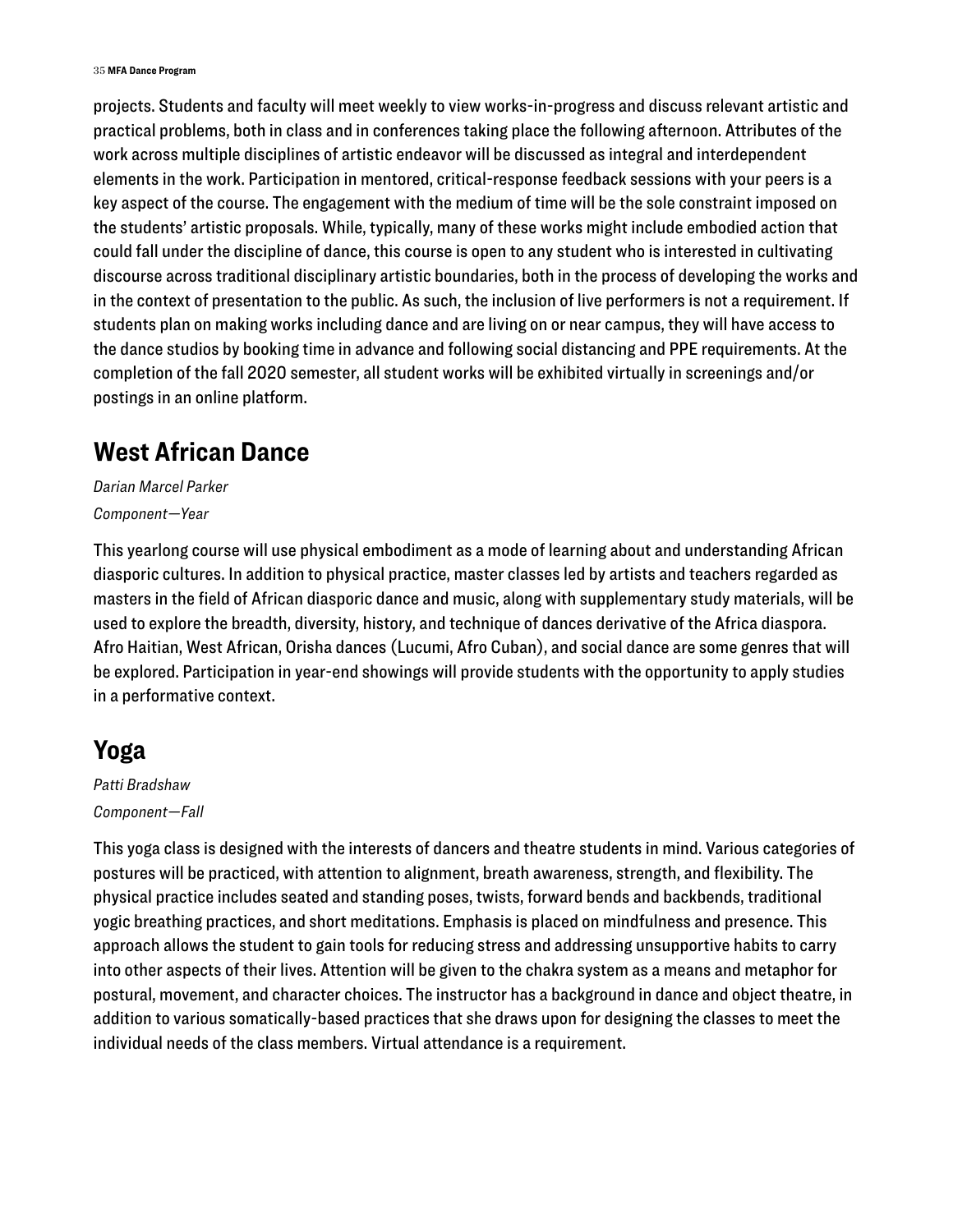projects. Students and faculty will meet weekly to view works-in-progress and discuss relevant artistic and practical problems, both in class and in conferences taking place the following afternoon. Attributes of the work across multiple disciplines of artistic endeavor will be discussed as integral and interdependent elements in the work. Participation in mentored, critical-response feedback sessions with your peers is a key aspect of the course. The engagement with the medium of time will be the sole constraint imposed on the students' artistic proposals. While, typically, many of these works might include embodied action that could fall under the discipline of dance, this course is open to any student who is interested in cultivating discourse across traditional disciplinary artistic boundaries, both in the process of developing the works and in the context of presentation to the public. As such, the inclusion of live performers is not a requirement. If students plan on making works including dance and are living on or near campus, they will have access to the dance studios by booking time in advance and following social distancing and PPE requirements. At the completion of the fall 2020 semester, all student works will be exhibited virtually in screenings and/or postings in an online platform.

## West African Dance

*Darian Marcel Parker*

*Component—Year*

This yearlong course will use physical embodiment as a mode of learning about and understanding African diasporic cultures. In addition to physical practice, master classes led by artists and teachers regarded as masters in the field of African diasporic dance and music, along with supplementary study materials, will be used to explore the breadth, diversity, history, and technique of dances derivative of the Africa diaspora. Afro Haitian, West African, Orisha dances (Lucumi, Afro Cuban), and social dance are some genres that will be explored. Participation in year-end showings will provide students with the opportunity to apply studies in a performative context.

## Yoga

*Patti Bradshaw*

*Component—Fall*

This yoga class is designed with the interests of dancers and theatre students in mind. Various categories of postures will be practiced, with attention to alignment, breath awareness, strength, and flexibility. The physical practice includes seated and standing poses, twists, forward bends and backbends, traditional yogic breathing practices, and short meditations. Emphasis is placed on mindfulness and presence. This approach allows the student to gain tools for reducing stress and addressing unsupportive habits to carry into other aspects of their lives. Attention will be given to the chakra system as a means and metaphor for postural, movement, and character choices. The instructor has a background in dance and object theatre, in addition to various somatically-based practices that she draws upon for designing the classes to meet the individual needs of the class members. Virtual attendance is a requirement.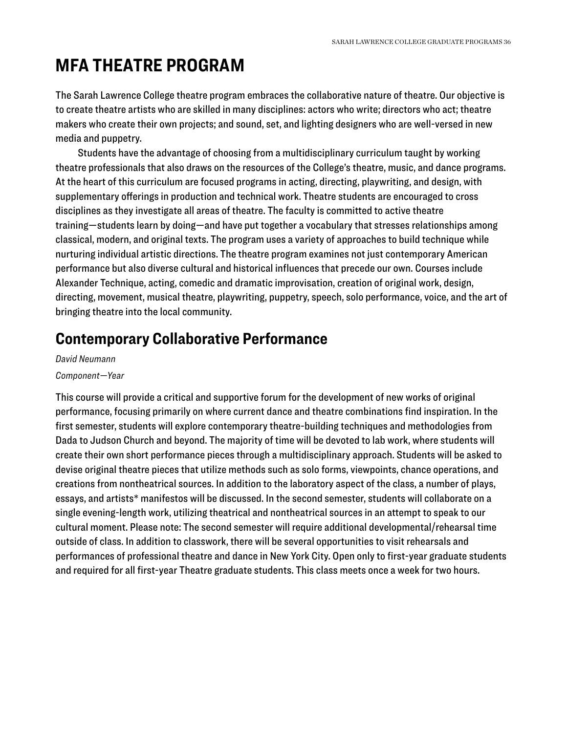# MFA THEATRE PROGRAM

The Sarah Lawrence College theatre program embraces the collaborative nature of theatre. Our objective is to create theatre artists who are skilled in many disciplines: actors who write; directors who act; theatre makers who create their own projects; and sound, set, and lighting designers who are well-versed in new media and puppetry.

Students have the advantage of choosing from a multidisciplinary curriculum taught by working theatre professionals that also draws on the resources of the College's theatre, music, and dance programs. At the heart of this curriculum are focused programs in acting, directing, playwriting, and design, with supplementary offerings in production and technical work. Theatre students are encouraged to cross disciplines as they investigate all areas of theatre. The faculty is committed to active theatre training—students learn by doing—and have put together a vocabulary that stresses relationships among classical, modern, and original texts. The program uses a variety of approaches to build technique while nurturing individual artistic directions. The theatre program examines not just contemporary American performance but also diverse cultural and historical influences that precede our own. Courses include Alexander Technique, acting, comedic and dramatic improvisation, creation of original work, design, directing, movement, musical theatre, playwriting, puppetry, speech, solo performance, voice, and the art of bringing theatre into the local community.

## Contemporary Collaborative Performance

*David Neumann*

*Component—Year*

This course will provide a critical and supportive forum for the development of new works of original performance, focusing primarily on where current dance and theatre combinations find inspiration. In the first semester, students will explore contemporary theatre-building techniques and methodologies from Dada to Judson Church and beyond. The majority of time will be devoted to lab work, where students will create their own short performance pieces through a multidisciplinary approach. Students will be asked to devise original theatre pieces that utilize methods such as solo forms, viewpoints, chance operations, and creations from nontheatrical sources. In addition to the laboratory aspect of the class, a number of plays, essays, and artists* manifestos will be discussed. In the second semester, students will collaborate on a single evening-length work, utilizing theatrical and nontheatrical sources in an attempt to speak to our cultural moment. Please note: The second semester will require additional developmental/rehearsal time outside of class. In addition to classwork, there will be several opportunities to visit rehearsals and performances of professional theatre and dance in New York City. Open only to first-year graduate students and required for all first-year Theatre graduate students. This class meets once a week for two hours.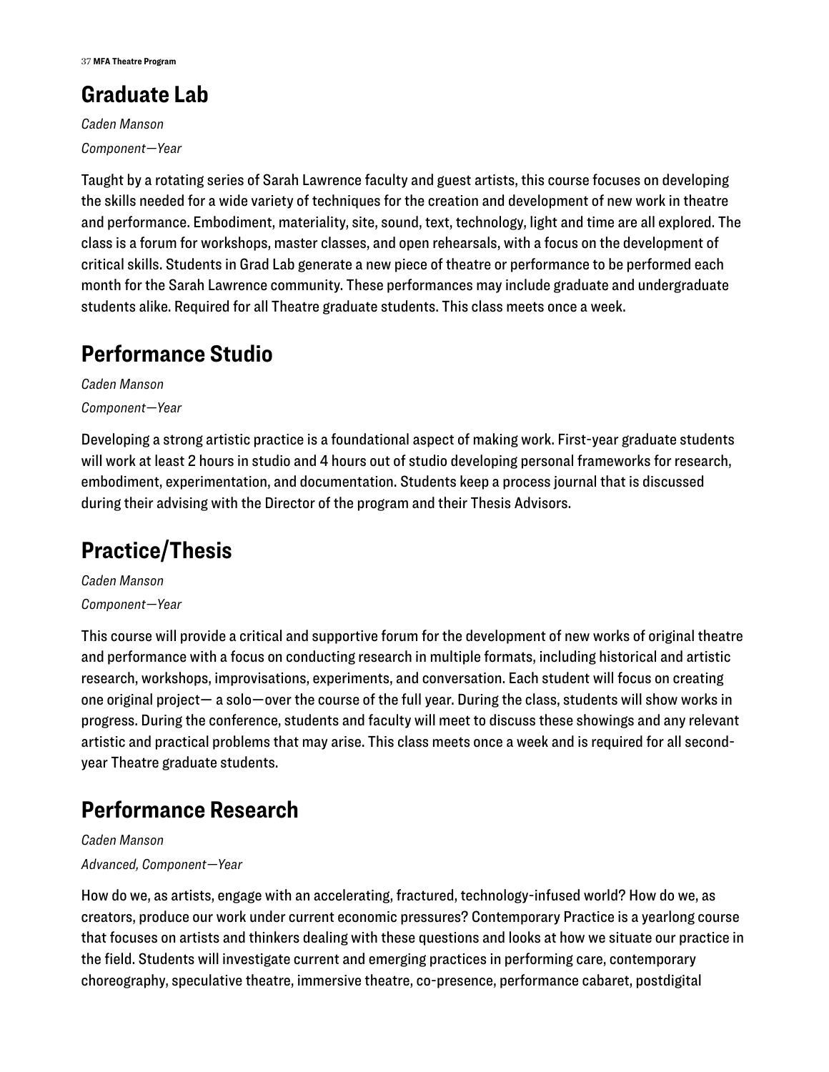## Graduate Lab

*Caden Manson*

*Component—Year*

Taught by a rotating series of Sarah Lawrence faculty and guest artists, this course focuses on developing the skills needed for a wide variety of techniques for the creation and development of new work in theatre and performance. Embodiment, materiality, site, sound, text, technology, light and time are all explored. The class is a forum for workshops, master classes, and open rehearsals, with a focus on the development of critical skills. Students in Grad Lab generate a new piece of theatre or performance to be performed each month for the Sarah Lawrence community. These performances may include graduate and undergraduate students alike. Required for all Theatre graduate students. This class meets once a week.

## Performance Studio

*Caden Manson*

*Component—Year*

Developing a strong artistic practice is a foundational aspect of making work. First-year graduate students will work at least 2 hours in studio and 4 hours out of studio developing personal frameworks for research, embodiment, experimentation, and documentation. Students keep a process journal that is discussed during their advising with the Director of the program and their Thesis Advisors.

## Practice/Thesis

*Caden Manson*

*Component—Year*

This course will provide a critical and supportive forum for the development of new works of original theatre and performance with a focus on conducting research in multiple formats, including historical and artistic research, workshops, improvisations, experiments, and conversation. Each student will focus on creating one original project— a solo—over the course of the full year. During the class, students will show works in progress. During the conference, students and faculty will meet to discuss these showings and any relevant artistic and practical problems that may arise. This class meets once a week and is required for all second-year Theatre graduate students.

## Performance Research

*Caden Manson*

*Advanced, Component—Year*

How do we, as artists, engage with an accelerating, fractured, technology-infused world? How do we, as creators, produce our work under current economic pressures? Contemporary Practice is a yearlong course that focuses on artists and thinkers dealing with these questions and looks at how we situate our practice in the field. Students will investigate current and emerging practices in performing care, contemporary choreography, speculative theatre, immersive theatre, co-presence, performance cabaret, postdigital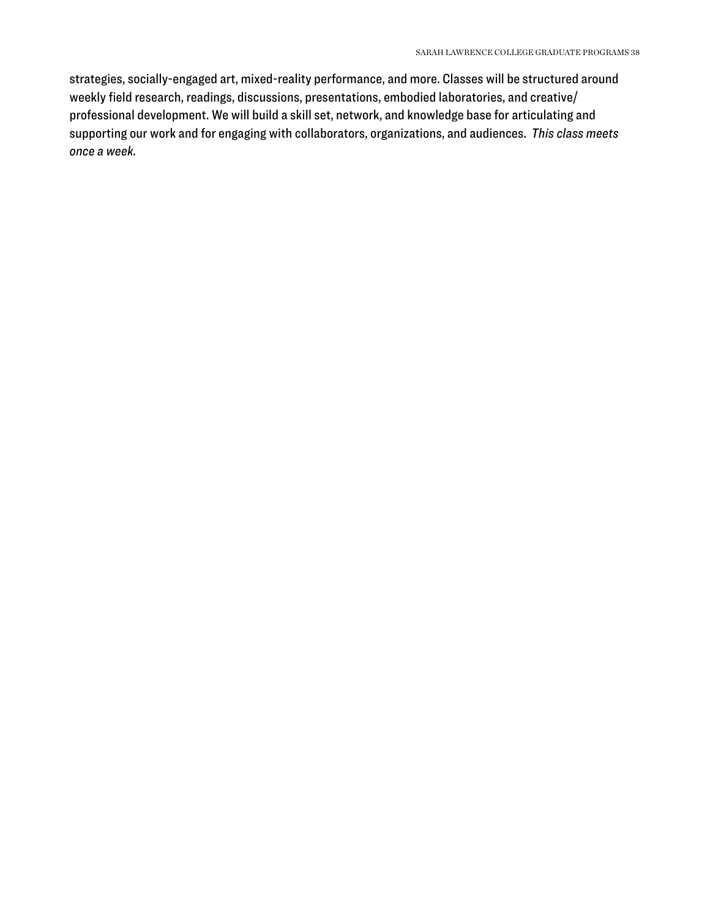strategies, socially-engaged art, mixed-reality performance, and more. Classes will be structured around weekly field research, readings, discussions, presentations, embodied laboratories, and creative/professional development. We will build a skill set, network, and knowledge base for articulating and supporting our work and for engaging with collaborators, organizations, and audiences. *This class meets once a week.*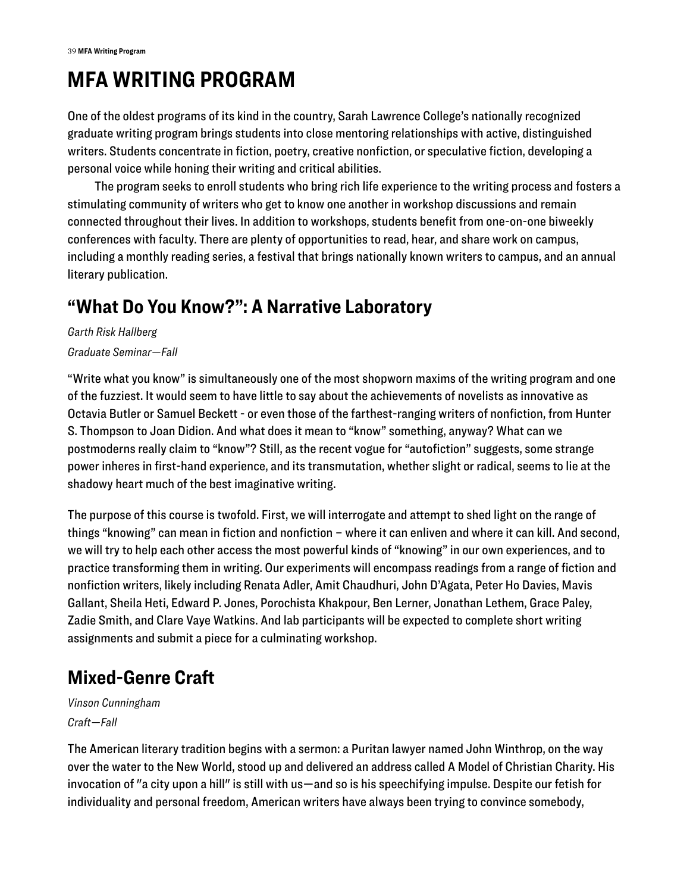# MFA WRITING PROGRAM

One of the oldest programs of its kind in the country, Sarah Lawrence College's nationally recognized graduate writing program brings students into close mentoring relationships with active, distinguished writers. Students concentrate in fiction, poetry, creative nonfiction, or speculative fiction, developing a personal voice while honing their writing and critical abilities.

The program seeks to enroll students who bring rich life experience to the writing process and fosters a stimulating community of writers who get to know one another in workshop discussions and remain connected throughout their lives. In addition to workshops, students benefit from one-on-one biweekly conferences with faculty. There are plenty of opportunities to read, hear, and share work on campus, including a monthly reading series, a festival that brings nationally known writers to campus, and an annual literary publication.

## "What Do You Know?": A Narrative Laboratory

*Garth Risk Hallberg*

*Graduate Seminar—Fall*

"Write what you know" is simultaneously one of the most shopworn maxims of the writing program and one of the fuzziest. It would seem to have little to say about the achievements of novelists as innovative as Octavia Butler or Samuel Beckett - or even those of the farthest-ranging writers of nonfiction, from Hunter S. Thompson to Joan Didion. And what does it mean to "know" something, anyway? What can we postmoderns really claim to "know"? Still, as the recent vogue for "autofiction" suggests, some strange power inheres in first-hand experience, and its transmutation, whether slight or radical, seems to lie at the shadowy heart much of the best imaginative writing.

The purpose of this course is twofold. First, we will interrogate and attempt to shed light on the range of things "knowing" can mean in fiction and nonfiction – where it can enliven and where it can kill. And second, we will try to help each other access the most powerful kinds of "knowing" in our own experiences, and to practice transforming them in writing. Our experiments will encompass readings from a range of fiction and nonfiction writers, likely including Renata Adler, Amit Chaudhuri, John D'Agata, Peter Ho Davies, Mavis Gallant, Sheila Heti, Edward P. Jones, Porochista Khakpour, Ben Lerner, Jonathan Lethem, Grace Paley, Zadie Smith, and Clare Vaye Watkins. And lab participants will be expected to complete short writing assignments and submit a piece for a culminating workshop.

## Mixed-Genre Craft

*Vinson Cunningham*

*Craft—Fall*

The American literary tradition begins with a sermon: a Puritan lawyer named John Winthrop, on the way over the water to the New World, stood up and delivered an address called A Model of Christian Charity. His invocation of "a city upon a hill" is still with us—and so is his speechifying impulse. Despite our fetish for individuality and personal freedom, American writers have always been trying to convince somebody,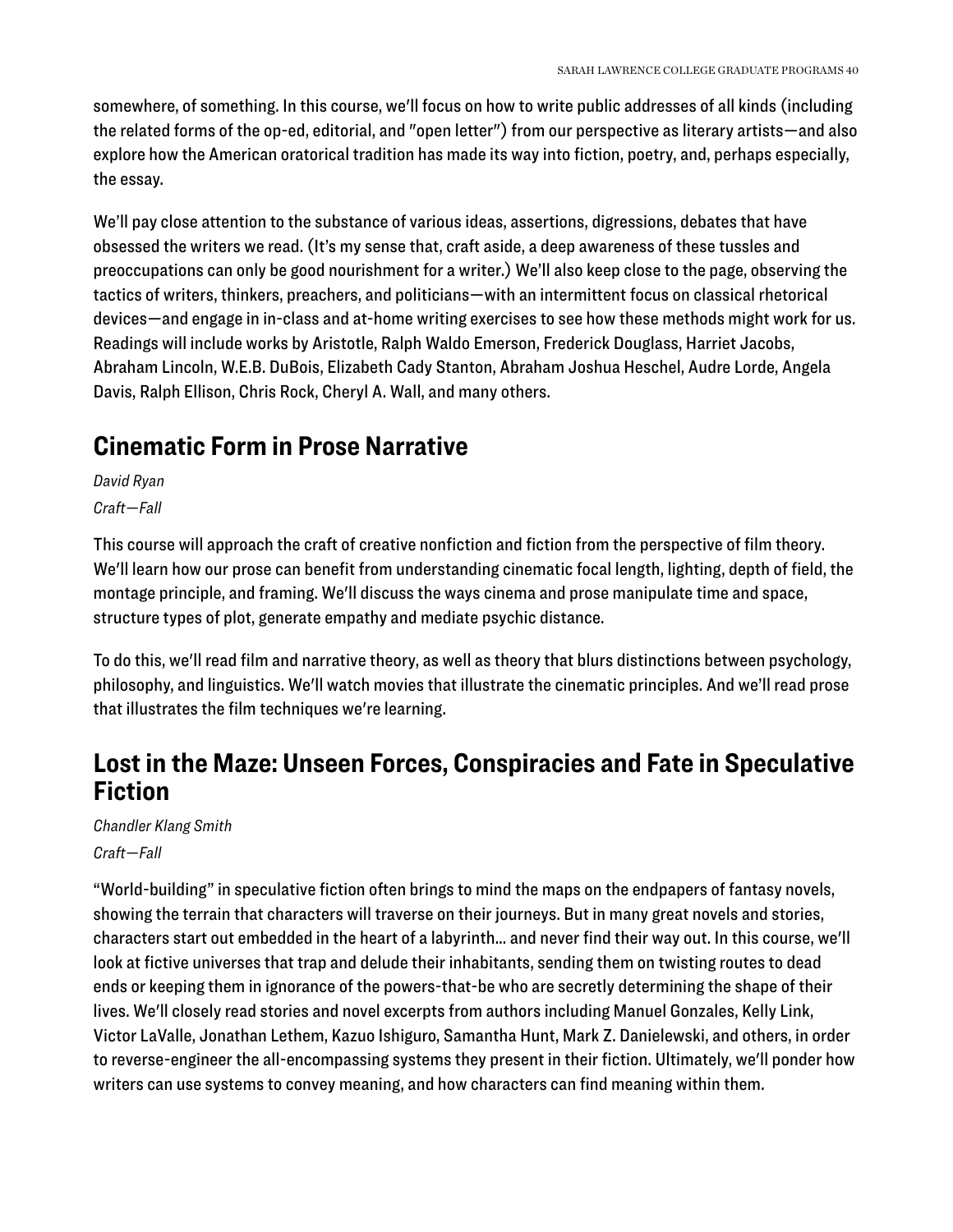somewhere, of something. In this course, we'll focus on how to write public addresses of all kinds (including the related forms of the op-ed, editorial, and "open letter") from our perspective as literary artists—and also explore how the American oratorical tradition has made its way into fiction, poetry, and, perhaps especially, the essay.

We'll pay close attention to the substance of various ideas, assertions, digressions, debates that have obsessed the writers we read. (It's my sense that, craft aside, a deep awareness of these tussles and preoccupations can only be good nourishment for a writer.) We'll also keep close to the page, observing the tactics of writers, thinkers, preachers, and politicians—with an intermittent focus on classical rhetorical devices—and engage in in-class and at-home writing exercises to see how these methods might work for us. Readings will include works by Aristotle, Ralph Waldo Emerson, Frederick Douglass, Harriet Jacobs, Abraham Lincoln, W.E.B. DuBois, Elizabeth Cady Stanton, Abraham Joshua Heschel, Audre Lorde, Angela Davis, Ralph Ellison, Chris Rock, Cheryl A. Wall, and many others.

## Cinematic Form in Prose Narrative

*David Ryan*

*Craft—Fall*

This course will approach the craft of creative nonfiction and fiction from the perspective of film theory. We'll learn how our prose can benefit from understanding cinematic focal length, lighting, depth of field, the montage principle, and framing. We'll discuss the ways cinema and prose manipulate time and space, structure types of plot, generate empathy and mediate psychic distance.

To do this, we'll read film and narrative theory, as well as theory that blurs distinctions between psychology, philosophy, and linguistics. We'll watch movies that illustrate the cinematic principles. And we'll read prose that illustrates the film techniques we're learning.

## Lost in the Maze: Unseen Forces, Conspiracies and Fate in Speculative Fiction

*Chandler Klang Smith*

*Craft—Fall*

“World-building” in speculative fiction often brings to mind the maps on the endpapers of fantasy novels, showing the terrain that characters will traverse on their journeys. But in many great novels and stories, characters start out embedded in the heart of a labyrinth… and never find their way out. In this course, we'll look at fictive universes that trap and delude their inhabitants, sending them on twisting routes to dead ends or keeping them in ignorance of the powers-that-be who are secretly determining the shape of their lives. We'll closely read stories and novel excerpts from authors including Manuel Gonzales, Kelly Link, Victor LaValle, Jonathan Lethem, Kazuo Ishiguro, Samantha Hunt, Mark Z. Danielewski, and others, in order to reverse-engineer the all-encompassing systems they present in their fiction. Ultimately, we'll ponder how writers can use systems to convey meaning, and how characters can find meaning within them.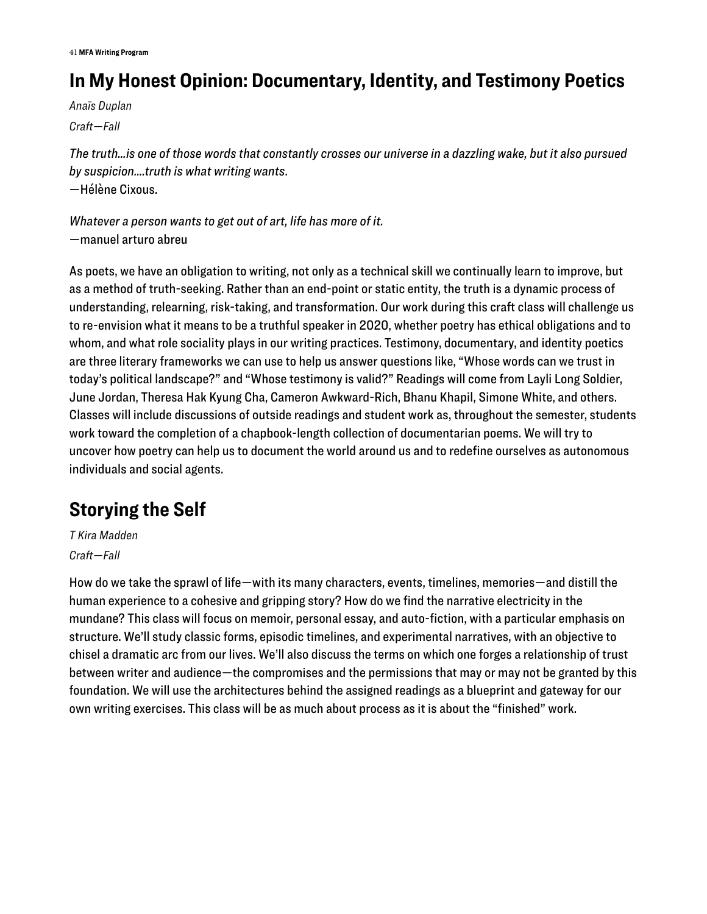## In My Honest Opinion: Documentary, Identity, and Testimony Poetics

*Anaïs Duplan*

*Craft—Fall*

*The truth…is one of those words that constantly crosses our universe in a dazzling wake, but it also pursued by suspicion….truth is what writing wants*.
—Hélène Cixous.

*Whatever a person wants to get out of art, life has more of it.*
—manuel arturo abreu

As poets, we have an obligation to writing, not only as a technical skill we continually learn to improve, but as a method of truth-seeking. Rather than an end-point or static entity, the truth is a dynamic process of understanding, relearning, risk-taking, and transformation. Our work during this craft class will challenge us to re-envision what it means to be a truthful speaker in 2020, whether poetry has ethical obligations and to whom, and what role sociality plays in our writing practices. Testimony, documentary, and identity poetics are three literary frameworks we can use to help us answer questions like, "Whose words can we trust in today's political landscape?" and "Whose testimony is valid?" Readings will come from Layli Long Soldier, June Jordan, Theresa Hak Kyung Cha, Cameron Awkward-Rich, Bhanu Khapil, Simone White, and others. Classes will include discussions of outside readings and student work as, throughout the semester, students work toward the completion of a chapbook-length collection of documentarian poems. We will try to uncover how poetry can help us to document the world around us and to redefine ourselves as autonomous individuals and social agents.

## Storying the Self

*T Kira Madden*

*Craft—Fall*

How do we take the sprawl of life—with its many characters, events, timelines, memories—and distill the human experience to a cohesive and gripping story? How do we find the narrative electricity in the mundane? This class will focus on memoir, personal essay, and auto-fiction, with a particular emphasis on structure. We'll study classic forms, episodic timelines, and experimental narratives, with an objective to chisel a dramatic arc from our lives. We'll also discuss the terms on which one forges a relationship of trust between writer and audience—the compromises and the permissions that may or may not be granted by this foundation. We will use the architectures behind the assigned readings as a blueprint and gateway for our own writing exercises. This class will be as much about process as it is about the "finished" work.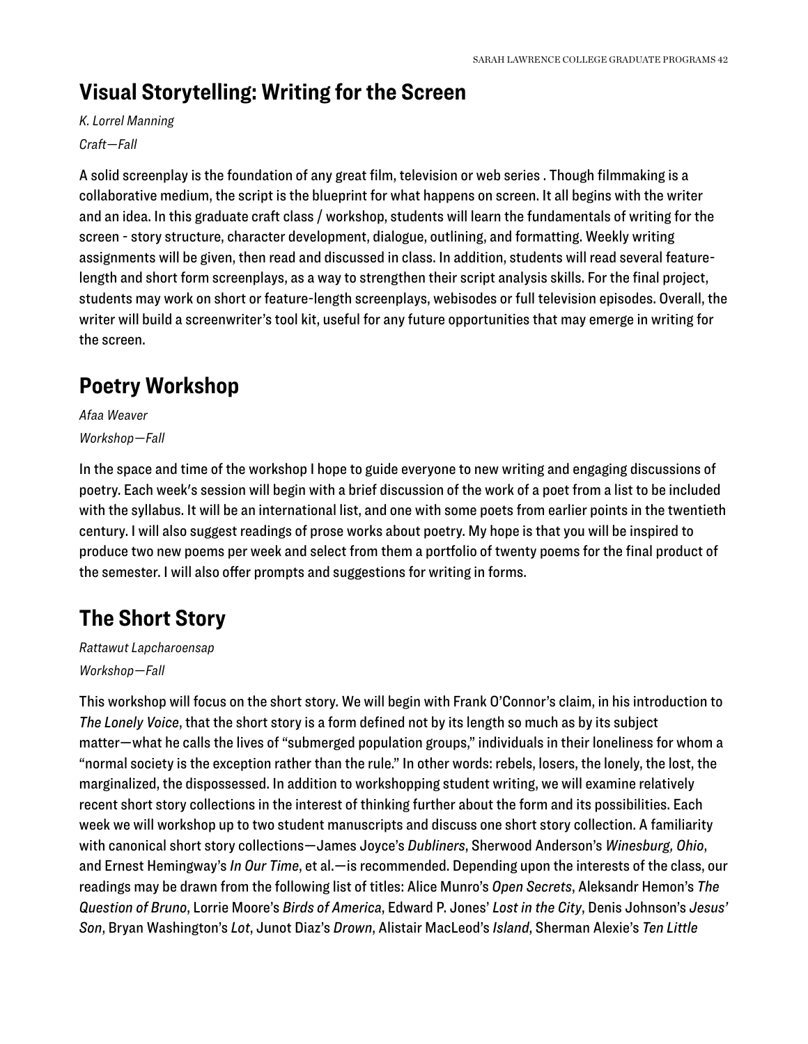## Visual Storytelling: Writing for the Screen

*K. Lorrel Manning*

*Craft—Fall*

A solid screenplay is the foundation of any great film, television or web series . Though filmmaking is a collaborative medium, the script is the blueprint for what happens on screen. It all begins with the writer and an idea. In this graduate craft class / workshop, students will learn the fundamentals of writing for the screen - story structure, character development, dialogue, outlining, and formatting. Weekly writing assignments will be given, then read and discussed in class. In addition, students will read several feature-length and short form screenplays, as a way to strengthen their script analysis skills. For the final project, students may work on short or feature-length screenplays, webisodes or full television episodes. Overall, the writer will build a screenwriter's tool kit, useful for any future opportunities that may emerge in writing for the screen.

## Poetry Workshop

*Afaa Weaver*

*Workshop—Fall*

In the space and time of the workshop I hope to guide everyone to new writing and engaging discussions of poetry. Each week's session will begin with a brief discussion of the work of a poet from a list to be included with the syllabus. It will be an international list, and one with some poets from earlier points in the twentieth century. I will also suggest readings of prose works about poetry. My hope is that you will be inspired to produce two new poems per week and select from them a portfolio of twenty poems for the final product of the semester. I will also offer prompts and suggestions for writing in forms.

## The Short Story

*Rattawut Lapcharoensap*

*Workshop—Fall*

This workshop will focus on the short story. We will begin with Frank O'Connor's claim, in his introduction to *The Lonely Voice*, that the short story is a form defined not by its length so much as by its subject matter—what he calls the lives of "submerged population groups," individuals in their loneliness for whom a "normal society is the exception rather than the rule." In other words: rebels, losers, the lonely, the lost, the marginalized, the dispossessed. In addition to workshopping student writing, we will examine relatively recent short story collections in the interest of thinking further about the form and its possibilities. Each week we will workshop up to two student manuscripts and discuss one short story collection. A familiarity with canonical short story collections—James Joyce's *Dubliners*, Sherwood Anderson's *Winesburg, Ohio*, and Ernest Hemingway's *In Our Time*, et al.—is recommended. Depending upon the interests of the class, our readings may be drawn from the following list of titles: Alice Munro's *Open Secrets*, Aleksandr Hemon's *The Question of Bruno*, Lorrie Moore's *Birds of America*, Edward P. Jones' *Lost in the City*, Denis Johnson's *Jesus' Son*, Bryan Washington's *Lot*, Junot Diaz's *Drown*, Alistair MacLeod's *Island*, Sherman Alexie's *Ten Little*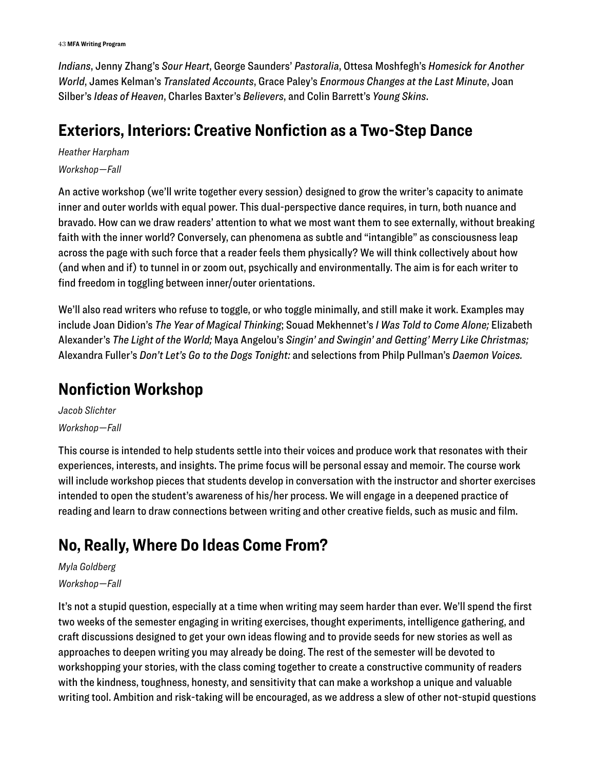*Indians*, Jenny Zhang's *Sour Heart*, George Saunders' *Pastoralia*, Ottesa Moshfegh's *Homesick for Another World*, James Kelman's *Translated Accounts*, Grace Paley's *Enormous Changes at the Last Minute*, Joan Silber's *Ideas of Heaven*, Charles Baxter's *Believers*, and Colin Barrett's *Young Skins*.

## Exteriors, Interiors: Creative Nonfiction as a Two-Step Dance

*Heather Harpham*

*Workshop—Fall*

An active workshop (we'll write together every session) designed to grow the writer's capacity to animate inner and outer worlds with equal power. This dual-perspective dance requires, in turn, both nuance and bravado. How can we draw readers' attention to what we most want them to see externally, without breaking faith with the inner world? Conversely, can phenomena as subtle and "intangible" as consciousness leap across the page with such force that a reader feels them physically? We will think collectively about how (and when and if) to tunnel in or zoom out, psychically and environmentally. The aim is for each writer to find freedom in toggling between inner/outer orientations.

We'll also read writers who refuse to toggle, or who toggle minimally, and still make it work. Examples may include Joan Didion's *The Year of Magical Thinking*; Souad Mekhennet's *I Was Told to Come Alone;* Elizabeth Alexander's *The Light of the World;* Maya Angelou's *Singin' and Swingin' and Getting' Merry Like Christmas;* Alexandra Fuller's *Don't Let's Go to the Dogs Tonight:* and selections from Philp Pullman's *Daemon Voices.*

## Nonfiction Workshop

*Jacob Slichter*

*Workshop—Fall*

This course is intended to help students settle into their voices and produce work that resonates with their experiences, interests, and insights. The prime focus will be personal essay and memoir. The course work will include workshop pieces that students develop in conversation with the instructor and shorter exercises intended to open the student's awareness of his/her process. We will engage in a deepened practice of reading and learn to draw connections between writing and other creative fields, such as music and film.

## No, Really, Where Do Ideas Come From?

*Myla Goldberg*

*Workshop—Fall*

It's not a stupid question, especially at a time when writing may seem harder than ever. We'll spend the first two weeks of the semester engaging in writing exercises, thought experiments, intelligence gathering, and craft discussions designed to get your own ideas flowing and to provide seeds for new stories as well as approaches to deepen writing you may already be doing. The rest of the semester will be devoted to workshopping your stories, with the class coming together to create a constructive community of readers with the kindness, toughness, honesty, and sensitivity that can make a workshop a unique and valuable writing tool. Ambition and risk-taking will be encouraged, as we address a slew of other not-stupid questions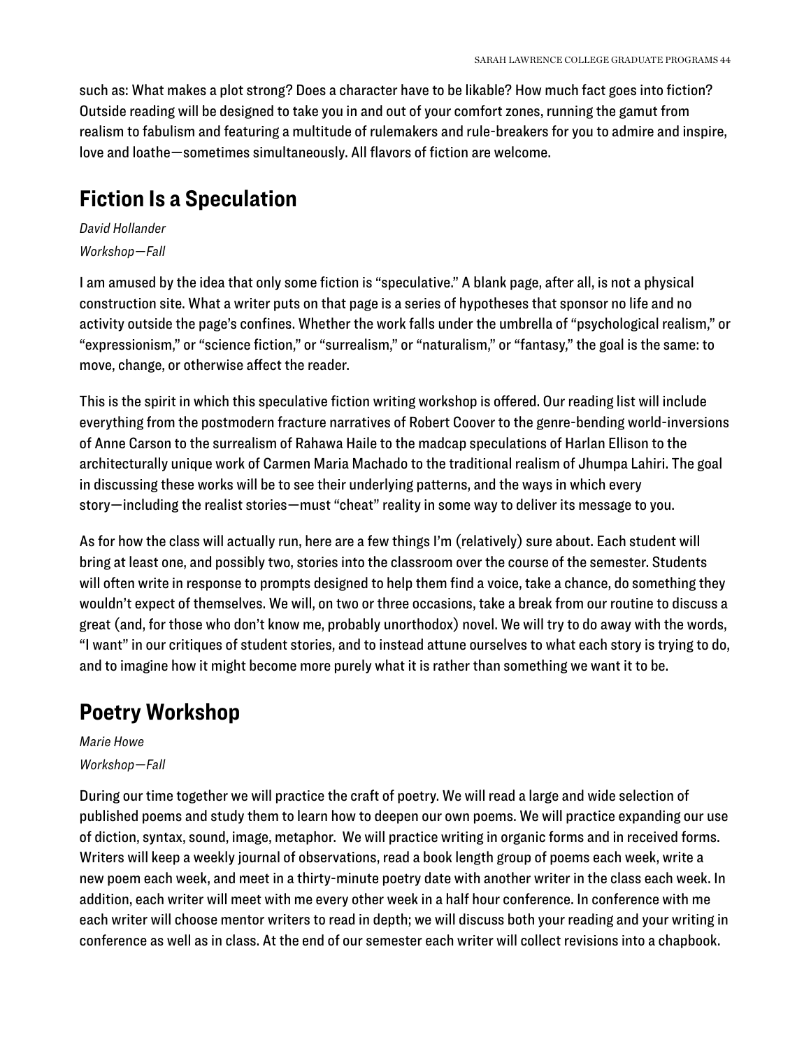such as: What makes a plot strong? Does a character have to be likable? How much fact goes into fiction? Outside reading will be designed to take you in and out of your comfort zones, running the gamut from realism to fabulism and featuring a multitude of rulemakers and rule-breakers for you to admire and inspire, love and loathe—sometimes simultaneously. All flavors of fiction are welcome.

## Fiction Is a Speculation

*David Hollander*

*Workshop—Fall*

I am amused by the idea that only some fiction is "speculative." A blank page, after all, is not a physical construction site. What a writer puts on that page is a series of hypotheses that sponsor no life and no activity outside the page's confines. Whether the work falls under the umbrella of "psychological realism," or "expressionism," or "science fiction," or "surrealism," or "naturalism," or "fantasy," the goal is the same: to move, change, or otherwise affect the reader.

This is the spirit in which this speculative fiction writing workshop is offered. Our reading list will include everything from the postmodern fracture narratives of Robert Coover to the genre-bending world-inversions of Anne Carson to the surrealism of Rahawa Haile to the madcap speculations of Harlan Ellison to the architecturally unique work of Carmen Maria Machado to the traditional realism of Jhumpa Lahiri. The goal in discussing these works will be to see their underlying patterns, and the ways in which every story—including the realist stories—must "cheat" reality in some way to deliver its message to you.

As for how the class will actually run, here are a few things I'm (relatively) sure about. Each student will bring at least one, and possibly two, stories into the classroom over the course of the semester. Students will often write in response to prompts designed to help them find a voice, take a chance, do something they wouldn't expect of themselves. We will, on two or three occasions, take a break from our routine to discuss a great (and, for those who don't know me, probably unorthodox) novel. We will try to do away with the words, "I want" in our critiques of student stories, and to instead attune ourselves to what each story is trying to do, and to imagine how it might become more purely what it is rather than something we want it to be.

## Poetry Workshop

*Marie Howe*

*Workshop—Fall*

During our time together we will practice the craft of poetry. We will read a large and wide selection of published poems and study them to learn how to deepen our own poems. We will practice expanding our use of diction, syntax, sound, image, metaphor. We will practice writing in organic forms and in received forms. Writers will keep a weekly journal of observations, read a book length group of poems each week, write a new poem each week, and meet in a thirty-minute poetry date with another writer in the class each week. In addition, each writer will meet with me every other week in a half hour conference. In conference with me each writer will choose mentor writers to read in depth; we will discuss both your reading and your writing in conference as well as in class. At the end of our semester each writer will collect revisions into a chapbook.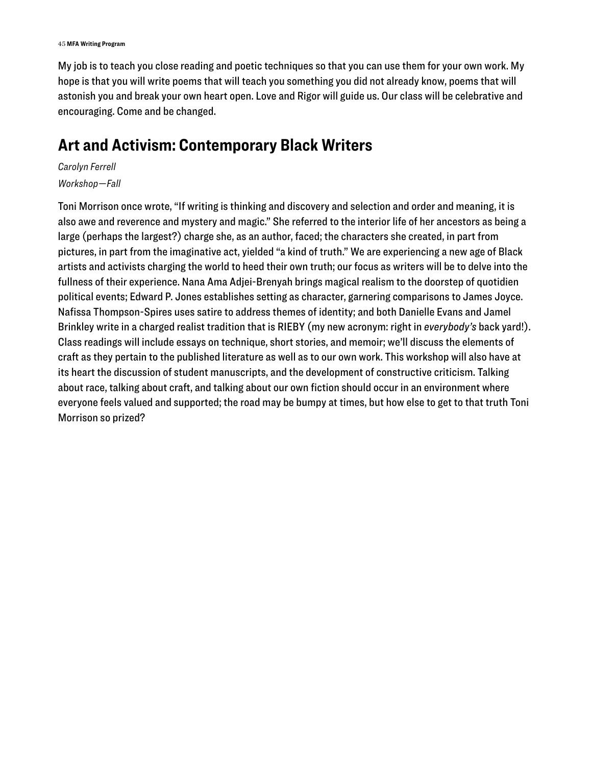My job is to teach you close reading and poetic techniques so that you can use them for your own work. My hope is that you will write poems that will teach you something you did not already know, poems that will astonish you and break your own heart open. Love and Rigor will guide us. Our class will be celebrative and encouraging. Come and be changed.

## Art and Activism: Contemporary Black Writers

*Carolyn Ferrell*

*Workshop—Fall*

Toni Morrison once wrote, "If writing is thinking and discovery and selection and order and meaning, it is also awe and reverence and mystery and magic." She referred to the interior life of her ancestors as being a large (perhaps the largest?) charge she, as an author, faced; the characters she created, in part from pictures, in part from the imaginative act, yielded "a kind of truth." We are experiencing a new age of Black artists and activists charging the world to heed their own truth; our focus as writers will be to delve into the fullness of their experience. Nana Ama Adjei-Brenyah brings magical realism to the doorstep of quotidien political events; Edward P. Jones establishes setting as character, garnering comparisons to James Joyce. Nafissa Thompson-Spires uses satire to address themes of identity; and both Danielle Evans and Jamel Brinkley write in a charged realist tradition that is RIEBY (my new acronym: right in *everybody's* back yard!). Class readings will include essays on technique, short stories, and memoir; we'll discuss the elements of craft as they pertain to the published literature as well as to our own work. This workshop will also have at its heart the discussion of student manuscripts, and the development of constructive criticism. Talking about race, talking about craft, and talking about our own fiction should occur in an environment where everyone feels valued and supported; the road may be bumpy at times, but how else to get to that truth Toni Morrison so prized?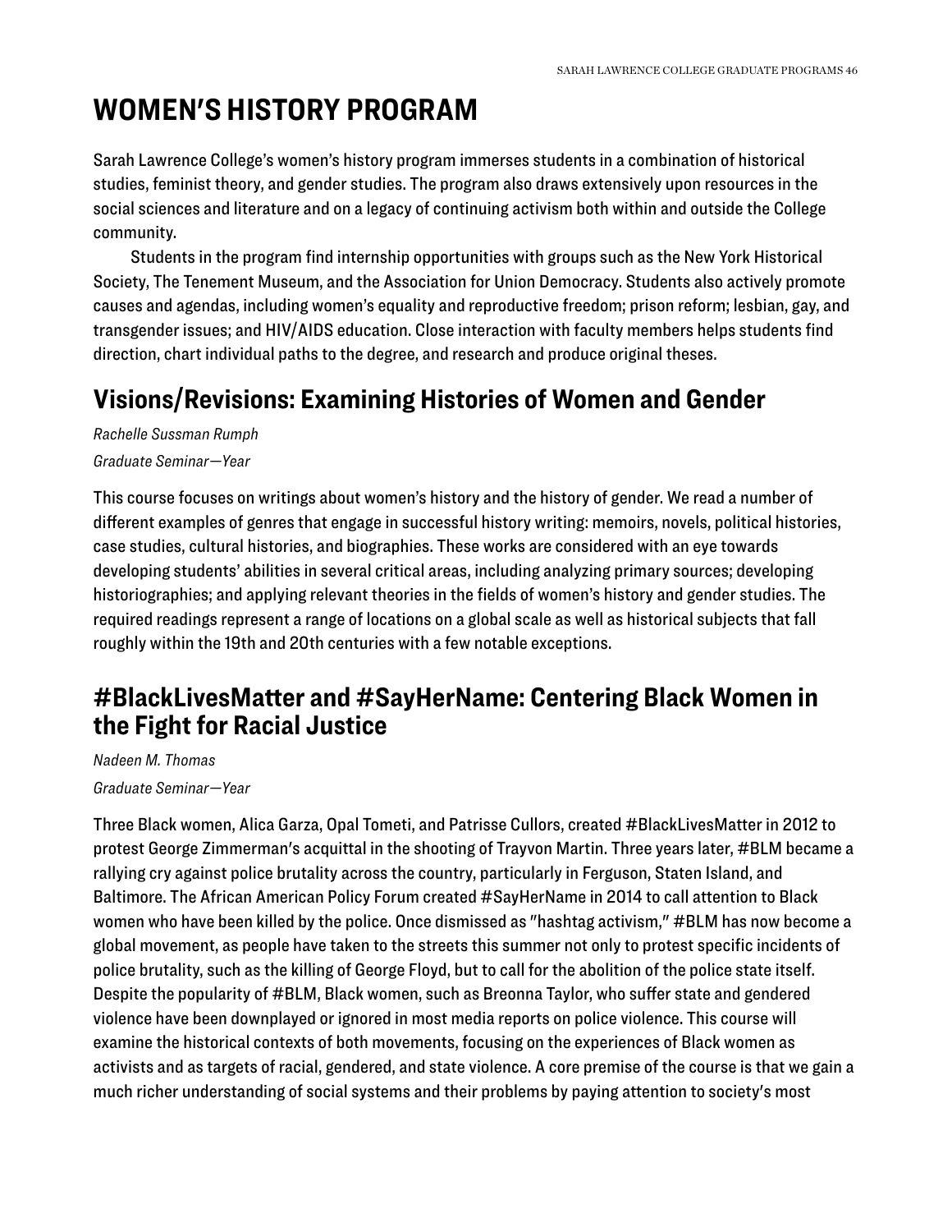# WOMEN'S HISTORY PROGRAM

Sarah Lawrence College's women's history program immerses students in a combination of historical studies, feminist theory, and gender studies. The program also draws extensively upon resources in the social sciences and literature and on a legacy of continuing activism both within and outside the College community.

Students in the program find internship opportunities with groups such as the New York Historical Society, The Tenement Museum, and the Association for Union Democracy. Students also actively promote causes and agendas, including women's equality and reproductive freedom; prison reform; lesbian, gay, and transgender issues; and HIV/AIDS education. Close interaction with faculty members helps students find direction, chart individual paths to the degree, and research and produce original theses.

## Visions/Revisions: Examining Histories of Women and Gender

*Rachelle Sussman Rumph*

*Graduate Seminar—Year*

This course focuses on writings about women's history and the history of gender. We read a number of different examples of genres that engage in successful history writing: memoirs, novels, political histories, case studies, cultural histories, and biographies. These works are considered with an eye towards developing students' abilities in several critical areas, including analyzing primary sources; developing historiographies; and applying relevant theories in the fields of women's history and gender studies. The required readings represent a range of locations on a global scale as well as historical subjects that fall roughly within the 19th and 20th centuries with a few notable exceptions.

## #BlackLivesMatter and #SayHerName: Centering Black Women in the Fight for Racial Justice

*Nadeen M. Thomas*

*Graduate Seminar—Year*

Three Black women, Alica Garza, Opal Tometi, and Patrisse Cullors, created #BlackLivesMatter in 2012 to protest George Zimmerman's acquittal in the shooting of Trayvon Martin. Three years later, #BLM became a rallying cry against police brutality across the country, particularly in Ferguson, Staten Island, and Baltimore. The African American Policy Forum created #SayHerName in 2014 to call attention to Black women who have been killed by the police. Once dismissed as "hashtag activism," #BLM has now become a global movement, as people have taken to the streets this summer not only to protest specific incidents of police brutality, such as the killing of George Floyd, but to call for the abolition of the police state itself. Despite the popularity of #BLM, Black women, such as Breonna Taylor, who suffer state and gendered violence have been downplayed or ignored in most media reports on police violence. This course will examine the historical contexts of both movements, focusing on the experiences of Black women as activists and as targets of racial, gendered, and state violence. A core premise of the course is that we gain a much richer understanding of social systems and their problems by paying attention to society's most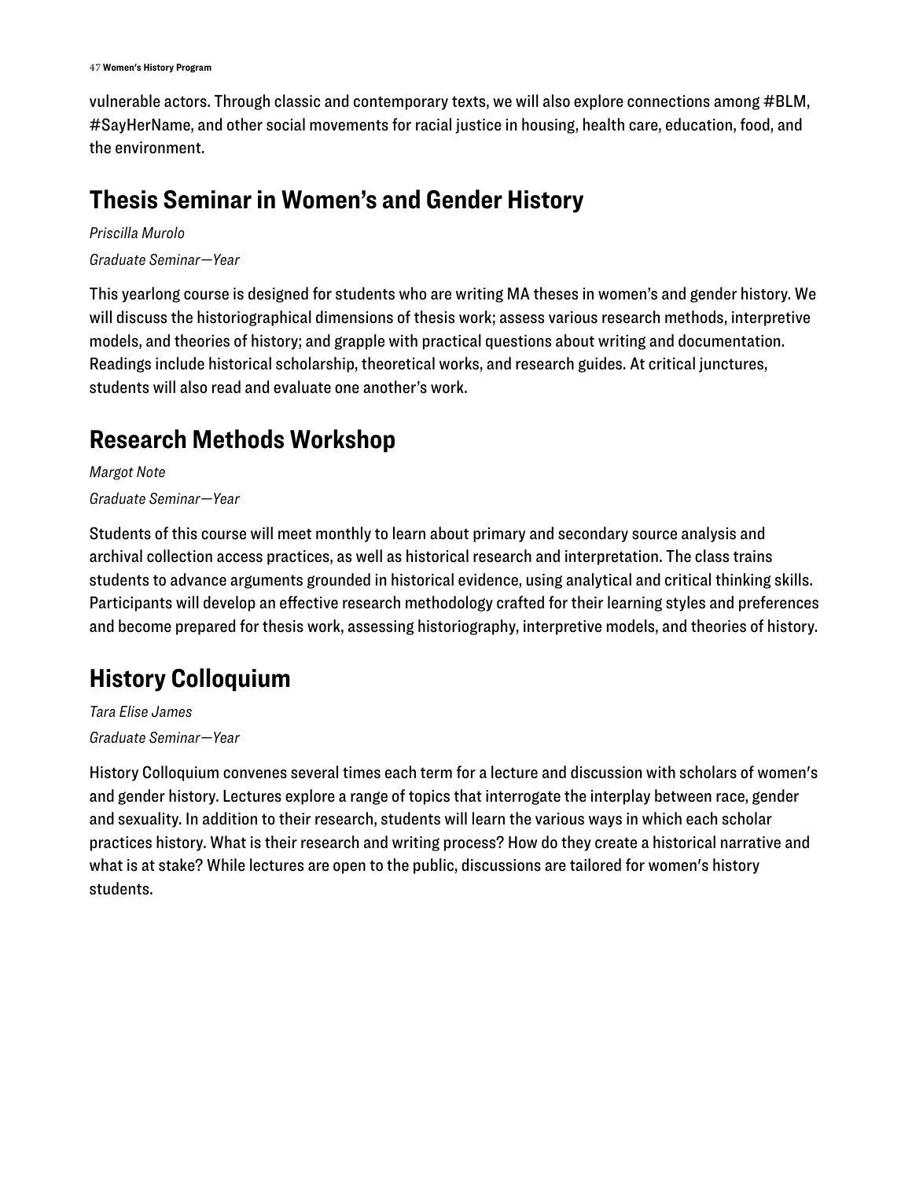vulnerable actors. Through classic and contemporary texts, we will also explore connections among #BLM, #SayHerName, and other social movements for racial justice in housing, health care, education, food, and the environment.

## Thesis Seminar in Women's and Gender History

*Priscilla Murolo*

*Graduate Seminar—Year*

This yearlong course is designed for students who are writing MA theses in women's and gender history. We will discuss the historiographical dimensions of thesis work; assess various research methods, interpretive models, and theories of history; and grapple with practical questions about writing and documentation. Readings include historical scholarship, theoretical works, and research guides. At critical junctures, students will also read and evaluate one another's work.

## Research Methods Workshop

*Margot Note*

*Graduate Seminar—Year*

Students of this course will meet monthly to learn about primary and secondary source analysis and archival collection access practices, as well as historical research and interpretation. The class trains students to advance arguments grounded in historical evidence, using analytical and critical thinking skills. Participants will develop an effective research methodology crafted for their learning styles and preferences and become prepared for thesis work, assessing historiography, interpretive models, and theories of history.

## History Colloquium

*Tara Elise James*

*Graduate Seminar—Year*

History Colloquium convenes several times each term for a lecture and discussion with scholars of women's and gender history. Lectures explore a range of topics that interrogate the interplay between race, gender and sexuality. In addition to their research, students will learn the various ways in which each scholar practices history. What is their research and writing process? How do they create a historical narrative and what is at stake? While lectures are open to the public, discussions are tailored for women's history students.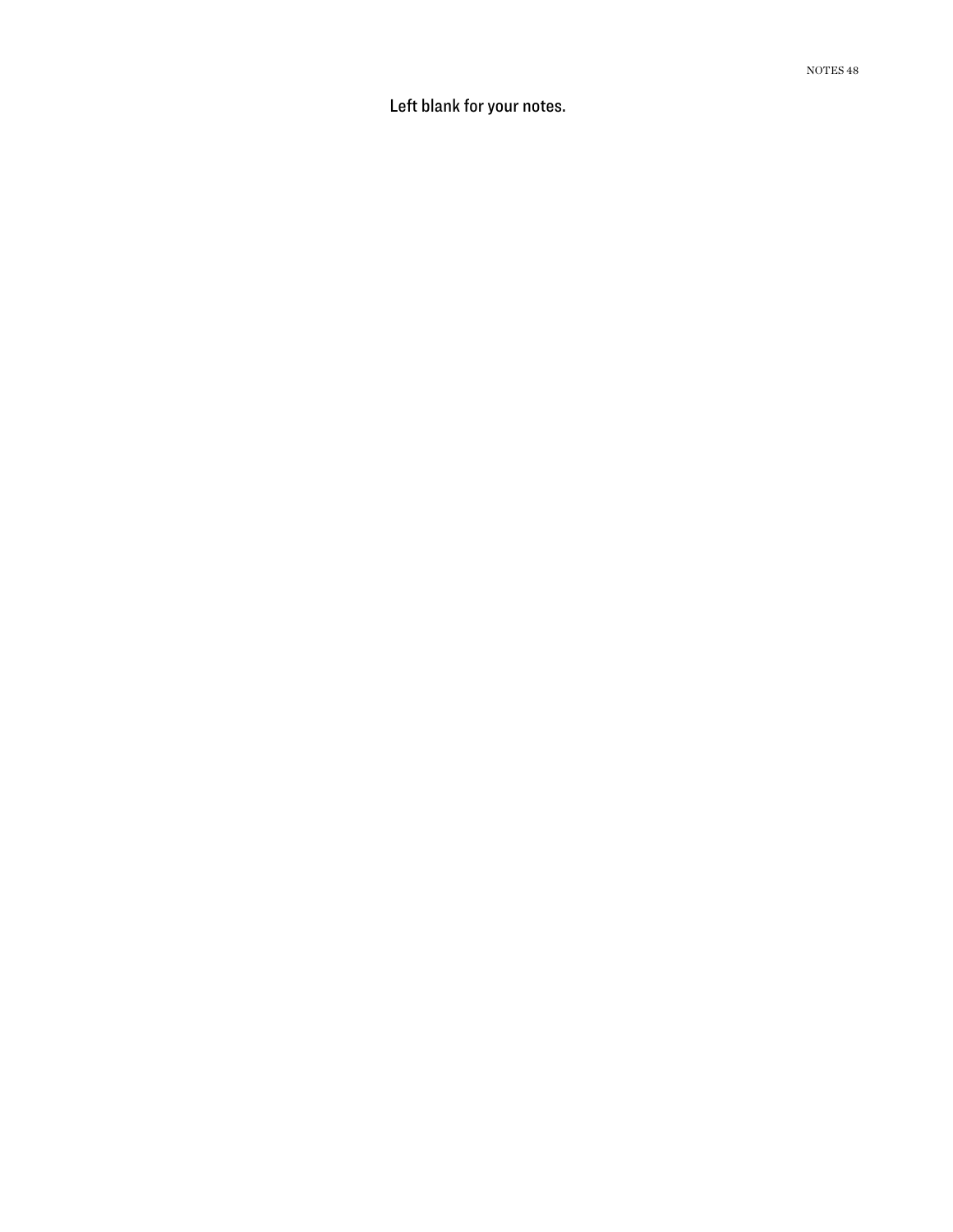Left blank for your notes.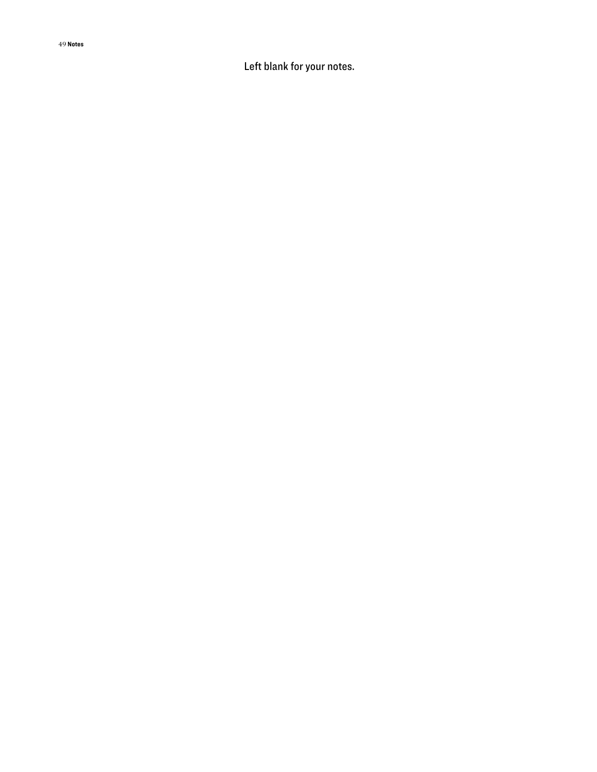Left blank for your notes.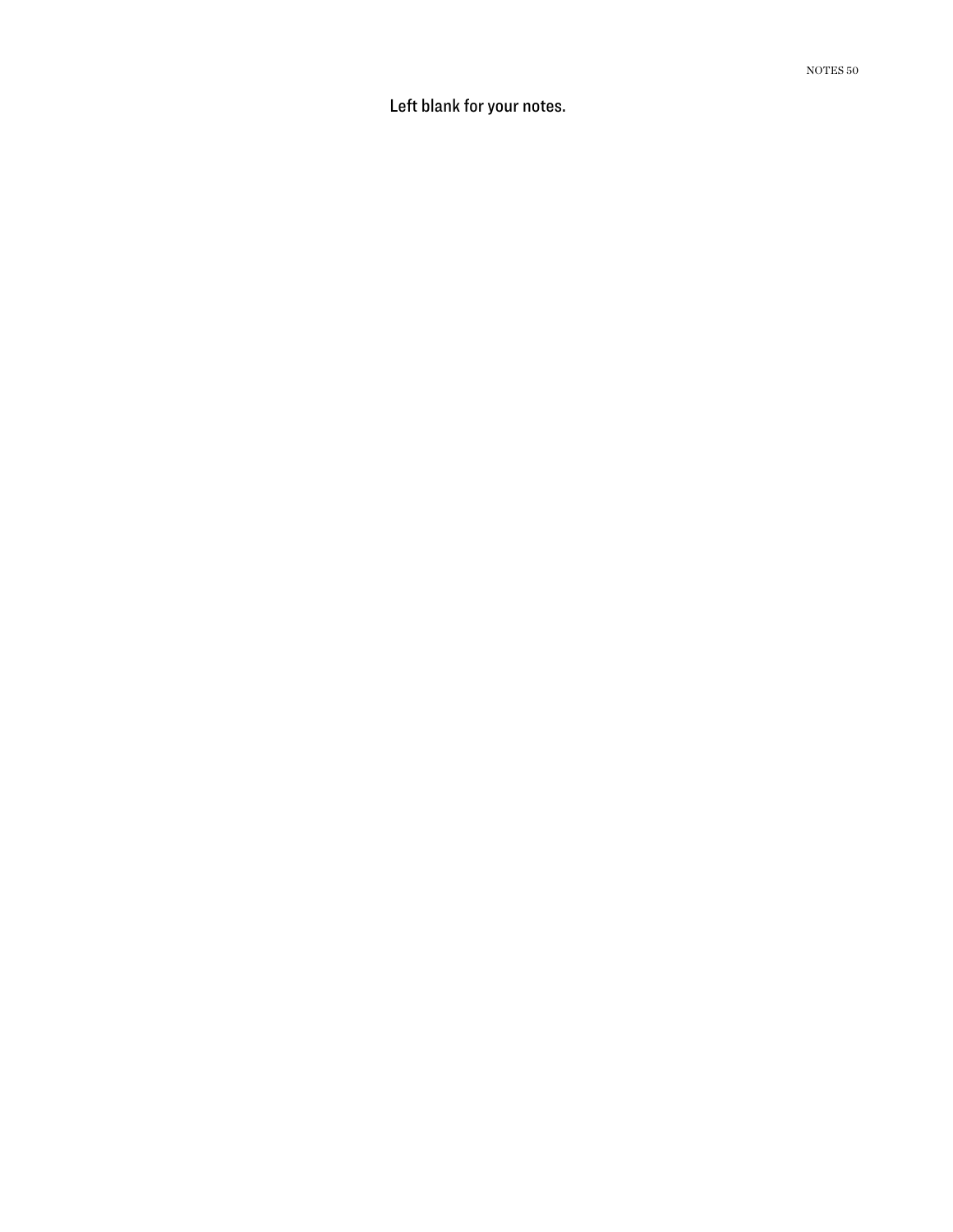Left blank for your notes.